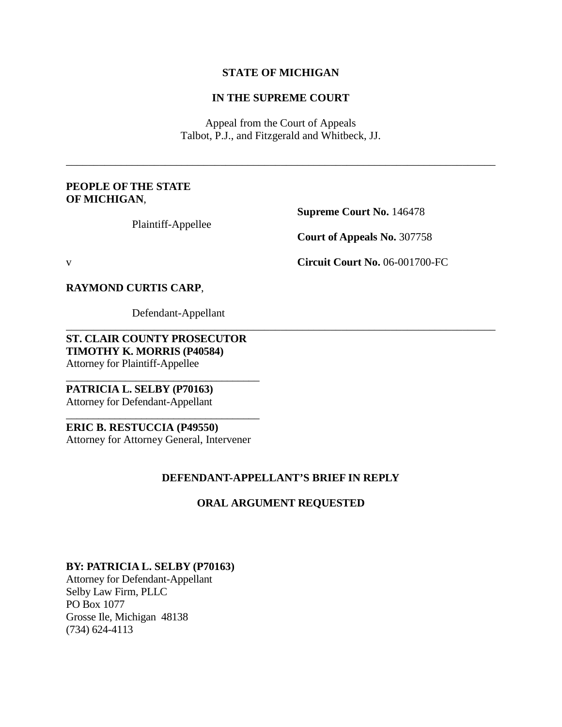**STATE OF MICHIGAN**

**IN THE SUPREME COURT**

Appeal from the Court of Appeals
Talbot, P.J., and Fitzgerald and Whitbeck, JJ.

---

**PEOPLE OF THE STATE OF MICHIGAN**,

Plaintiff-Appellee

v

**RAYMOND CURTIS CARP**,

Defendant-Appellant

**Supreme Court No.** 146478

**Court of Appeals No.** 307758

**Circuit Court No.** 06-001700-FC

---

**ST. CLAIR COUNTY PROSECUTOR**
**TIMOTHY K. MORRIS (P40584)**
Attorney for Plaintiff-Appellee

---

**PATRICIA L. SELBY (P70163)**
Attorney for Defendant-Appellant

---

**ERIC B. RESTUCCIA (P49550)**
Attorney for Attorney General, Intervener

**DEFENDANT-APPELLANT'S BRIEF IN REPLY**

**ORAL ARGUMENT REQUESTED**

**BY: PATRICIA L. SELBY (P70163)**
Attorney for Defendant-Appellant
Selby Law Firm, PLLC
PO Box 1077
Grosse Ile, Michigan 48138
(734) 624-4113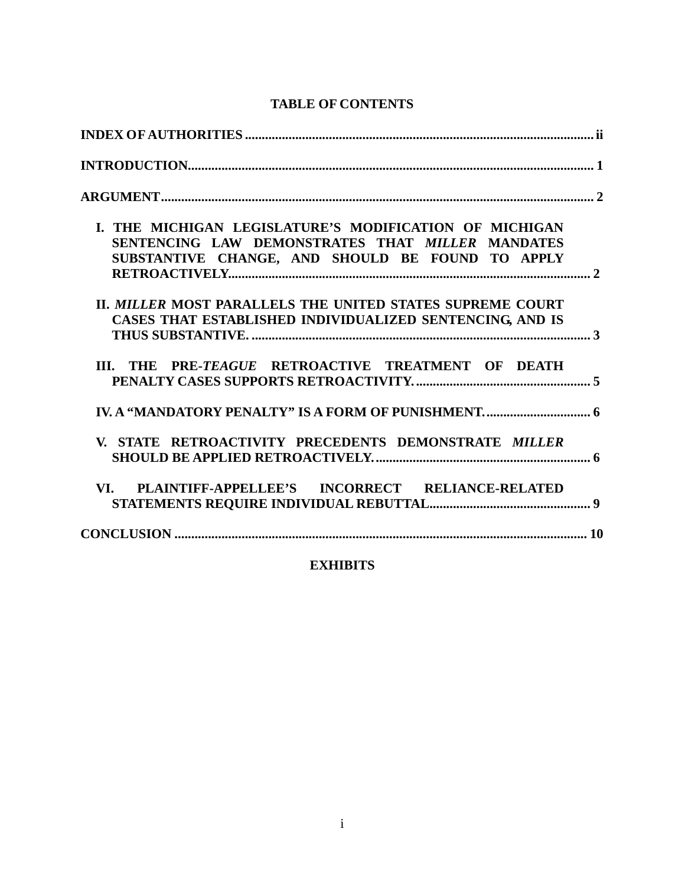# TABLE OF CONTENTS

**INDEX OF AUTHORITIES** .......... ii

**INTRODUCTION** .......... 1

**ARGUMENT** .......... 2

**I. THE MICHIGAN LEGISLATURE'S MODIFICATION OF MICHIGAN SENTENCING LAW DEMONSTRATES THAT *MILLER* MANDATES SUBSTANTIVE CHANGE, AND SHOULD BE FOUND TO APPLY RETROACTIVELY.** .......... 2

**II. *MILLER* MOST PARALLELS THE UNITED STATES SUPREME COURT CASES THAT ESTABLISHED INDIVIDUALIZED SENTENCING, AND IS THUS SUBSTANTIVE.** .......... 3

**III. THE PRE-*TEAGUE* RETROACTIVE TREATMENT OF DEATH PENALTY CASES SUPPORTS RETROACTIVITY.** .......... 5

**IV. A "MANDATORY PENALTY" IS A FORM OF PUNISHMENT.** .......... 6

**V. STATE RETROACTIVITY PRECEDENTS DEMONSTRATE *MILLER* SHOULD BE APPLIED RETROACTIVELY.** .......... 6

**VI. PLAINTIFF-APPELLEE'S INCORRECT RELIANCE-RELATED STATEMENTS REQUIRE INDIVIDUAL REBUTTAL** .......... 9

**CONCLUSION** .......... 10

**EXHIBITS**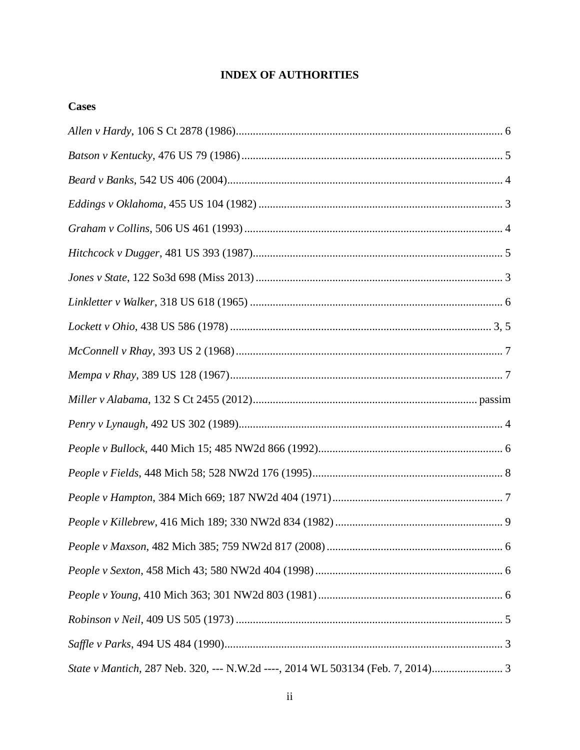# INDEX OF AUTHORITIES

## Cases

*Allen v Hardy*, 106 S Ct 2878 (1986)............................................................................................. 6

*Batson v Kentucky*, 476 US 79 (1986)........................................................................................... 5

*Beard v Banks*, 542 US 406 (2004)................................................................................................ 4

*Eddings v Oklahoma*, 455 US 104 (1982) ..................................................................................... 3

*Graham v Collins*, 506 US 461 (1993) .......................................................................................... 4

*Hitchcock v Dugger*, 481 US 393 (1987)....................................................................................... 5

*Jones v State*, 122 So3d 698 (Miss 2013) ...................................................................................... 3

*Linkletter v Walker*, 318 US 618 (1965) ........................................................................................ 6

*Lockett v Ohio*, 438 US 586 (1978) ............................................................................................ 3, 5

*McConnell v Rhay*, 393 US 2 (1968)............................................................................................. 7

*Mempa v Rhay*, 389 US 128 (1967)................................................................................................ 7

*Miller v Alabama*, 132 S Ct 2455 (2012)............................................................................. passim

*Penry v Lynaugh*, 492 US 302 (1989)............................................................................................ 4

*People v Bullock*, 440 Mich 15; 485 NW2d 866 (1992)................................................................ 6

*People v Fields*, 448 Mich 58; 528 NW2d 176 (1995).................................................................. 8

*People v Hampton*, 384 Mich 669; 187 NW2d 404 (1971)........................................................... 7

*People v Killebrew*, 416 Mich 189; 330 NW2d 834 (1982) .......................................................... 9

*People v Maxson*, 482 Mich 385; 759 NW2d 817 (2008) ............................................................. 6

*People v Sexton*, 458 Mich 43; 580 NW2d 404 (1998) ................................................................. 6

*People v Young*, 410 Mich 363; 301 NW2d 803 (1981) ................................................................ 6

*Robinson v Neil*, 409 US 505 (1973) ............................................................................................. 5

*Saffle v Parks*, 494 US 484 (1990)................................................................................................. 3

*State v Mantich*, 287 Neb. 320, --- N.W.2d ----, 2014 WL 503134 (Feb. 7, 2014)......................... 3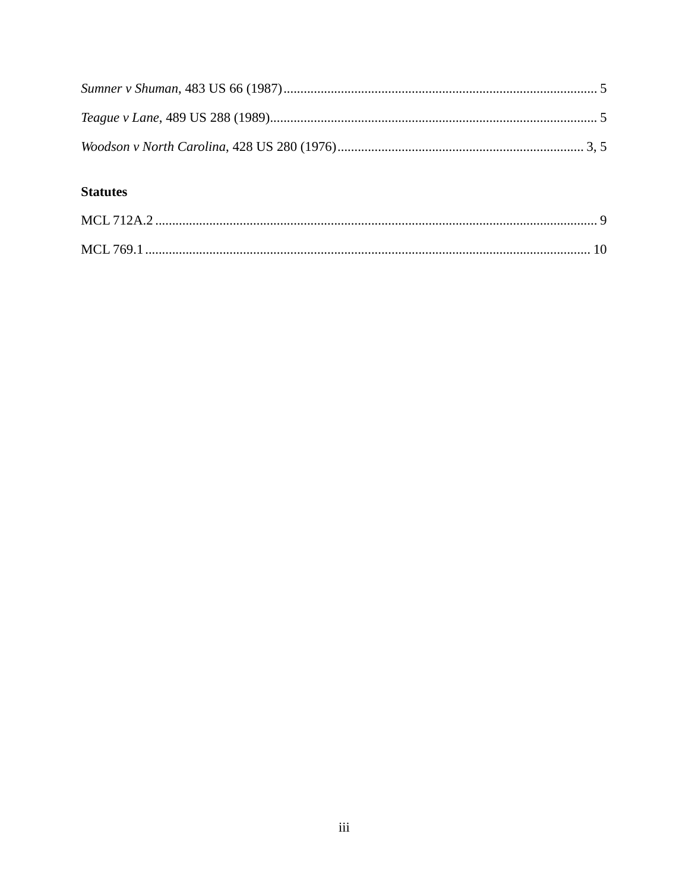*Sumner v Shuman*, 483 US 66 (1987) .......................................................................................... 5

*Teague v Lane*, 489 US 288 (1989) .............................................................................................. 5

*Woodson v North Carolina*, 428 US 280 (1976) ....................................................................... 3, 5

**Statutes**

MCL 712A.2 ................................................................................................................................ 9

MCL 769.1 ................................................................................................................................. 10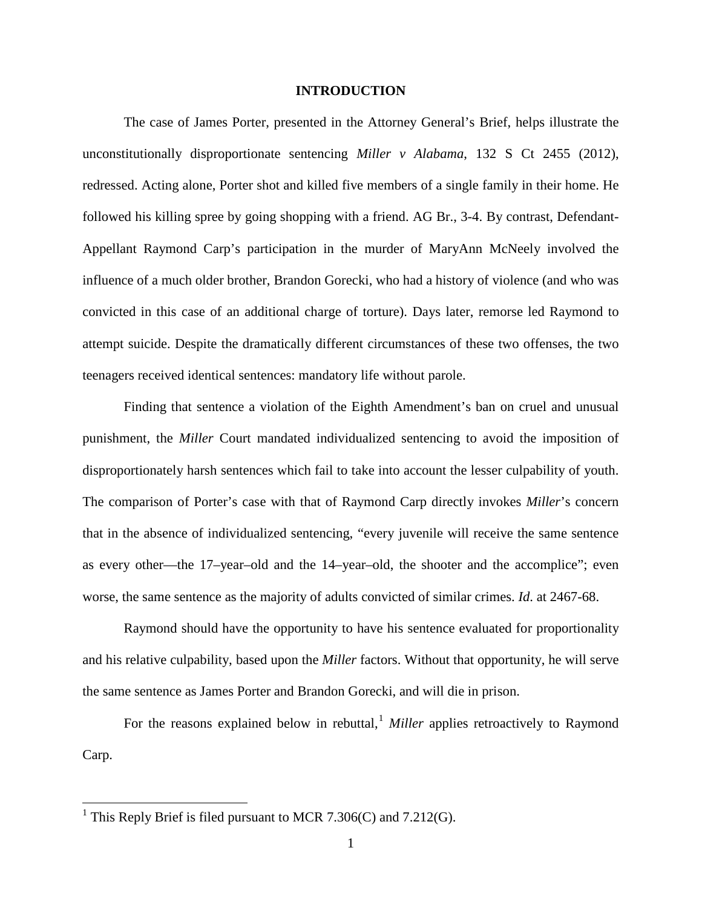# INTRODUCTION

The case of James Porter, presented in the Attorney General's Brief, helps illustrate the unconstitutionally disproportionate sentencing *Miller v Alabama*, 132 S Ct 2455 (2012), redressed. Acting alone, Porter shot and killed five members of a single family in their home. He followed his killing spree by going shopping with a friend. AG Br., 3-4. By contrast, Defendant-Appellant Raymond Carp's participation in the murder of MaryAnn McNeely involved the influence of a much older brother, Brandon Gorecki, who had a history of violence (and who was convicted in this case of an additional charge of torture). Days later, remorse led Raymond to attempt suicide. Despite the dramatically different circumstances of these two offenses, the two teenagers received identical sentences: mandatory life without parole.

Finding that sentence a violation of the Eighth Amendment's ban on cruel and unusual punishment, the *Miller* Court mandated individualized sentencing to avoid the imposition of disproportionately harsh sentences which fail to take into account the lesser culpability of youth. The comparison of Porter's case with that of Raymond Carp directly invokes *Miller*'s concern that in the absence of individualized sentencing, "every juvenile will receive the same sentence as every other—the 17–year–old and the 14–year–old, the shooter and the accomplice"; even worse, the same sentence as the majority of adults convicted of similar crimes. *Id*. at 2467-68.

Raymond should have the opportunity to have his sentence evaluated for proportionality and his relative culpability, based upon the *Miller* factors. Without that opportunity, he will serve the same sentence as James Porter and Brandon Gorecki, and will die in prison.

For the reasons explained below in rebuttal,[1] *Miller* applies retroactively to Raymond Carp.

[1] This Reply Brief is filed pursuant to MCR 7.306(C) and 7.212(G).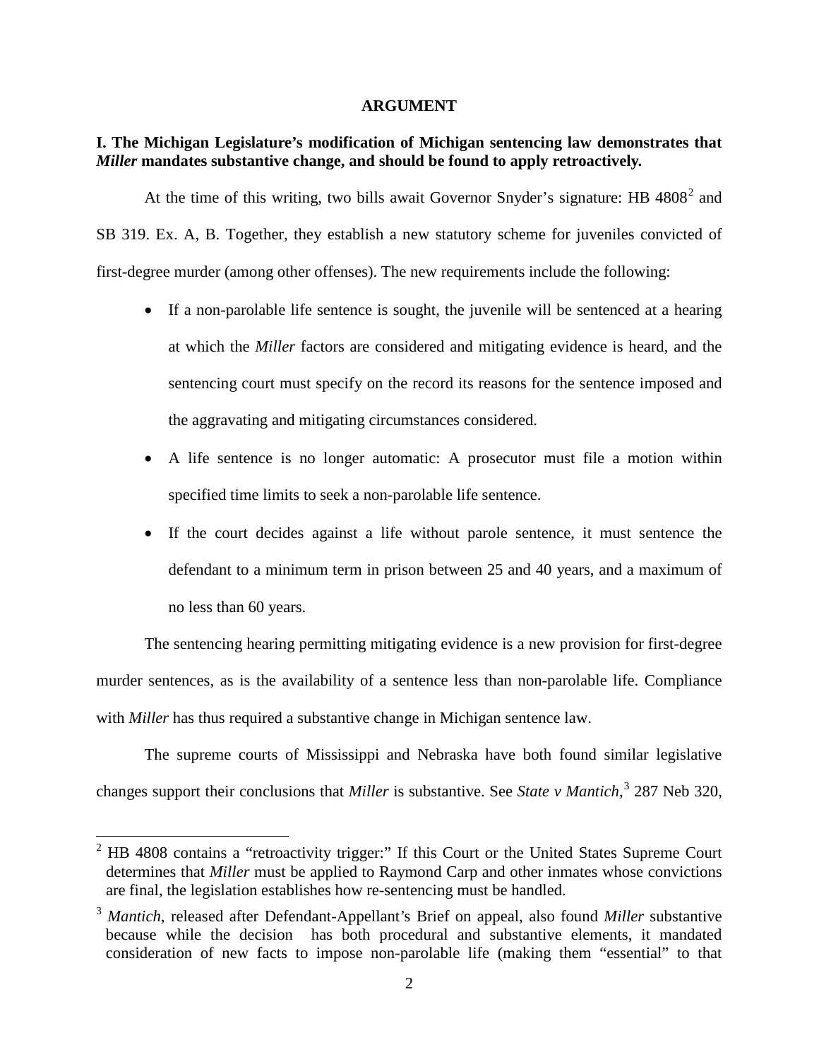## ARGUMENT

**I. The Michigan Legislature's modification of Michigan sentencing law demonstrates that *Miller* mandates substantive change, and should be found to apply retroactively.**

At the time of this writing, two bills await Governor Snyder's signature: HB 4808[2] and SB 319. Ex. A, B. Together, they establish a new statutory scheme for juveniles convicted of first-degree murder (among other offenses). The new requirements include the following:

- If a non-parolable life sentence is sought, the juvenile will be sentenced at a hearing at which the *Miller* factors are considered and mitigating evidence is heard, and the sentencing court must specify on the record its reasons for the sentence imposed and the aggravating and mitigating circumstances considered.
- A life sentence is no longer automatic: A prosecutor must file a motion within specified time limits to seek a non-parolable life sentence.
- If the court decides against a life without parole sentence, it must sentence the defendant to a minimum term in prison between 25 and 40 years, and a maximum of no less than 60 years.

The sentencing hearing permitting mitigating evidence is a new provision for first-degree murder sentences, as is the availability of a sentence less than non-parolable life. Compliance with *Miller* has thus required a substantive change in Michigan sentence law.

The supreme courts of Mississippi and Nebraska have both found similar legislative changes support their conclusions that *Miller* is substantive. See *State v Mantich*,[3] 287 Neb 320,

---

[2] HB 4808 contains a "retroactivity trigger:" If this Court or the United States Supreme Court determines that *Miller* must be applied to Raymond Carp and other inmates whose convictions are final, the legislation establishes how re-sentencing must be handled.

[3] *Mantich*, released after Defendant-Appellant's Brief on appeal, also found *Miller* substantive because while the decision has both procedural and substantive elements, it mandated consideration of new facts to impose non-parolable life (making them "essential" to that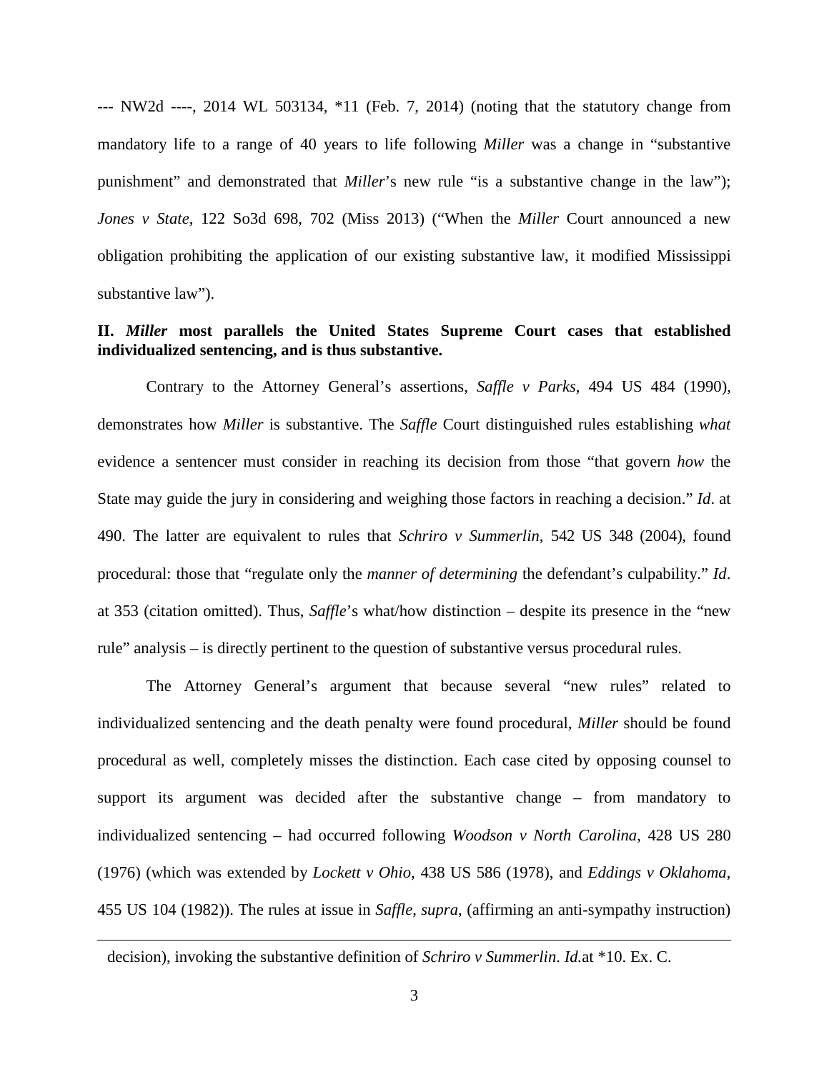--- NW2d ----, 2014 WL 503134, *11 (Feb. 7, 2014) (noting that the statutory change from mandatory life to a range of 40 years to life following *Miller* was a change in "substantive punishment" and demonstrated that *Miller*'s new rule "is a substantive change in the law"); *Jones v State*, 122 So3d 698, 702 (Miss 2013) ("When the *Miller* Court announced a new obligation prohibiting the application of our existing substantive law, it modified Mississippi substantive law").

**II. *Miller* most parallels the United States Supreme Court cases that established individualized sentencing, and is thus substantive.**

Contrary to the Attorney General's assertions, *Saffle v Parks*, 494 US 484 (1990), demonstrates how *Miller* is substantive. The *Saffle* Court distinguished rules establishing *what* evidence a sentencer must consider in reaching its decision from those "that govern *how* the State may guide the jury in considering and weighing those factors in reaching a decision." *Id*. at 490. The latter are equivalent to rules that *Schriro v Summerlin*, 542 US 348 (2004), found procedural: those that "regulate only the *manner of determining* the defendant's culpability." *Id*. at 353 (citation omitted). Thus, *Saffle*'s what/how distinction – despite its presence in the "new rule" analysis – is directly pertinent to the question of substantive versus procedural rules.

The Attorney General's argument that because several "new rules" related to individualized sentencing and the death penalty were found procedural, *Miller* should be found procedural as well, completely misses the distinction. Each case cited by opposing counsel to support its argument was decided after the substantive change – from mandatory to individualized sentencing – had occurred following *Woodson v North Carolina*, 428 US 280 (1976) (which was extended by *Lockett v Ohio*, 438 US 586 (1978), and *Eddings v Oklahoma*, 455 US 104 (1982)). The rules at issue in *Saffle*, *supra*, (affirming an anti-sympathy instruction)

---

decision), invoking the substantive definition of *Schriro v Summerlin*. *Id.*at *10. Ex. C.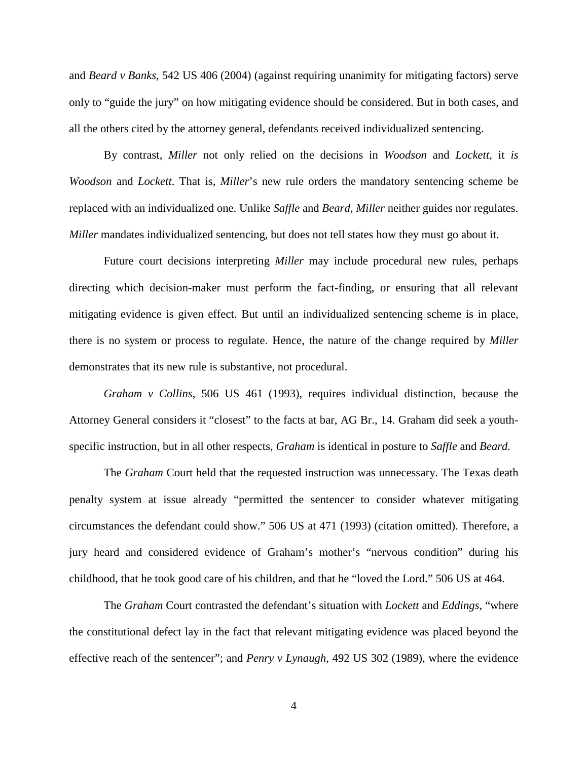and *Beard v Banks*, 542 US 406 (2004) (against requiring unanimity for mitigating factors) serve only to "guide the jury" on how mitigating evidence should be considered. But in both cases, and all the others cited by the attorney general, defendants received individualized sentencing.

By contrast, *Miller* not only relied on the decisions in *Woodson* and *Lockett*, it *is* *Woodson* and *Lockett*. That is, *Miller*'s new rule orders the mandatory sentencing scheme be replaced with an individualized one. Unlike *Saffle* and *Beard*, *Miller* neither guides nor regulates. *Miller* mandates individualized sentencing, but does not tell states how they must go about it.

Future court decisions interpreting *Miller* may include procedural new rules, perhaps directing which decision-maker must perform the fact-finding, or ensuring that all relevant mitigating evidence is given effect. But until an individualized sentencing scheme is in place, there is no system or process to regulate. Hence, the nature of the change required by *Miller* demonstrates that its new rule is substantive, not procedural.

*Graham v Collins*, 506 US 461 (1993), requires individual distinction, because the Attorney General considers it "closest" to the facts at bar, AG Br., 14. Graham did seek a youth-specific instruction, but in all other respects, *Graham* is identical in posture to *Saffle* and *Beard*.

The *Graham* Court held that the requested instruction was unnecessary. The Texas death penalty system at issue already "permitted the sentencer to consider whatever mitigating circumstances the defendant could show." 506 US at 471 (1993) (citation omitted). Therefore, a jury heard and considered evidence of Graham's mother's "nervous condition" during his childhood, that he took good care of his children, and that he "loved the Lord." 506 US at 464.

The *Graham* Court contrasted the defendant's situation with *Lockett* and *Eddings*, "where the constitutional defect lay in the fact that relevant mitigating evidence was placed beyond the effective reach of the sentencer"; and *Penry v Lynaugh*, 492 US 302 (1989), where the evidence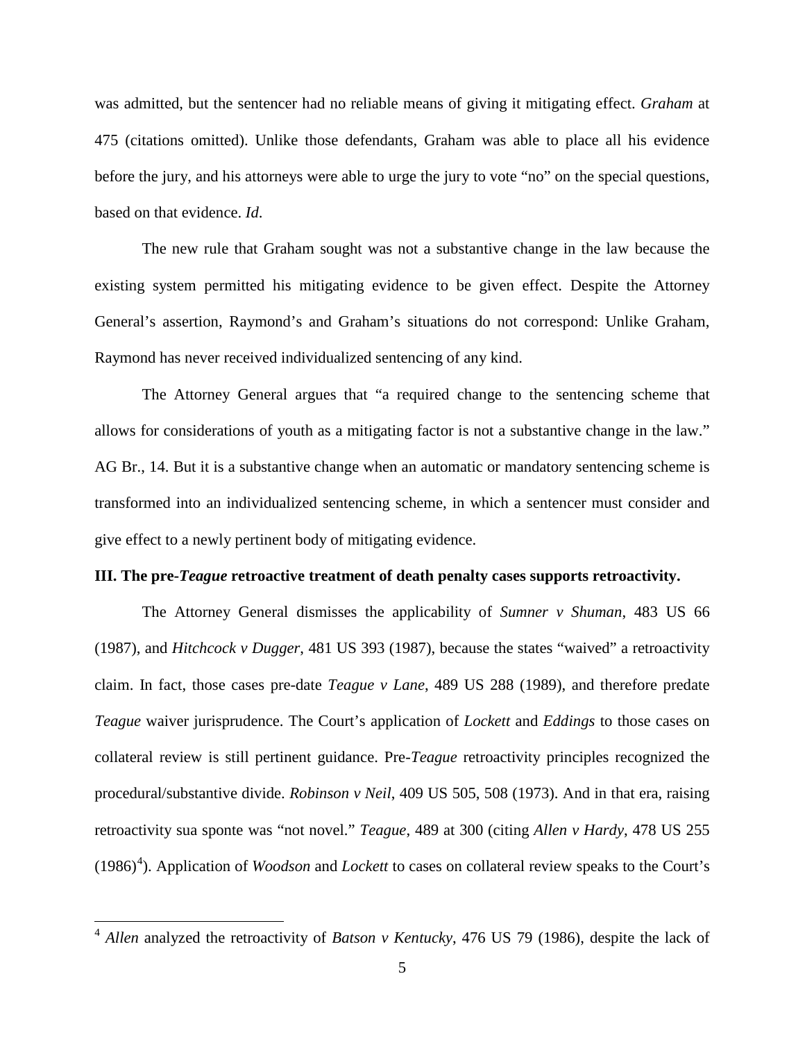was admitted, but the sentencer had no reliable means of giving it mitigating effect. *Graham* at 475 (citations omitted). Unlike those defendants, Graham was able to place all his evidence before the jury, and his attorneys were able to urge the jury to vote "no" on the special questions, based on that evidence. *Id*.

The new rule that Graham sought was not a substantive change in the law because the existing system permitted his mitigating evidence to be given effect. Despite the Attorney General's assertion, Raymond's and Graham's situations do not correspond: Unlike Graham, Raymond has never received individualized sentencing of any kind.

The Attorney General argues that "a required change to the sentencing scheme that allows for considerations of youth as a mitigating factor is not a substantive change in the law." AG Br., 14. But it is a substantive change when an automatic or mandatory sentencing scheme is transformed into an individualized sentencing scheme, in which a sentencer must consider and give effect to a newly pertinent body of mitigating evidence.

### III. The pre-*Teague* retroactive treatment of death penalty cases supports retroactivity.

The Attorney General dismisses the applicability of *Sumner v Shuman*, 483 US 66 (1987), and *Hitchcock v Dugger*, 481 US 393 (1987), because the states "waived" a retroactivity claim. In fact, those cases pre-date *Teague v Lane*, 489 US 288 (1989), and therefore predate *Teague* waiver jurisprudence. The Court's application of *Lockett* and *Eddings* to those cases on collateral review is still pertinent guidance. Pre-*Teague* retroactivity principles recognized the procedural/substantive divide. *Robinson v Neil*, 409 US 505, 508 (1973). And in that era, raising retroactivity sua sponte was "not novel." *Teague*, 489 at 300 (citing *Allen v Hardy*, 478 US 255 (1986)[4]). Application of *Woodson* and *Lockett* to cases on collateral review speaks to the Court's

[4] *Allen* analyzed the retroactivity of *Batson v Kentucky*, 476 US 79 (1986), despite the lack of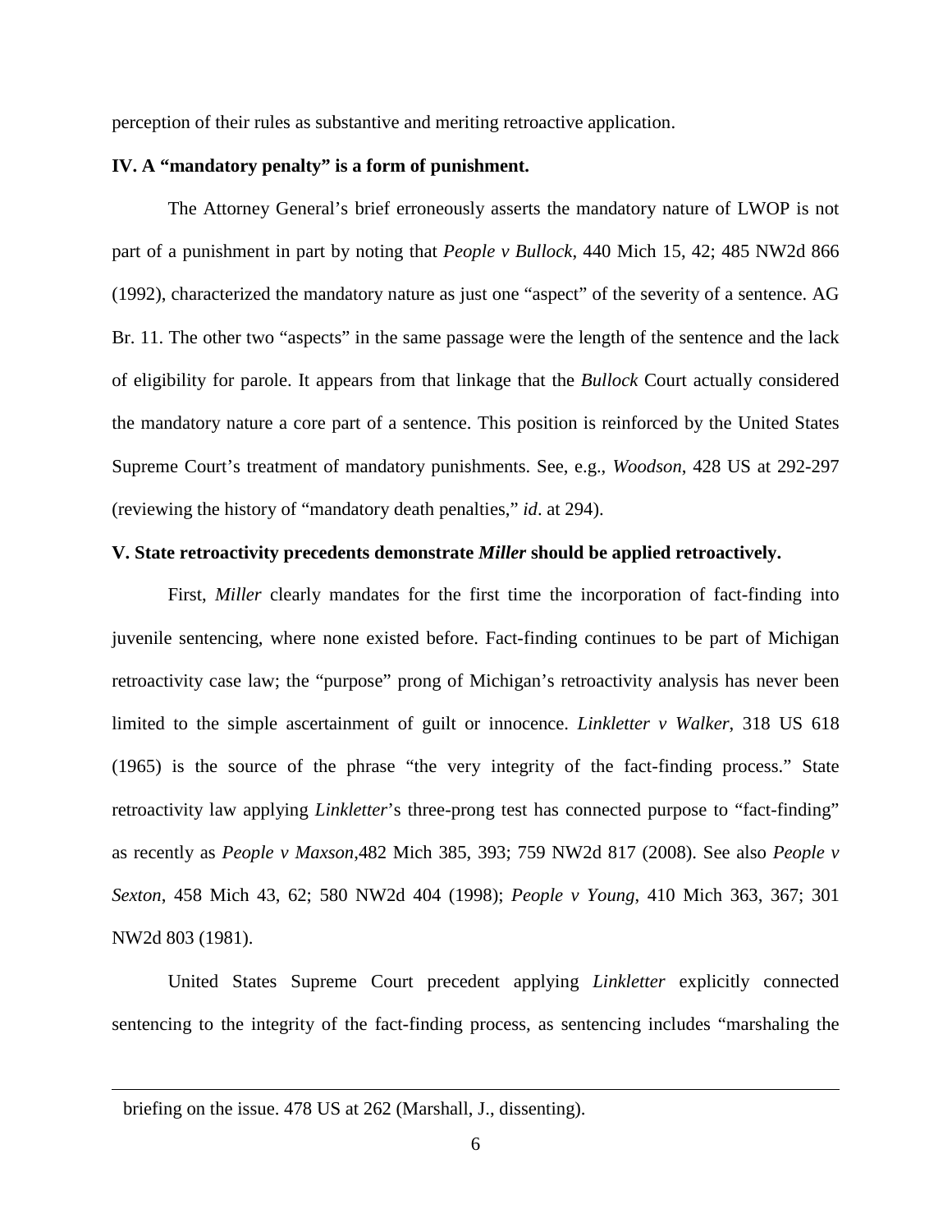perception of their rules as substantive and meriting retroactive application.

**IV. A "mandatory penalty" is a form of punishment.**

The Attorney General's brief erroneously asserts the mandatory nature of LWOP is not part of a punishment in part by noting that *People v Bullock*, 440 Mich 15, 42; 485 NW2d 866 (1992), characterized the mandatory nature as just one "aspect" of the severity of a sentence. AG Br. 11. The other two "aspects" in the same passage were the length of the sentence and the lack of eligibility for parole. It appears from that linkage that the *Bullock* Court actually considered the mandatory nature a core part of a sentence. This position is reinforced by the United States Supreme Court's treatment of mandatory punishments. See, e.g., *Woodson*, 428 US at 292-297 (reviewing the history of "mandatory death penalties," *id*. at 294).

**V. State retroactivity precedents demonstrate *Miller* should be applied retroactively.**

First, *Miller* clearly mandates for the first time the incorporation of fact-finding into juvenile sentencing, where none existed before. Fact-finding continues to be part of Michigan retroactivity case law; the "purpose" prong of Michigan's retroactivity analysis has never been limited to the simple ascertainment of guilt or innocence. *Linkletter v Walker*, 318 US 618 (1965) is the source of the phrase "the very integrity of the fact-finding process." State retroactivity law applying *Linkletter*'s three-prong test has connected purpose to "fact-finding" as recently as *People v Maxson*,482 Mich 385, 393; 759 NW2d 817 (2008). See also *People v Sexton*, 458 Mich 43, 62; 580 NW2d 404 (1998); *People v Young*, 410 Mich 363, 367; 301 NW2d 803 (1981).

United States Supreme Court precedent applying *Linkletter* explicitly connected sentencing to the integrity of the fact-finding process, as sentencing includes "marshaling the

---

briefing on the issue. 478 US at 262 (Marshall, J., dissenting).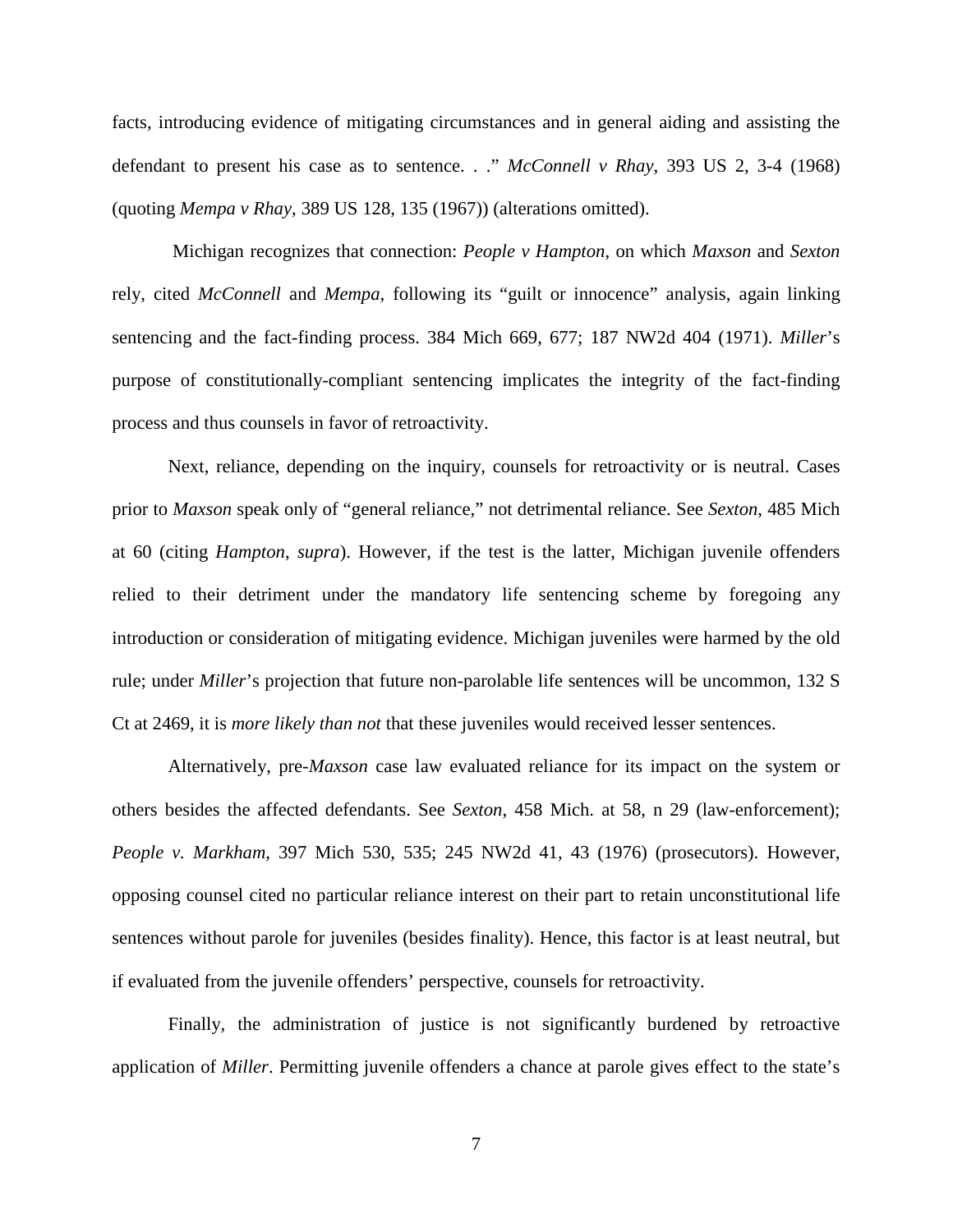facts, introducing evidence of mitigating circumstances and in general aiding and assisting the defendant to present his case as to sentence. . ." *McConnell v Rhay*, 393 US 2, 3-4 (1968) (quoting *Mempa v Rhay*, 389 US 128, 135 (1967)) (alterations omitted).

Michigan recognizes that connection: *People v Hampton*, on which *Maxson* and *Sexton* rely, cited *McConnell* and *Mempa*, following its "guilt or innocence" analysis, again linking sentencing and the fact-finding process. 384 Mich 669, 677; 187 NW2d 404 (1971). *Miller*'s purpose of constitutionally-compliant sentencing implicates the integrity of the fact-finding process and thus counsels in favor of retroactivity.

Next, reliance, depending on the inquiry, counsels for retroactivity or is neutral. Cases prior to *Maxson* speak only of "general reliance," not detrimental reliance. See *Sexton*, 485 Mich at 60 (citing *Hampton*, *supra*). However, if the test is the latter, Michigan juvenile offenders relied to their detriment under the mandatory life sentencing scheme by foregoing any introduction or consideration of mitigating evidence. Michigan juveniles were harmed by the old rule; under *Miller*'s projection that future non-parolable life sentences will be uncommon, 132 S Ct at 2469, it is *more likely than not* that these juveniles would received lesser sentences.

Alternatively, pre-*Maxson* case law evaluated reliance for its impact on the system or others besides the affected defendants. See *Sexton*, 458 Mich. at 58, n 29 (law-enforcement); *People v. Markham*, 397 Mich 530, 535; 245 NW2d 41, 43 (1976) (prosecutors). However, opposing counsel cited no particular reliance interest on their part to retain unconstitutional life sentences without parole for juveniles (besides finality). Hence, this factor is at least neutral, but if evaluated from the juvenile offenders' perspective, counsels for retroactivity.

Finally, the administration of justice is not significantly burdened by retroactive application of *Miller*. Permitting juvenile offenders a chance at parole gives effect to the state's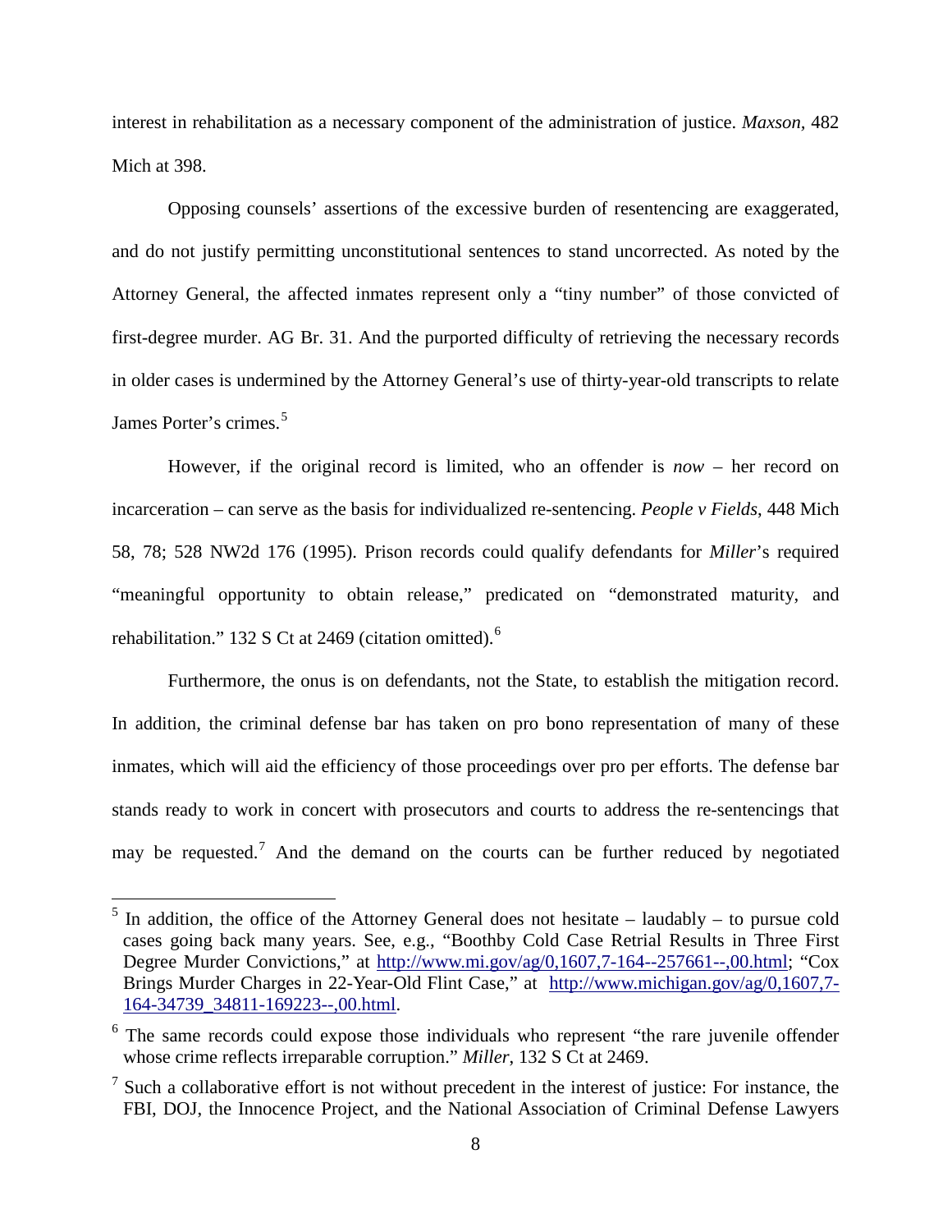interest in rehabilitation as a necessary component of the administration of justice. *Maxson*, 482 Mich at 398.

Opposing counsels' assertions of the excessive burden of resentencing are exaggerated, and do not justify permitting unconstitutional sentences to stand uncorrected. As noted by the Attorney General, the affected inmates represent only a "tiny number" of those convicted of first-degree murder. AG Br. 31. And the purported difficulty of retrieving the necessary records in older cases is undermined by the Attorney General's use of thirty-year-old transcripts to relate James Porter's crimes.[5]

However, if the original record is limited, who an offender is *now* – her record on incarceration – can serve as the basis for individualized re-sentencing. *People v Fields*, 448 Mich 58, 78; 528 NW2d 176 (1995). Prison records could qualify defendants for *Miller*'s required "meaningful opportunity to obtain release," predicated on "demonstrated maturity, and rehabilitation." 132 S Ct at 2469 (citation omitted).[6]

Furthermore, the onus is on defendants, not the State, to establish the mitigation record. In addition, the criminal defense bar has taken on pro bono representation of many of these inmates, which will aid the efficiency of those proceedings over pro per efforts. The defense bar stands ready to work in concert with prosecutors and courts to address the re-sentencings that may be requested.[7] And the demand on the courts can be further reduced by negotiated

---

[5] In addition, the office of the Attorney General does not hesitate – laudably – to pursue cold cases going back many years. See, e.g., "Boothby Cold Case Retrial Results in Three First Degree Murder Convictions," at http://www.mi.gov/ag/0,1607,7-164--257661--,00.html; "Cox Brings Murder Charges in 22-Year-Old Flint Case," at http://www.michigan.gov/ag/0,1607,7-164-34739_34811-169223--,00.html.

[6] The same records could expose those individuals who represent "the rare juvenile offender whose crime reflects irreparable corruption." *Miller*, 132 S Ct at 2469.

[7] Such a collaborative effort is not without precedent in the interest of justice: For instance, the FBI, DOJ, the Innocence Project, and the National Association of Criminal Defense Lawyers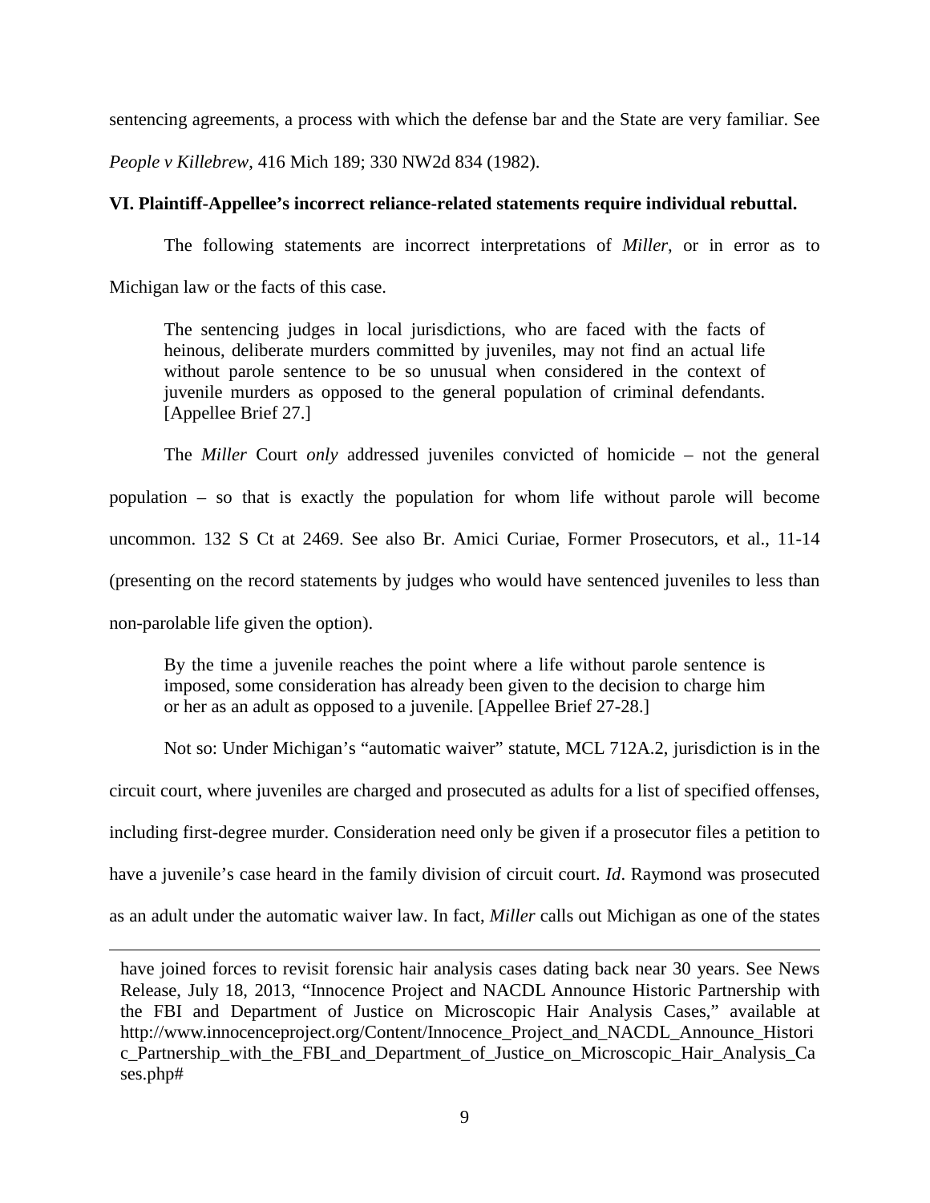sentencing agreements, a process with which the defense bar and the State are very familiar. See *People v Killebrew*, 416 Mich 189; 330 NW2d 834 (1982).

**VI. Plaintiff-Appellee's incorrect reliance-related statements require individual rebuttal.**

The following statements are incorrect interpretations of *Miller*, or in error as to Michigan law or the facts of this case.

> The sentencing judges in local jurisdictions, who are faced with the facts of heinous, deliberate murders committed by juveniles, may not find an actual life without parole sentence to be so unusual when considered in the context of juvenile murders as opposed to the general population of criminal defendants. [Appellee Brief 27.]

The *Miller* Court *only* addressed juveniles convicted of homicide – not the general population – so that is exactly the population for whom life without parole will become uncommon. 132 S Ct at 2469. See also Br. Amici Curiae, Former Prosecutors, et al., 11-14 (presenting on the record statements by judges who would have sentenced juveniles to less than non-parolable life given the option).

> By the time a juvenile reaches the point where a life without parole sentence is imposed, some consideration has already been given to the decision to charge him or her as an adult as opposed to a juvenile. [Appellee Brief 27-28.]

Not so: Under Michigan's "automatic waiver" statute, MCL 712A.2, jurisdiction is in the circuit court, where juveniles are charged and prosecuted as adults for a list of specified offenses, including first-degree murder. Consideration need only be given if a prosecutor files a petition to have a juvenile's case heard in the family division of circuit court. *Id*. Raymond was prosecuted as an adult under the automatic waiver law. In fact, *Miller* calls out Michigan as one of the states

---

have joined forces to revisit forensic hair analysis cases dating back near 30 years. See News Release, July 18, 2013, "Innocence Project and NACDL Announce Historic Partnership with the FBI and Department of Justice on Microscopic Hair Analysis Cases," available at http://www.innocenceproject.org/Content/Innocence_Project_and_NACDL_Announce_Historic_Partnership_with_the_FBI_and_Department_of_Justice_on_Microscopic_Hair_Analysis_Cases.php#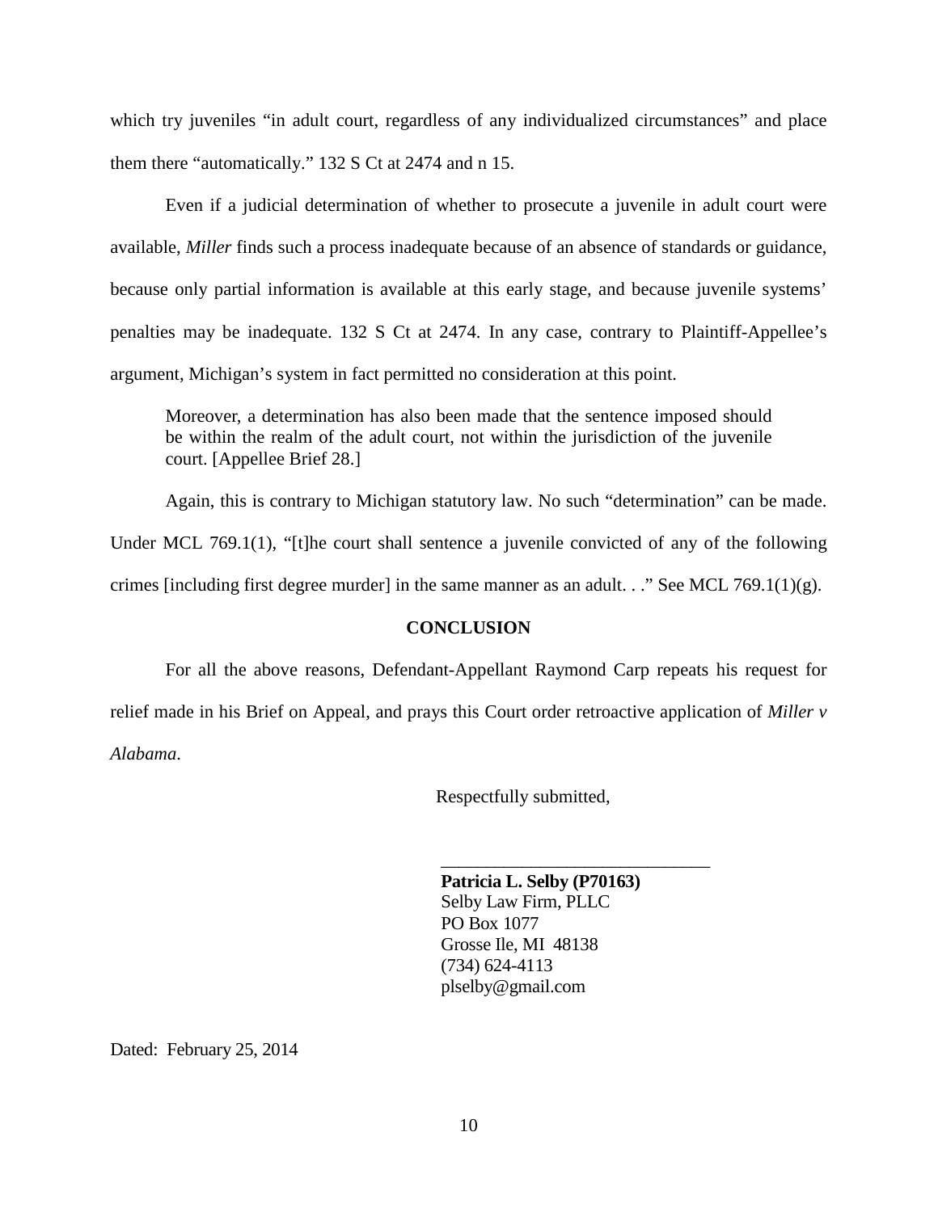which try juveniles "in adult court, regardless of any individualized circumstances" and place them there "automatically." 132 S Ct at 2474 and n 15.

Even if a judicial determination of whether to prosecute a juvenile in adult court were available, *Miller* finds such a process inadequate because of an absence of standards or guidance, because only partial information is available at this early stage, and because juvenile systems' penalties may be inadequate. 132 S Ct at 2474. In any case, contrary to Plaintiff-Appellee's argument, Michigan's system in fact permitted no consideration at this point.

> Moreover, a determination has also been made that the sentence imposed should be within the realm of the adult court, not within the jurisdiction of the juvenile court. [Appellee Brief 28.]

Again, this is contrary to Michigan statutory law. No such "determination" can be made. Under MCL 769.1(1), "[t]he court shall sentence a juvenile convicted of any of the following crimes [including first degree murder] in the same manner as an adult. . ." See MCL 769.1(1)(g).

## CONCLUSION

For all the above reasons, Defendant-Appellant Raymond Carp repeats his request for relief made in his Brief on Appeal, and prays this Court order retroactive application of *Miller v Alabama*.

Respectfully submitted,

\_\_\_\_\_\_\_\_\_\_\_\_\_\_\_\_\_\_\_\_\_\_\_\_\_\_\_\_\_\_\_\_

**Patricia L. Selby (P70163)**
Selby Law Firm, PLLC
PO Box 1077
Grosse Ile, MI 48138
(734) 624-4113
plselby@gmail.com

Dated: February 25, 2014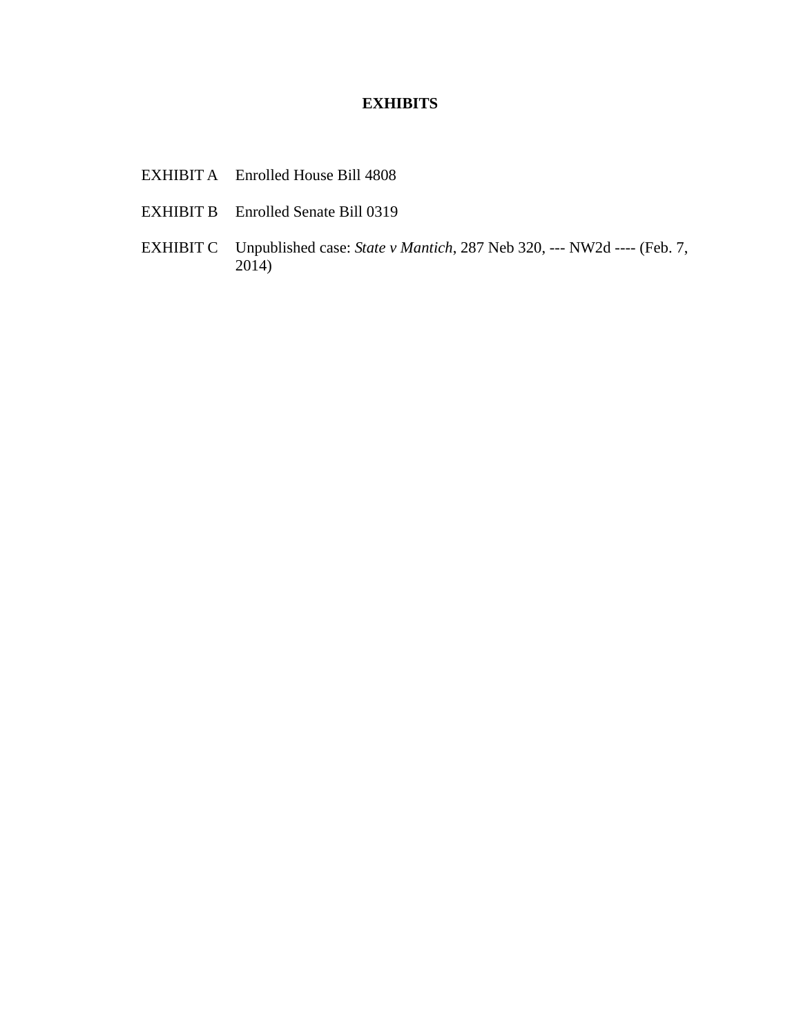# EXHIBITS

| | |
|---|---|
| EXHIBIT A | Enrolled House Bill 4808 |
| EXHIBIT B | Enrolled Senate Bill 0319 |
| EXHIBIT C | Unpublished case: *State v Mantich*, 287 Neb 320, --- NW2d ---- (Feb. 7, 2014) |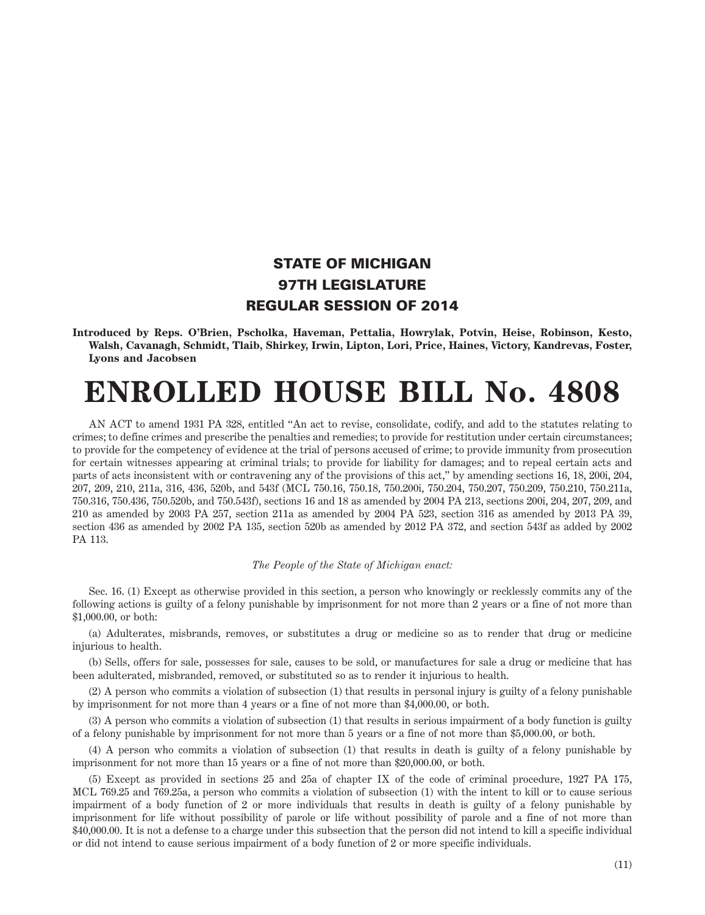## STATE OF MICHIGAN
## 97TH LEGISLATURE
## REGULAR SESSION OF 2014

**Introduced by Reps. O'Brien, Pscholka, Haveman, Pettalia, Howrylak, Potvin, Heise, Robinson, Kesto, Walsh, Cavanagh, Schmidt, Tlaib, Shirkey, Irwin, Lipton, Lori, Price, Haines, Victory, Kandrevas, Foster, Lyons and Jacobsen**

# ENROLLED HOUSE BILL No. 4808

AN ACT to amend 1931 PA 328, entitled "An act to revise, consolidate, codify, and add to the statutes relating to crimes; to define crimes and prescribe the penalties and remedies; to provide for restitution under certain circumstances; to provide for the competency of evidence at the trial of persons accused of crime; to provide immunity from prosecution for certain witnesses appearing at criminal trials; to provide for liability for damages; and to repeal certain acts and parts of acts inconsistent with or contravening any of the provisions of this act," by amending sections 16, 18, 200i, 204, 207, 209, 210, 211a, 316, 436, 520b, and 543f (MCL 750.16, 750.18, 750.200i, 750.204, 750.207, 750.209, 750.210, 750.211a, 750.316, 750.436, 750.520b, and 750.543f), sections 16 and 18 as amended by 2004 PA 213, sections 200i, 204, 207, 209, and 210 as amended by 2003 PA 257, section 211a as amended by 2004 PA 523, section 316 as amended by 2013 PA 39, section 436 as amended by 2002 PA 135, section 520b as amended by 2012 PA 372, and section 543f as added by 2002 PA 113.

*The People of the State of Michigan enact:*

Sec. 16. (1) Except as otherwise provided in this section, a person who knowingly or recklessly commits any of the following actions is guilty of a felony punishable by imprisonment for not more than 2 years or a fine of not more than $1,000.00, or both:

(a) Adulterates, misbrands, removes, or substitutes a drug or medicine so as to render that drug or medicine injurious to health.

(b) Sells, offers for sale, possesses for sale, causes to be sold, or manufactures for sale a drug or medicine that has been adulterated, misbranded, removed, or substituted so as to render it injurious to health.

(2) A person who commits a violation of subsection (1) that results in personal injury is guilty of a felony punishable by imprisonment for not more than 4 years or a fine of not more than $4,000.00, or both.

(3) A person who commits a violation of subsection (1) that results in serious impairment of a body function is guilty of a felony punishable by imprisonment for not more than 5 years or a fine of not more than $5,000.00, or both.

(4) A person who commits a violation of subsection (1) that results in death is guilty of a felony punishable by imprisonment for not more than 15 years or a fine of not more than $20,000.00, or both.

(5) Except as provided in sections 25 and 25a of chapter IX of the code of criminal procedure, 1927 PA 175, MCL 769.25 and 769.25a, a person who commits a violation of subsection (1) with the intent to kill or to cause serious impairment of a body function of 2 or more individuals that results in death is guilty of a felony punishable by imprisonment for life without possibility of parole or life without possibility of parole and a fine of not more than $40,000.00. It is not a defense to a charge under this subsection that the person did not intend to kill a specific individual or did not intend to cause serious impairment of a body function of 2 or more specific individuals.

(11)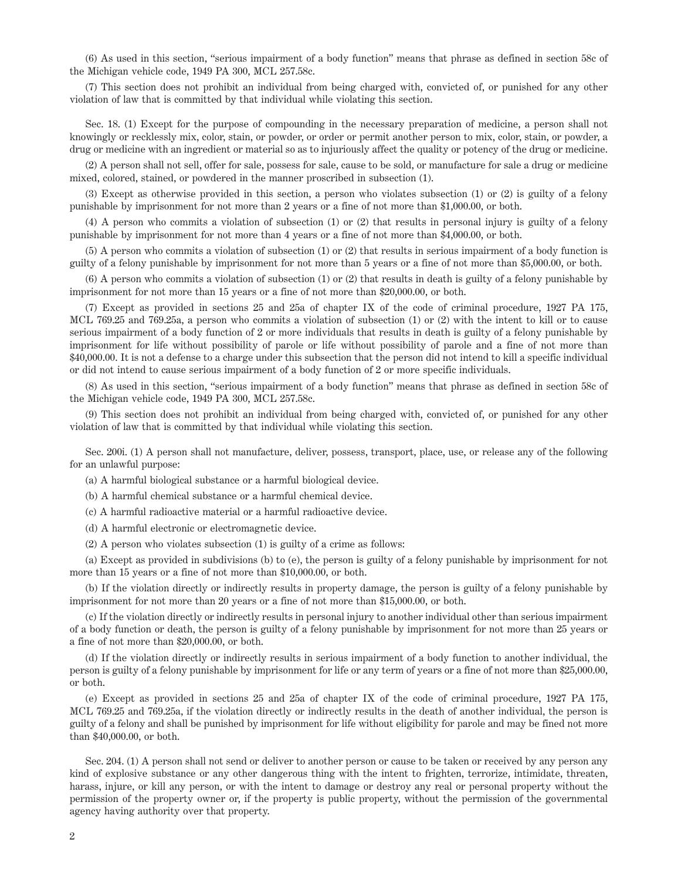(6) As used in this section, "serious impairment of a body function" means that phrase as defined in section 58c of the Michigan vehicle code, 1949 PA 300, MCL 257.58c.

(7) This section does not prohibit an individual from being charged with, convicted of, or punished for any other violation of law that is committed by that individual while violating this section.

Sec. 18. (1) Except for the purpose of compounding in the necessary preparation of medicine, a person shall not knowingly or recklessly mix, color, stain, or powder, or order or permit another person to mix, color, stain, or powder, a drug or medicine with an ingredient or material so as to injuriously affect the quality or potency of the drug or medicine.

(2) A person shall not sell, offer for sale, possess for sale, cause to be sold, or manufacture for sale a drug or medicine mixed, colored, stained, or powdered in the manner proscribed in subsection (1).

(3) Except as otherwise provided in this section, a person who violates subsection (1) or (2) is guilty of a felony punishable by imprisonment for not more than 2 years or a fine of not more than $1,000.00, or both.

(4) A person who commits a violation of subsection (1) or (2) that results in personal injury is guilty of a felony punishable by imprisonment for not more than 4 years or a fine of not more than $4,000.00, or both.

(5) A person who commits a violation of subsection (1) or (2) that results in serious impairment of a body function is guilty of a felony punishable by imprisonment for not more than 5 years or a fine of not more than $5,000.00, or both.

(6) A person who commits a violation of subsection (1) or (2) that results in death is guilty of a felony punishable by imprisonment for not more than 15 years or a fine of not more than $20,000.00, or both.

(7) Except as provided in sections 25 and 25a of chapter IX of the code of criminal procedure, 1927 PA 175, MCL 769.25 and 769.25a, a person who commits a violation of subsection (1) or (2) with the intent to kill or to cause serious impairment of a body function of 2 or more individuals that results in death is guilty of a felony punishable by imprisonment for life without possibility of parole or life without possibility of parole and a fine of not more than $40,000.00. It is not a defense to a charge under this subsection that the person did not intend to kill a specific individual or did not intend to cause serious impairment of a body function of 2 or more specific individuals.

(8) As used in this section, "serious impairment of a body function" means that phrase as defined in section 58c of the Michigan vehicle code, 1949 PA 300, MCL 257.58c.

(9) This section does not prohibit an individual from being charged with, convicted of, or punished for any other violation of law that is committed by that individual while violating this section.

Sec. 200i. (1) A person shall not manufacture, deliver, possess, transport, place, use, or release any of the following for an unlawful purpose:

(a) A harmful biological substance or a harmful biological device.

(b) A harmful chemical substance or a harmful chemical device.

(c) A harmful radioactive material or a harmful radioactive device.

(d) A harmful electronic or electromagnetic device.

(2) A person who violates subsection (1) is guilty of a crime as follows:

(a) Except as provided in subdivisions (b) to (e), the person is guilty of a felony punishable by imprisonment for not more than 15 years or a fine of not more than $10,000.00, or both.

(b) If the violation directly or indirectly results in property damage, the person is guilty of a felony punishable by imprisonment for not more than 20 years or a fine of not more than $15,000.00, or both.

(c) If the violation directly or indirectly results in personal injury to another individual other than serious impairment of a body function or death, the person is guilty of a felony punishable by imprisonment for not more than 25 years or a fine of not more than $20,000.00, or both.

(d) If the violation directly or indirectly results in serious impairment of a body function to another individual, the person is guilty of a felony punishable by imprisonment for life or any term of years or a fine of not more than $25,000.00, or both.

(e) Except as provided in sections 25 and 25a of chapter IX of the code of criminal procedure, 1927 PA 175, MCL 769.25 and 769.25a, if the violation directly or indirectly results in the death of another individual, the person is guilty of a felony and shall be punished by imprisonment for life without eligibility for parole and may be fined not more than $40,000.00, or both.

Sec. 204. (1) A person shall not send or deliver to another person or cause to be taken or received by any person any kind of explosive substance or any other dangerous thing with the intent to frighten, terrorize, intimidate, threaten, harass, injure, or kill any person, or with the intent to damage or destroy any real or personal property without the permission of the property owner or, if the property is public property, without the permission of the governmental agency having authority over that property.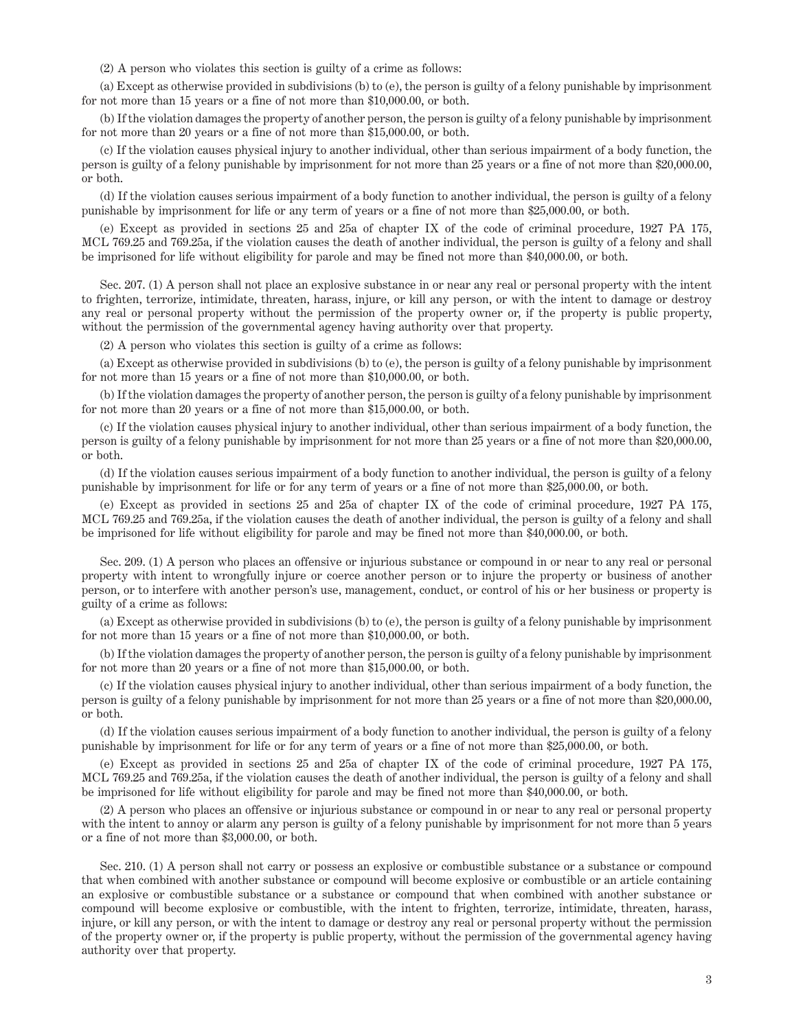(2) A person who violates this section is guilty of a crime as follows:

(a) Except as otherwise provided in subdivisions (b) to (e), the person is guilty of a felony punishable by imprisonment for not more than 15 years or a fine of not more than $10,000.00, or both.

(b) If the violation damages the property of another person, the person is guilty of a felony punishable by imprisonment for not more than 20 years or a fine of not more than $15,000.00, or both.

(c) If the violation causes physical injury to another individual, other than serious impairment of a body function, the person is guilty of a felony punishable by imprisonment for not more than 25 years or a fine of not more than $20,000.00, or both.

(d) If the violation causes serious impairment of a body function to another individual, the person is guilty of a felony punishable by imprisonment for life or any term of years or a fine of not more than $25,000.00, or both.

(e) Except as provided in sections 25 and 25a of chapter IX of the code of criminal procedure, 1927 PA 175, MCL 769.25 and 769.25a, if the violation causes the death of another individual, the person is guilty of a felony and shall be imprisoned for life without eligibility for parole and may be fined not more than $40,000.00, or both.

Sec. 207. (1) A person shall not place an explosive substance in or near any real or personal property with the intent to frighten, terrorize, intimidate, threaten, harass, injure, or kill any person, or with the intent to damage or destroy any real or personal property without the permission of the property owner or, if the property is public property, without the permission of the governmental agency having authority over that property.

(2) A person who violates this section is guilty of a crime as follows:

(a) Except as otherwise provided in subdivisions (b) to (e), the person is guilty of a felony punishable by imprisonment for not more than 15 years or a fine of not more than $10,000.00, or both.

(b) If the violation damages the property of another person, the person is guilty of a felony punishable by imprisonment for not more than 20 years or a fine of not more than $15,000.00, or both.

(c) If the violation causes physical injury to another individual, other than serious impairment of a body function, the person is guilty of a felony punishable by imprisonment for not more than 25 years or a fine of not more than $20,000.00, or both.

(d) If the violation causes serious impairment of a body function to another individual, the person is guilty of a felony punishable by imprisonment for life or for any term of years or a fine of not more than $25,000.00, or both.

(e) Except as provided in sections 25 and 25a of chapter IX of the code of criminal procedure, 1927 PA 175, MCL 769.25 and 769.25a, if the violation causes the death of another individual, the person is guilty of a felony and shall be imprisoned for life without eligibility for parole and may be fined not more than $40,000.00, or both.

Sec. 209. (1) A person who places an offensive or injurious substance or compound in or near to any real or personal property with intent to wrongfully injure or coerce another person or to injure the property or business of another person, or to interfere with another person's use, management, conduct, or control of his or her business or property is guilty of a crime as follows:

(a) Except as otherwise provided in subdivisions (b) to (e), the person is guilty of a felony punishable by imprisonment for not more than 15 years or a fine of not more than $10,000.00, or both.

(b) If the violation damages the property of another person, the person is guilty of a felony punishable by imprisonment for not more than 20 years or a fine of not more than $15,000.00, or both.

(c) If the violation causes physical injury to another individual, other than serious impairment of a body function, the person is guilty of a felony punishable by imprisonment for not more than 25 years or a fine of not more than $20,000.00, or both.

(d) If the violation causes serious impairment of a body function to another individual, the person is guilty of a felony punishable by imprisonment for life or for any term of years or a fine of not more than $25,000.00, or both.

(e) Except as provided in sections 25 and 25a of chapter IX of the code of criminal procedure, 1927 PA 175, MCL 769.25 and 769.25a, if the violation causes the death of another individual, the person is guilty of a felony and shall be imprisoned for life without eligibility for parole and may be fined not more than $40,000.00, or both.

(2) A person who places an offensive or injurious substance or compound in or near to any real or personal property with the intent to annoy or alarm any person is guilty of a felony punishable by imprisonment for not more than 5 years or a fine of not more than $3,000.00, or both.

Sec. 210. (1) A person shall not carry or possess an explosive or combustible substance or a substance or compound that when combined with another substance or compound will become explosive or combustible or an article containing an explosive or combustible substance or a substance or compound that when combined with another substance or compound will become explosive or combustible, with the intent to frighten, terrorize, intimidate, threaten, harass, injure, or kill any person, or with the intent to damage or destroy any real or personal property without the permission of the property owner or, if the property is public property, without the permission of the governmental agency having authority over that property.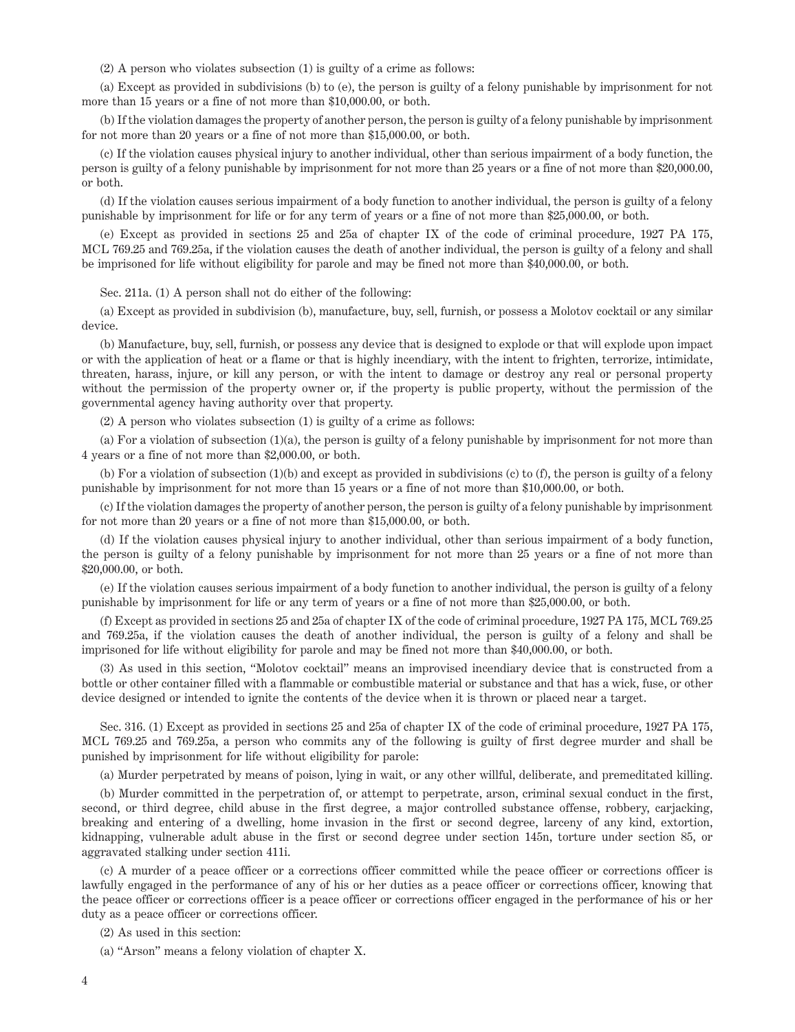(2) A person who violates subsection (1) is guilty of a crime as follows:

(a) Except as provided in subdivisions (b) to (e), the person is guilty of a felony punishable by imprisonment for not more than 15 years or a fine of not more than $10,000.00, or both.

(b) If the violation damages the property of another person, the person is guilty of a felony punishable by imprisonment for not more than 20 years or a fine of not more than $15,000.00, or both.

(c) If the violation causes physical injury to another individual, other than serious impairment of a body function, the person is guilty of a felony punishable by imprisonment for not more than 25 years or a fine of not more than $20,000.00, or both.

(d) If the violation causes serious impairment of a body function to another individual, the person is guilty of a felony punishable by imprisonment for life or for any term of years or a fine of not more than $25,000.00, or both.

(e) Except as provided in sections 25 and 25a of chapter IX of the code of criminal procedure, 1927 PA 175, MCL 769.25 and 769.25a, if the violation causes the death of another individual, the person is guilty of a felony and shall be imprisoned for life without eligibility for parole and may be fined not more than $40,000.00, or both.

Sec. 211a. (1) A person shall not do either of the following:

(a) Except as provided in subdivision (b), manufacture, buy, sell, furnish, or possess a Molotov cocktail or any similar device.

(b) Manufacture, buy, sell, furnish, or possess any device that is designed to explode or that will explode upon impact or with the application of heat or a flame or that is highly incendiary, with the intent to frighten, terrorize, intimidate, threaten, harass, injure, or kill any person, or with the intent to damage or destroy any real or personal property without the permission of the property owner or, if the property is public property, without the permission of the governmental agency having authority over that property.

(2) A person who violates subsection (1) is guilty of a crime as follows:

(a) For a violation of subsection (1)(a), the person is guilty of a felony punishable by imprisonment for not more than 4 years or a fine of not more than $2,000.00, or both.

(b) For a violation of subsection (1)(b) and except as provided in subdivisions (c) to (f), the person is guilty of a felony punishable by imprisonment for not more than 15 years or a fine of not more than $10,000.00, or both.

(c) If the violation damages the property of another person, the person is guilty of a felony punishable by imprisonment for not more than 20 years or a fine of not more than $15,000.00, or both.

(d) If the violation causes physical injury to another individual, other than serious impairment of a body function, the person is guilty of a felony punishable by imprisonment for not more than 25 years or a fine of not more than $20,000.00, or both.

(e) If the violation causes serious impairment of a body function to another individual, the person is guilty of a felony punishable by imprisonment for life or any term of years or a fine of not more than $25,000.00, or both.

(f) Except as provided in sections 25 and 25a of chapter IX of the code of criminal procedure, 1927 PA 175, MCL 769.25 and 769.25a, if the violation causes the death of another individual, the person is guilty of a felony and shall be imprisoned for life without eligibility for parole and may be fined not more than $40,000.00, or both.

(3) As used in this section, "Molotov cocktail" means an improvised incendiary device that is constructed from a bottle or other container filled with a flammable or combustible material or substance and that has a wick, fuse, or other device designed or intended to ignite the contents of the device when it is thrown or placed near a target.

Sec. 316. (1) Except as provided in sections 25 and 25a of chapter IX of the code of criminal procedure, 1927 PA 175, MCL 769.25 and 769.25a, a person who commits any of the following is guilty of first degree murder and shall be punished by imprisonment for life without eligibility for parole:

(a) Murder perpetrated by means of poison, lying in wait, or any other willful, deliberate, and premeditated killing.

(b) Murder committed in the perpetration of, or attempt to perpetrate, arson, criminal sexual conduct in the first, second, or third degree, child abuse in the first degree, a major controlled substance offense, robbery, carjacking, breaking and entering of a dwelling, home invasion in the first or second degree, larceny of any kind, extortion, kidnapping, vulnerable adult abuse in the first or second degree under section 145n, torture under section 85, or aggravated stalking under section 411i.

(c) A murder of a peace officer or a corrections officer committed while the peace officer or corrections officer is lawfully engaged in the performance of any of his or her duties as a peace officer or corrections officer, knowing that the peace officer or corrections officer is a peace officer or corrections officer engaged in the performance of his or her duty as a peace officer or corrections officer.

(2) As used in this section:

(a) "Arson" means a felony violation of chapter X.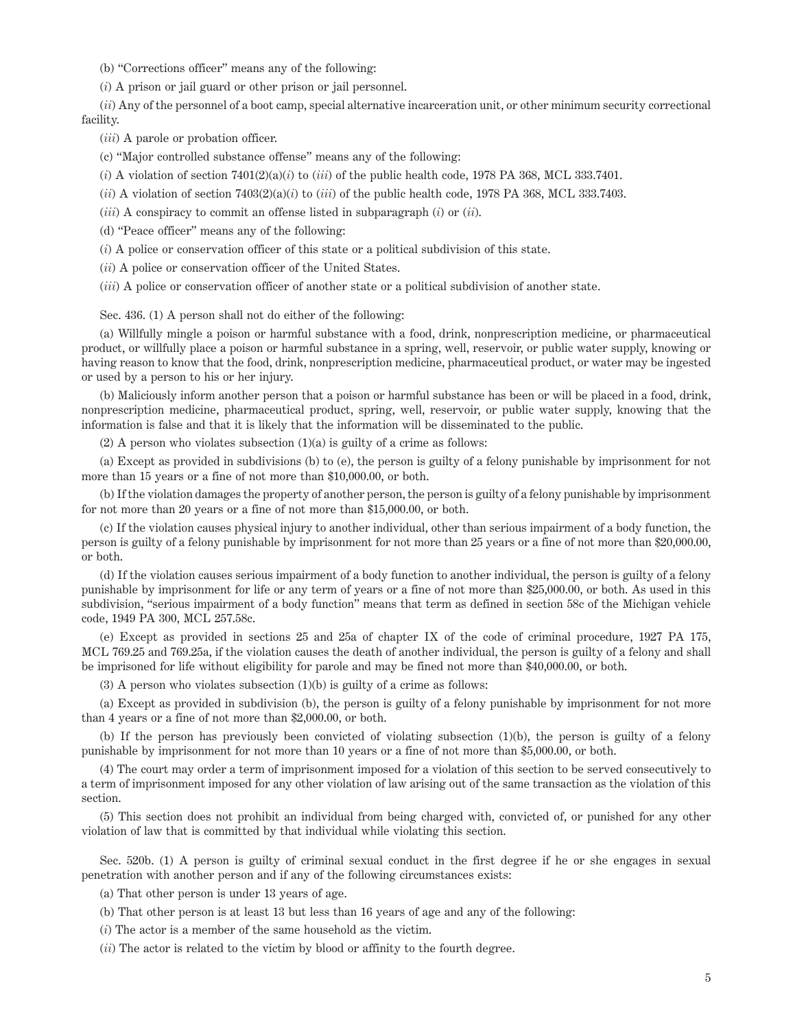(b) "Corrections officer" means any of the following:

(*i*) A prison or jail guard or other prison or jail personnel.

(*ii*) Any of the personnel of a boot camp, special alternative incarceration unit, or other minimum security correctional facility.

(*iii*) A parole or probation officer.

(c) "Major controlled substance offense" means any of the following:

(*i*) A violation of section 7401(2)(a)(*i*) to (*iii*) of the public health code, 1978 PA 368, MCL 333.7401.

(*ii*) A violation of section 7403(2)(a)(*i*) to (*iii*) of the public health code, 1978 PA 368, MCL 333.7403.

(*iii*) A conspiracy to commit an offense listed in subparagraph (*i*) or (*ii*).

(d) "Peace officer" means any of the following:

(*i*) A police or conservation officer of this state or a political subdivision of this state.

(*ii*) A police or conservation officer of the United States.

(*iii*) A police or conservation officer of another state or a political subdivision of another state.

Sec. 436. (1) A person shall not do either of the following:

(a) Willfully mingle a poison or harmful substance with a food, drink, nonprescription medicine, or pharmaceutical product, or willfully place a poison or harmful substance in a spring, well, reservoir, or public water supply, knowing or having reason to know that the food, drink, nonprescription medicine, pharmaceutical product, or water may be ingested or used by a person to his or her injury.

(b) Maliciously inform another person that a poison or harmful substance has been or will be placed in a food, drink, nonprescription medicine, pharmaceutical product, spring, well, reservoir, or public water supply, knowing that the information is false and that it is likely that the information will be disseminated to the public.

(2) A person who violates subsection (1)(a) is guilty of a crime as follows:

(a) Except as provided in subdivisions (b) to (e), the person is guilty of a felony punishable by imprisonment for not more than 15 years or a fine of not more than $10,000.00, or both.

(b) If the violation damages the property of another person, the person is guilty of a felony punishable by imprisonment for not more than 20 years or a fine of not more than $15,000.00, or both.

(c) If the violation causes physical injury to another individual, other than serious impairment of a body function, the person is guilty of a felony punishable by imprisonment for not more than 25 years or a fine of not more than $20,000.00, or both.

(d) If the violation causes serious impairment of a body function to another individual, the person is guilty of a felony punishable by imprisonment for life or any term of years or a fine of not more than $25,000.00, or both. As used in this subdivision, "serious impairment of a body function" means that term as defined in section 58c of the Michigan vehicle code, 1949 PA 300, MCL 257.58c.

(e) Except as provided in sections 25 and 25a of chapter IX of the code of criminal procedure, 1927 PA 175, MCL 769.25 and 769.25a, if the violation causes the death of another individual, the person is guilty of a felony and shall be imprisoned for life without eligibility for parole and may be fined not more than $40,000.00, or both.

(3) A person who violates subsection (1)(b) is guilty of a crime as follows:

(a) Except as provided in subdivision (b), the person is guilty of a felony punishable by imprisonment for not more than 4 years or a fine of not more than $2,000.00, or both.

(b) If the person has previously been convicted of violating subsection (1)(b), the person is guilty of a felony punishable by imprisonment for not more than 10 years or a fine of not more than $5,000.00, or both.

(4) The court may order a term of imprisonment imposed for a violation of this section to be served consecutively to a term of imprisonment imposed for any other violation of law arising out of the same transaction as the violation of this section.

(5) This section does not prohibit an individual from being charged with, convicted of, or punished for any other violation of law that is committed by that individual while violating this section.

Sec. 520b. (1) A person is guilty of criminal sexual conduct in the first degree if he or she engages in sexual penetration with another person and if any of the following circumstances exists:

(a) That other person is under 13 years of age.

(b) That other person is at least 13 but less than 16 years of age and any of the following:

(*i*) The actor is a member of the same household as the victim.

(*ii*) The actor is related to the victim by blood or affinity to the fourth degree.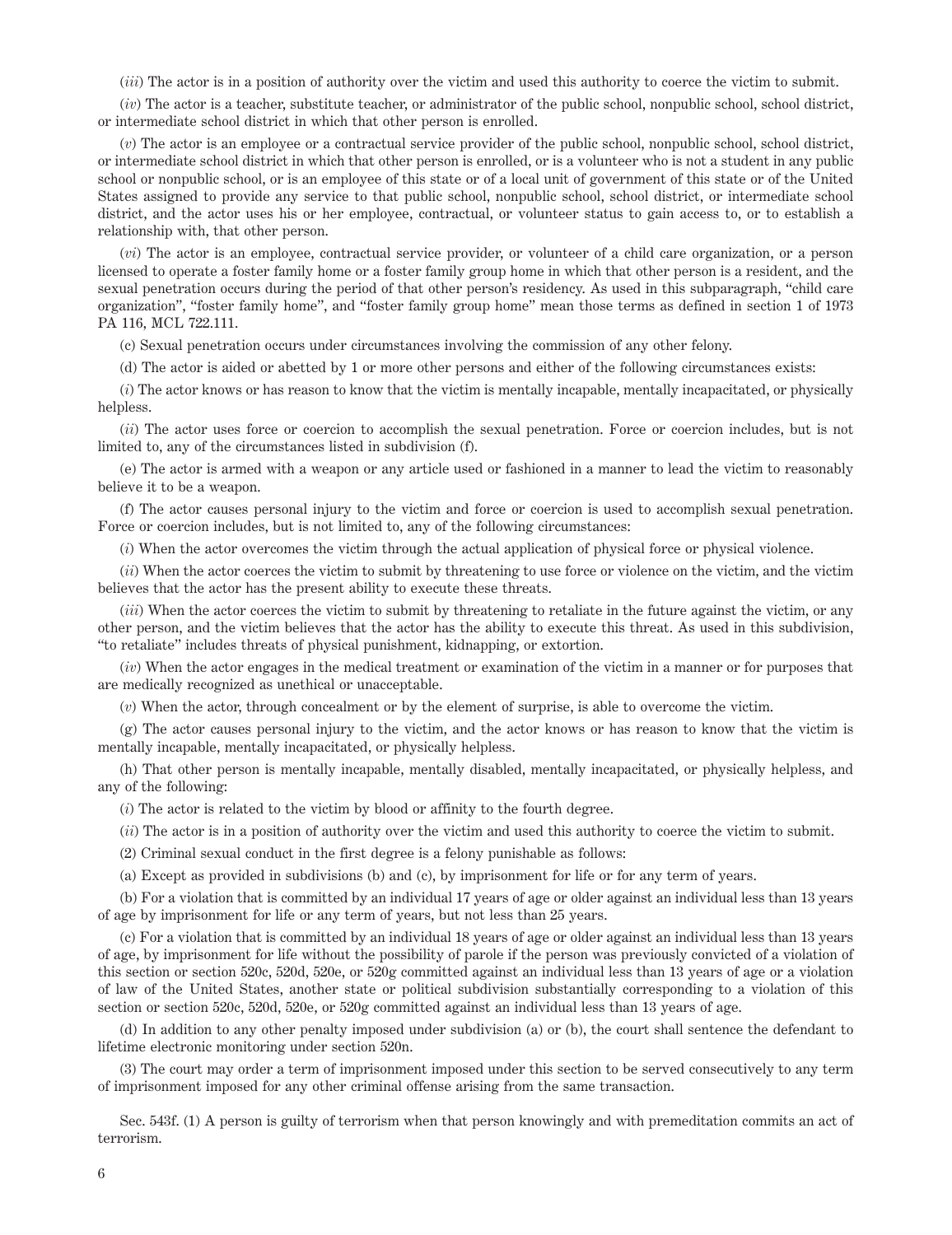(*iii*) The actor is in a position of authority over the victim and used this authority to coerce the victim to submit.

(*iv*) The actor is a teacher, substitute teacher, or administrator of the public school, nonpublic school, school district, or intermediate school district in which that other person is enrolled.

(*v*) The actor is an employee or a contractual service provider of the public school, nonpublic school, school district, or intermediate school district in which that other person is enrolled, or is a volunteer who is not a student in any public school or nonpublic school, or is an employee of this state or of a local unit of government of this state or of the United States assigned to provide any service to that public school, nonpublic school, school district, or intermediate school district, and the actor uses his or her employee, contractual, or volunteer status to gain access to, or to establish a relationship with, that other person.

(*vi*) The actor is an employee, contractual service provider, or volunteer of a child care organization, or a person licensed to operate a foster family home or a foster family group home in which that other person is a resident, and the sexual penetration occurs during the period of that other person's residency. As used in this subparagraph, "child care organization", "foster family home", and "foster family group home" mean those terms as defined in section 1 of 1973 PA 116, MCL 722.111.

(c) Sexual penetration occurs under circumstances involving the commission of any other felony.

(d) The actor is aided or abetted by 1 or more other persons and either of the following circumstances exists:

(*i*) The actor knows or has reason to know that the victim is mentally incapable, mentally incapacitated, or physically helpless.

(*ii*) The actor uses force or coercion to accomplish the sexual penetration. Force or coercion includes, but is not limited to, any of the circumstances listed in subdivision (f).

(e) The actor is armed with a weapon or any article used or fashioned in a manner to lead the victim to reasonably believe it to be a weapon.

(f) The actor causes personal injury to the victim and force or coercion is used to accomplish sexual penetration. Force or coercion includes, but is not limited to, any of the following circumstances:

(*i*) When the actor overcomes the victim through the actual application of physical force or physical violence.

(*ii*) When the actor coerces the victim to submit by threatening to use force or violence on the victim, and the victim believes that the actor has the present ability to execute these threats.

(*iii*) When the actor coerces the victim to submit by threatening to retaliate in the future against the victim, or any other person, and the victim believes that the actor has the ability to execute this threat. As used in this subdivision, "to retaliate" includes threats of physical punishment, kidnapping, or extortion.

(*iv*) When the actor engages in the medical treatment or examination of the victim in a manner or for purposes that are medically recognized as unethical or unacceptable.

(*v*) When the actor, through concealment or by the element of surprise, is able to overcome the victim.

(g) The actor causes personal injury to the victim, and the actor knows or has reason to know that the victim is mentally incapable, mentally incapacitated, or physically helpless.

(h) That other person is mentally incapable, mentally disabled, mentally incapacitated, or physically helpless, and any of the following:

(*i*) The actor is related to the victim by blood or affinity to the fourth degree.

(*ii*) The actor is in a position of authority over the victim and used this authority to coerce the victim to submit.

(2) Criminal sexual conduct in the first degree is a felony punishable as follows:

(a) Except as provided in subdivisions (b) and (c), by imprisonment for life or for any term of years.

(b) For a violation that is committed by an individual 17 years of age or older against an individual less than 13 years of age by imprisonment for life or any term of years, but not less than 25 years.

(c) For a violation that is committed by an individual 18 years of age or older against an individual less than 13 years of age, by imprisonment for life without the possibility of parole if the person was previously convicted of a violation of this section or section 520c, 520d, 520e, or 520g committed against an individual less than 13 years of age or a violation of law of the United States, another state or political subdivision substantially corresponding to a violation of this section or section 520c, 520d, 520e, or 520g committed against an individual less than 13 years of age.

(d) In addition to any other penalty imposed under subdivision (a) or (b), the court shall sentence the defendant to lifetime electronic monitoring under section 520n.

(3) The court may order a term of imprisonment imposed under this section to be served consecutively to any term of imprisonment imposed for any other criminal offense arising from the same transaction.

Sec. 543f. (1) A person is guilty of terrorism when that person knowingly and with premeditation commits an act of terrorism.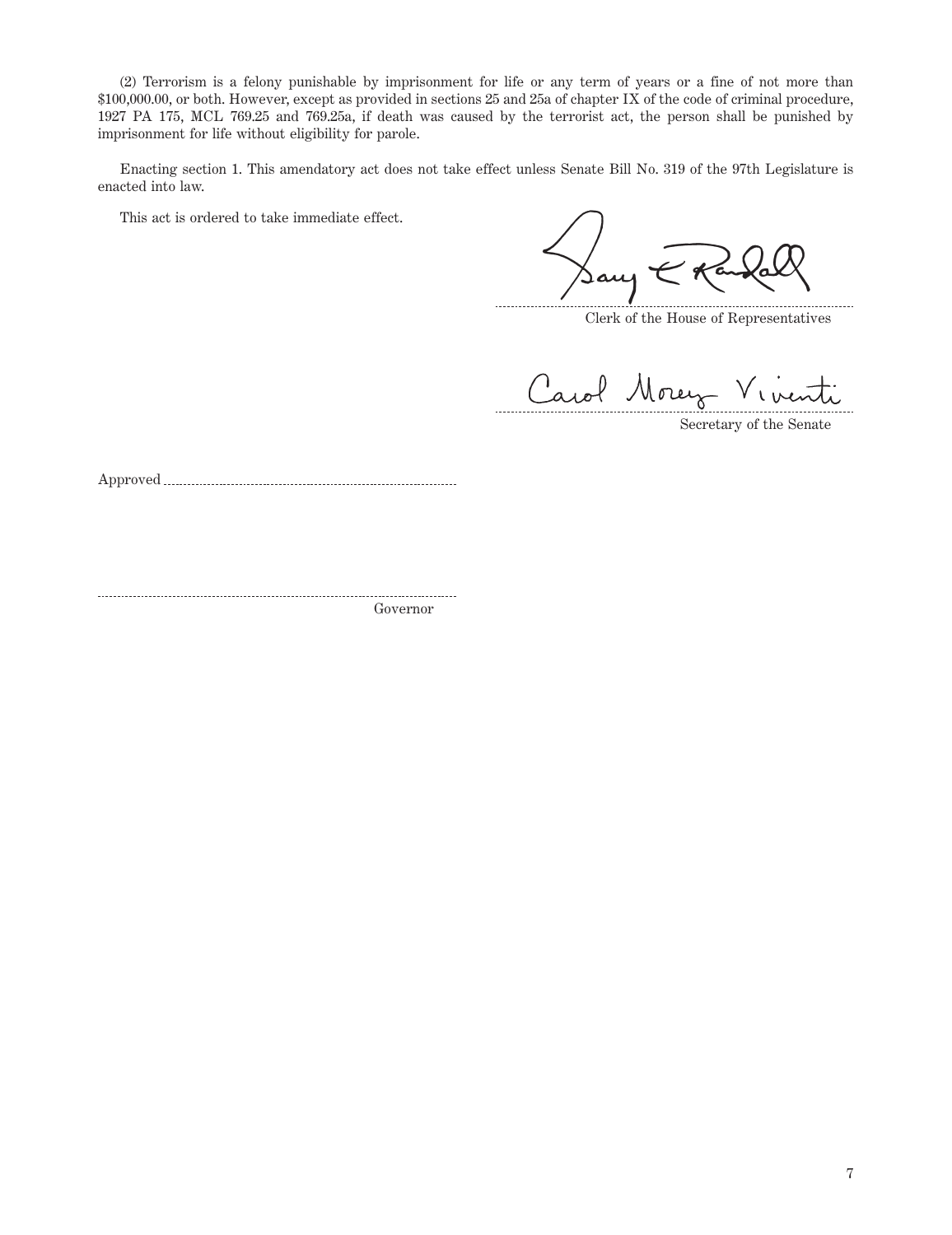(2) Terrorism is a felony punishable by imprisonment for life or any term of years or a fine of not more than $100,000.00, or both. However, except as provided in sections 25 and 25a of chapter IX of the code of criminal procedure, 1927 PA 175, MCL 769.25 and 769.25a, if death was caused by the terrorist act, the person shall be punished by imprisonment for life without eligibility for parole.

Enacting section 1. This amendatory act does not take effect unless Senate Bill No. 319 of the 97th Legislature is enacted into law.

This act is ordered to take immediate effect.

Gary E Randall

Clerk of the House of Representatives

Carol Morey Viventi

Secretary of the Senate

Approved

Governor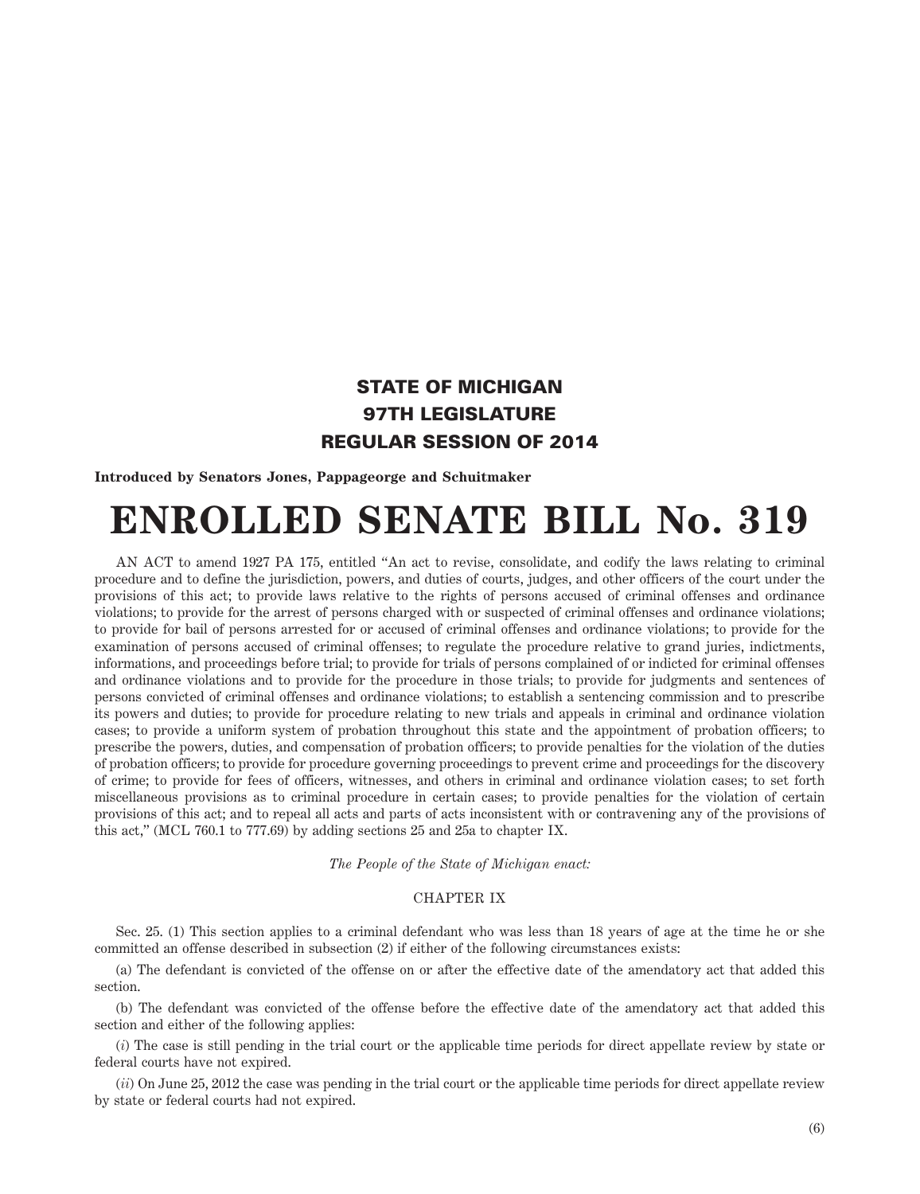**STATE OF MICHIGAN**
**97TH LEGISLATURE**
**REGULAR SESSION OF 2014**

**Introduced by Senators Jones, Pappageorge and Schuitmaker**

# ENROLLED SENATE BILL No. 319

AN ACT to amend 1927 PA 175, entitled "An act to revise, consolidate, and codify the laws relating to criminal procedure and to define the jurisdiction, powers, and duties of courts, judges, and other officers of the court under the provisions of this act; to provide laws relative to the rights of persons accused of criminal offenses and ordinance violations; to provide for the arrest of persons charged with or suspected of criminal offenses and ordinance violations; to provide for bail of persons arrested for or accused of criminal offenses and ordinance violations; to provide for the examination of persons accused of criminal offenses; to regulate the procedure relative to grand juries, indictments, informations, and proceedings before trial; to provide for trials of persons complained of or indicted for criminal offenses and ordinance violations and to provide for the procedure in those trials; to provide for judgments and sentences of persons convicted of criminal offenses and ordinance violations; to establish a sentencing commission and to prescribe its powers and duties; to provide for procedure relating to new trials and appeals in criminal and ordinance violation cases; to provide a uniform system of probation throughout this state and the appointment of probation officers; to prescribe the powers, duties, and compensation of probation officers; to provide penalties for the violation of the duties of probation officers; to provide for procedure governing proceedings to prevent crime and proceedings for the discovery of crime; to provide for fees of officers, witnesses, and others in criminal and ordinance violation cases; to set forth miscellaneous provisions as to criminal procedure in certain cases; to provide penalties for the violation of certain provisions of this act; and to repeal all acts and parts of acts inconsistent with or contravening any of the provisions of this act," (MCL 760.1 to 777.69) by adding sections 25 and 25a to chapter IX.

*The People of the State of Michigan enact:*

CHAPTER IX

Sec. 25. (1) This section applies to a criminal defendant who was less than 18 years of age at the time he or she committed an offense described in subsection (2) if either of the following circumstances exists:

(a) The defendant is convicted of the offense on or after the effective date of the amendatory act that added this section.

(b) The defendant was convicted of the offense before the effective date of the amendatory act that added this section and either of the following applies:

(*i*) The case is still pending in the trial court or the applicable time periods for direct appellate review by state or federal courts have not expired.

(*ii*) On June 25, 2012 the case was pending in the trial court or the applicable time periods for direct appellate review by state or federal courts had not expired.

(6)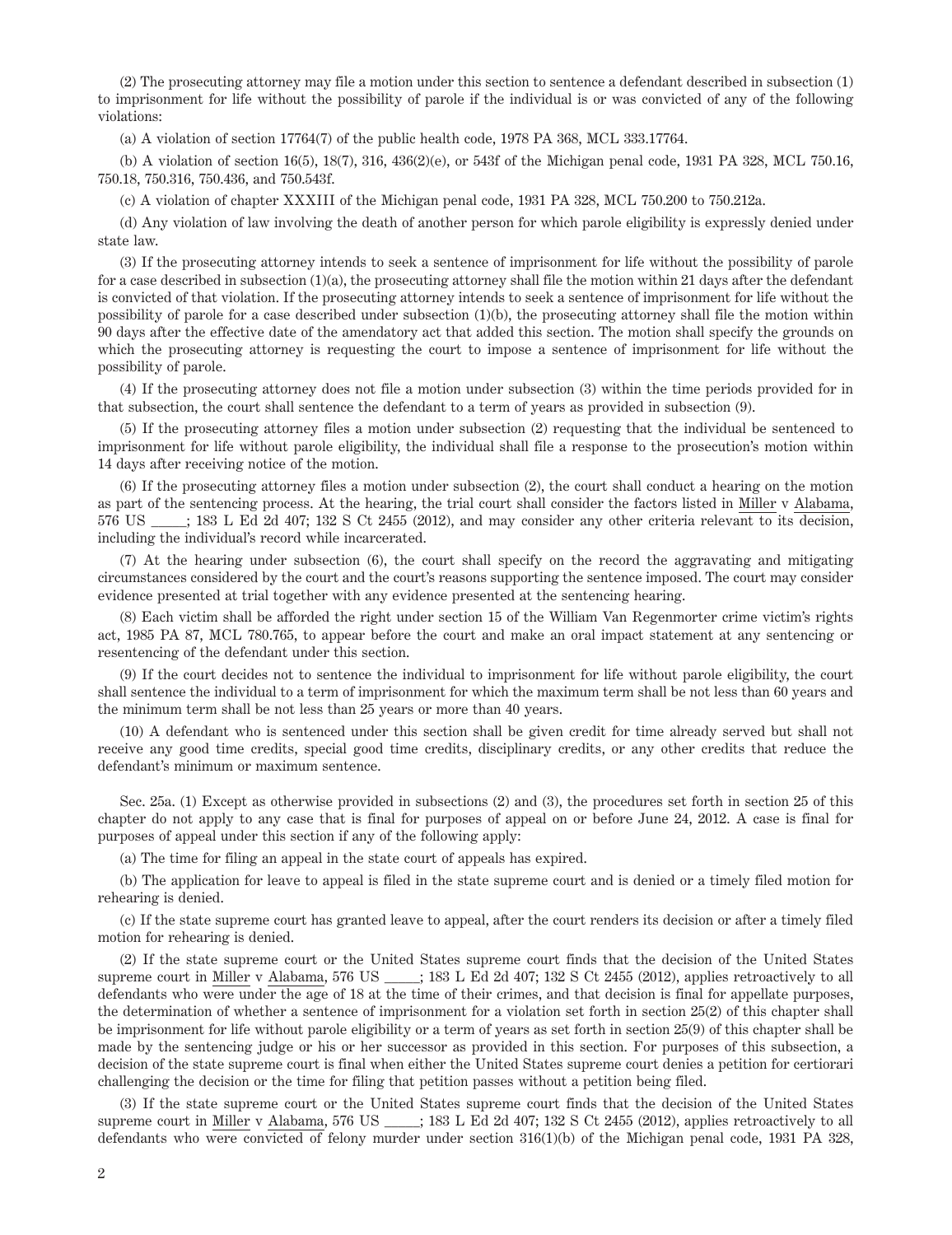(2) The prosecuting attorney may file a motion under this section to sentence a defendant described in subsection (1) to imprisonment for life without the possibility of parole if the individual is or was convicted of any of the following violations:

(a) A violation of section 17764(7) of the public health code, 1978 PA 368, MCL 333.17764.

(b) A violation of section 16(5), 18(7), 316, 436(2)(e), or 543f of the Michigan penal code, 1931 PA 328, MCL 750.16, 750.18, 750.316, 750.436, and 750.543f.

(c) A violation of chapter XXXIII of the Michigan penal code, 1931 PA 328, MCL 750.200 to 750.212a.

(d) Any violation of law involving the death of another person for which parole eligibility is expressly denied under state law.

(3) If the prosecuting attorney intends to seek a sentence of imprisonment for life without the possibility of parole for a case described in subsection (1)(a), the prosecuting attorney shall file the motion within 21 days after the defendant is convicted of that violation. If the prosecuting attorney intends to seek a sentence of imprisonment for life without the possibility of parole for a case described under subsection (1)(b), the prosecuting attorney shall file the motion within 90 days after the effective date of the amendatory act that added this section. The motion shall specify the grounds on which the prosecuting attorney is requesting the court to impose a sentence of imprisonment for life without the possibility of parole.

(4) If the prosecuting attorney does not file a motion under subsection (3) within the time periods provided for in that subsection, the court shall sentence the defendant to a term of years as provided in subsection (9).

(5) If the prosecuting attorney files a motion under subsection (2) requesting that the individual be sentenced to imprisonment for life without parole eligibility, the individual shall file a response to the prosecution's motion within 14 days after receiving notice of the motion.

(6) If the prosecuting attorney files a motion under subsection (2), the court shall conduct a hearing on the motion as part of the sentencing process. At the hearing, the trial court shall consider the factors listed in Miller v Alabama, 576 US _____; 183 L Ed 2d 407; 132 S Ct 2455 (2012), and may consider any other criteria relevant to its decision, including the individual's record while incarcerated.

(7) At the hearing under subsection (6), the court shall specify on the record the aggravating and mitigating circumstances considered by the court and the court's reasons supporting the sentence imposed. The court may consider evidence presented at trial together with any evidence presented at the sentencing hearing.

(8) Each victim shall be afforded the right under section 15 of the William Van Regenmorter crime victim's rights act, 1985 PA 87, MCL 780.765, to appear before the court and make an oral impact statement at any sentencing or resentencing of the defendant under this section.

(9) If the court decides not to sentence the individual to imprisonment for life without parole eligibility, the court shall sentence the individual to a term of imprisonment for which the maximum term shall be not less than 60 years and the minimum term shall be not less than 25 years or more than 40 years.

(10) A defendant who is sentenced under this section shall be given credit for time already served but shall not receive any good time credits, special good time credits, disciplinary credits, or any other credits that reduce the defendant's minimum or maximum sentence.

Sec. 25a. (1) Except as otherwise provided in subsections (2) and (3), the procedures set forth in section 25 of this chapter do not apply to any case that is final for purposes of appeal on or before June 24, 2012. A case is final for purposes of appeal under this section if any of the following apply:

(a) The time for filing an appeal in the state court of appeals has expired.

(b) The application for leave to appeal is filed in the state supreme court and is denied or a timely filed motion for rehearing is denied.

(c) If the state supreme court has granted leave to appeal, after the court renders its decision or after a timely filed motion for rehearing is denied.

(2) If the state supreme court or the United States supreme court finds that the decision of the United States supreme court in Miller v Alabama, 576 US _____; 183 L Ed 2d 407; 132 S Ct 2455 (2012), applies retroactively to all defendants who were under the age of 18 at the time of their crimes, and that decision is final for appellate purposes, the determination of whether a sentence of imprisonment for a violation set forth in section 25(2) of this chapter shall be imprisonment for life without parole eligibility or a term of years as set forth in section 25(9) of this chapter shall be made by the sentencing judge or his or her successor as provided in this section. For purposes of this subsection, a decision of the state supreme court is final when either the United States supreme court denies a petition for certiorari challenging the decision or the time for filing that petition passes without a petition being filed.

(3) If the state supreme court or the United States supreme court finds that the decision of the United States supreme court in Miller v Alabama, 576 US _____; 183 L Ed 2d 407; 132 S Ct 2455 (2012), applies retroactively to all defendants who were convicted of felony murder under section 316(1)(b) of the Michigan penal code, 1931 PA 328,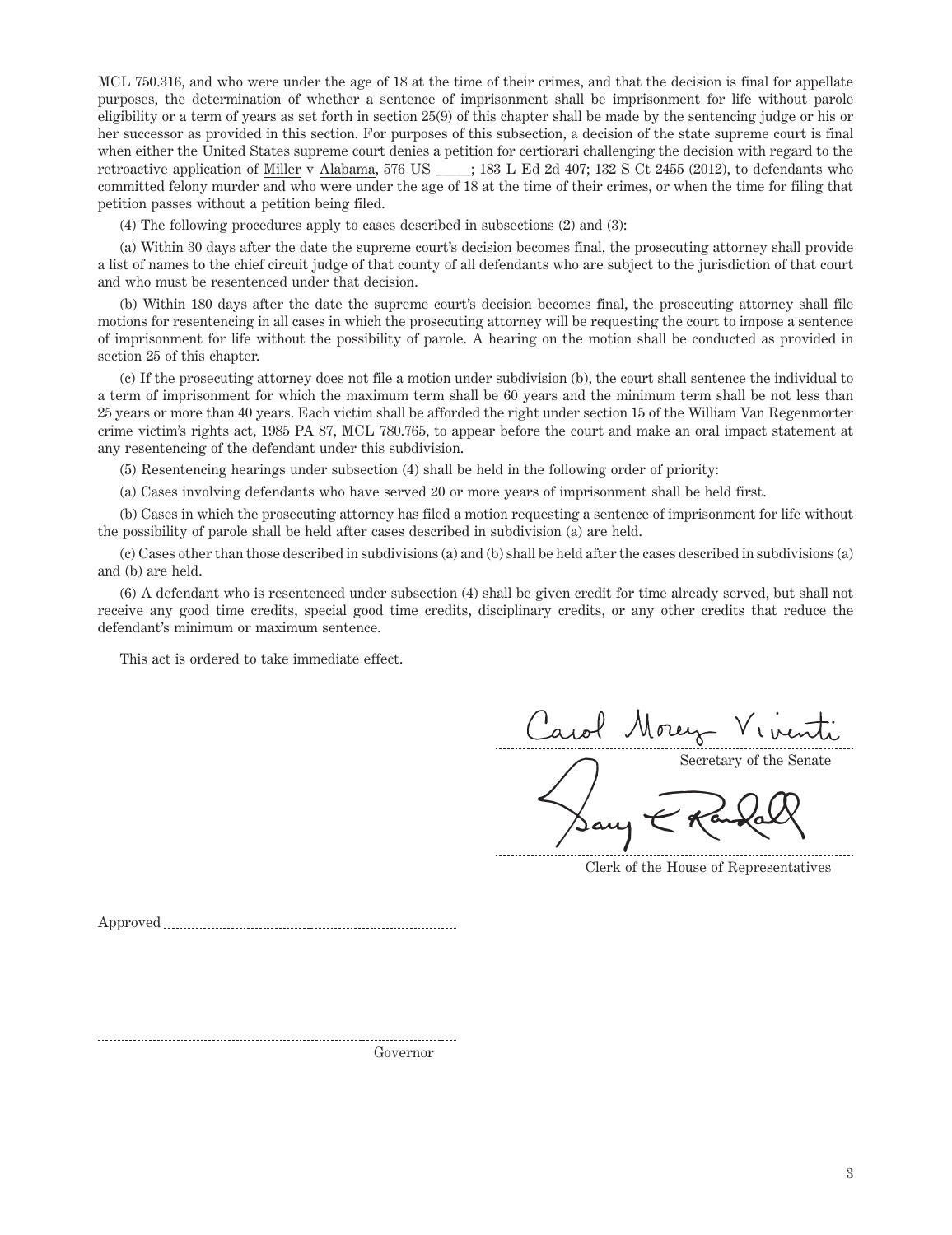MCL 750.316, and who were under the age of 18 at the time of their crimes, and that the decision is final for appellate purposes, the determination of whether a sentence of imprisonment shall be imprisonment for life without parole eligibility or a term of years as set forth in section 25(9) of this chapter shall be made by the sentencing judge or his or her successor as provided in this section. For purposes of this subsection, a decision of the state supreme court is final when either the United States supreme court denies a petition for certiorari challenging the decision with regard to the retroactive application of Miller v Alabama, 576 US _____; 183 L Ed 2d 407; 132 S Ct 2455 (2012), to defendants who committed felony murder and who were under the age of 18 at the time of their crimes, or when the time for filing that petition passes without a petition being filed.

(4) The following procedures apply to cases described in subsections (2) and (3):

(a) Within 30 days after the date the supreme court's decision becomes final, the prosecuting attorney shall provide a list of names to the chief circuit judge of that county of all defendants who are subject to the jurisdiction of that court and who must be resentenced under that decision.

(b) Within 180 days after the date the supreme court's decision becomes final, the prosecuting attorney shall file motions for resentencing in all cases in which the prosecuting attorney will be requesting the court to impose a sentence of imprisonment for life without the possibility of parole. A hearing on the motion shall be conducted as provided in section 25 of this chapter.

(c) If the prosecuting attorney does not file a motion under subdivision (b), the court shall sentence the individual to a term of imprisonment for which the maximum term shall be 60 years and the minimum term shall be not less than 25 years or more than 40 years. Each victim shall be afforded the right under section 15 of the William Van Regenmorter crime victim's rights act, 1985 PA 87, MCL 780.765, to appear before the court and make an oral impact statement at any resentencing of the defendant under this subdivision.

(5) Resentencing hearings under subsection (4) shall be held in the following order of priority:

(a) Cases involving defendants who have served 20 or more years of imprisonment shall be held first.

(b) Cases in which the prosecuting attorney has filed a motion requesting a sentence of imprisonment for life without the possibility of parole shall be held after cases described in subdivision (a) are held.

(c) Cases other than those described in subdivisions (a) and (b) shall be held after the cases described in subdivisions (a) and (b) are held.

(6) A defendant who is resentenced under subsection (4) shall be given credit for time already served, but shall not receive any good time credits, special good time credits, disciplinary credits, or any other credits that reduce the defendant's minimum or maximum sentence.

This act is ordered to take immediate effect.

Carol Morey Viventi

Secretary of the Senate

Gary E Randall

Clerk of the House of Representatives

Approved ..............................................

..............................................

Governor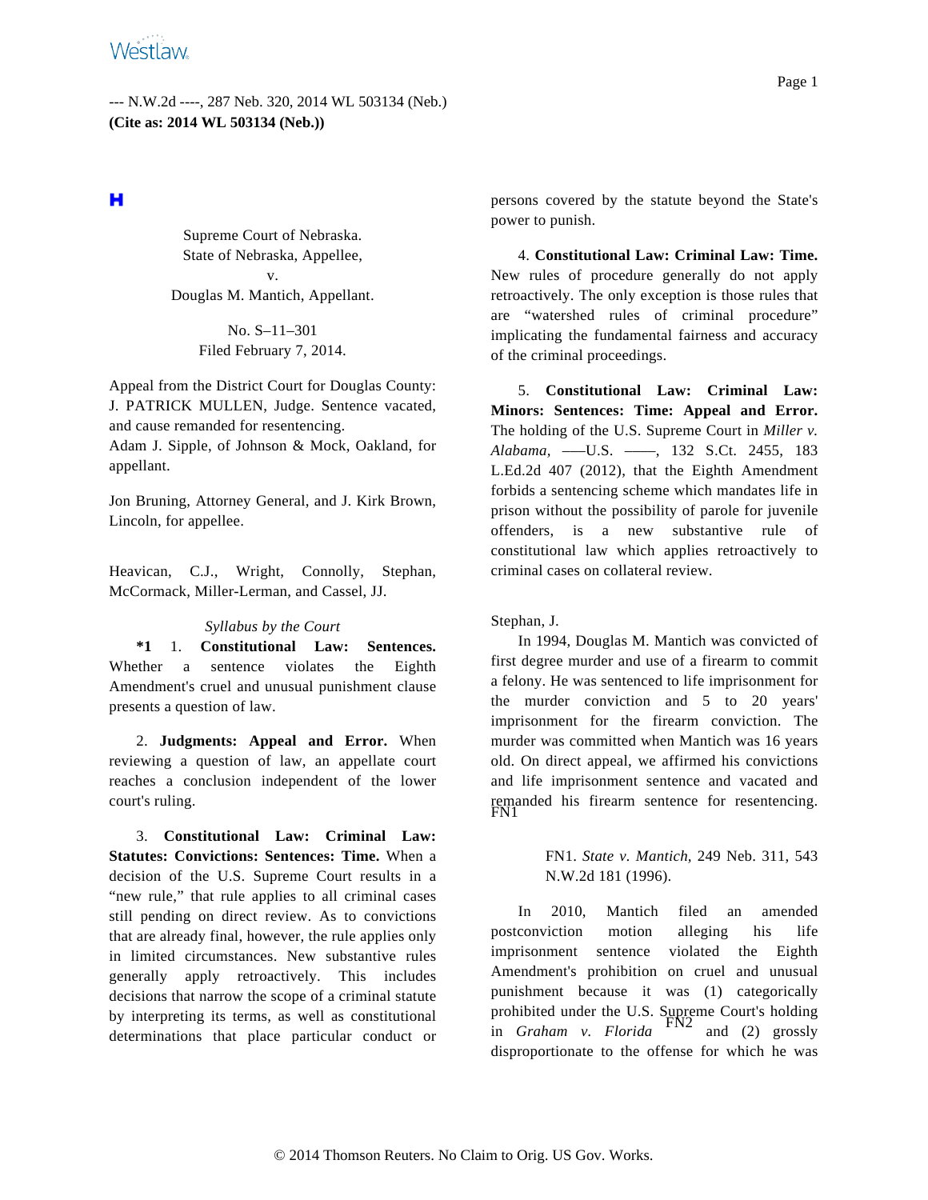--- N.W.2d ----, 287 Neb. 320, 2014 WL 503134 (Neb.)
**(Cite as: 2014 WL 503134 (Neb.))**

Supreme Court of Nebraska.
State of Nebraska, Appellee,
v.
Douglas M. Mantich, Appellant.

No. S–11–301
Filed February 7, 2014.

Appeal from the District Court for Douglas County: J. PATRICK MULLEN, Judge. Sentence vacated, and cause remanded for resentencing.

Adam J. Sipple, of Johnson & Mock, Oakland, for appellant.

Jon Bruning, Attorney General, and J. Kirk Brown, Lincoln, for appellee.

Heavican, C.J., Wright, Connolly, Stephan, McCormack, Miller-Lerman, and Cassel, JJ.

*Syllabus by the Court*

**\*1** 1. **Constitutional Law: Sentences.** Whether a sentence violates the Eighth Amendment's cruel and unusual punishment clause presents a question of law.

2. **Judgments: Appeal and Error.** When reviewing a question of law, an appellate court reaches a conclusion independent of the lower court's ruling.

3. **Constitutional Law: Criminal Law: Statutes: Convictions: Sentences: Time.** When a decision of the U.S. Supreme Court results in a "new rule," that rule applies to all criminal cases still pending on direct review. As to convictions that are already final, however, the rule applies only in limited circumstances. New substantive rules generally apply retroactively. This includes decisions that narrow the scope of a criminal statute by interpreting its terms, as well as constitutional determinations that place particular conduct or persons covered by the statute beyond the State's power to punish.

4. **Constitutional Law: Criminal Law: Time.** New rules of procedure generally do not apply retroactively. The only exception is those rules that are "watershed rules of criminal procedure" implicating the fundamental fairness and accuracy of the criminal proceedings.

5. **Constitutional Law: Criminal Law: Minors: Sentences: Time: Appeal and Error.** The holding of the U.S. Supreme Court in *Miller v. Alabama*, ––U.S. ––, 132 S.Ct. 2455, 183 L.Ed.2d 407 (2012), that the Eighth Amendment forbids a sentencing scheme which mandates life in prison without the possibility of parole for juvenile offenders, is a new substantive rule of constitutional law which applies retroactively to criminal cases on collateral review.

Stephan, J.

In 1994, Douglas M. Mantich was convicted of first degree murder and use of a firearm to commit a felony. He was sentenced to life imprisonment for the murder conviction and 5 to 20 years' imprisonment for the firearm conviction. The murder was committed when Mantich was 16 years old. On direct appeal, we affirmed his convictions and life imprisonment sentence and vacated and remanded his firearm sentence for resentencing.[FN1]

FN1. *State v. Mantich*, 249 Neb. 311, 543 N.W.2d 181 (1996).

In 2010, Mantich filed an amended postconviction motion alleging his life imprisonment sentence violated the Eighth Amendment's prohibition on cruel and unusual punishment because it was (1) categorically prohibited under the U.S. Supreme Court's holding in *Graham v. Florida*[FN2] and (2) grossly disproportionate to the offense for which he was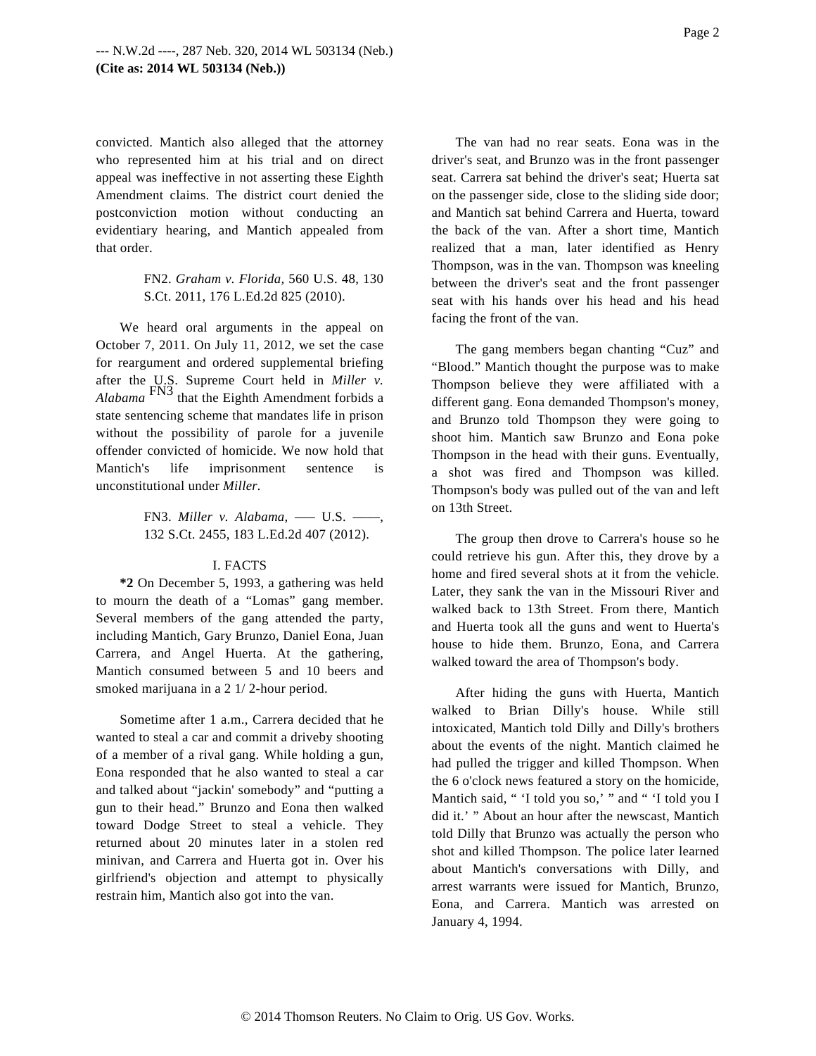convicted. Mantich also alleged that the attorney who represented him at his trial and on direct appeal was ineffective in not asserting these Eighth Amendment claims. The district court denied the postconviction motion without conducting an evidentiary hearing, and Mantich appealed from that order.

FN2. *Graham v. Florida,* 560 U.S. 48, 130 S.Ct. 2011, 176 L.Ed.2d 825 (2010).

We heard oral arguments in the appeal on October 7, 2011. On July 11, 2012, we set the case for reargument and ordered supplemental briefing after the U.S. Supreme Court held in *Miller v. Alabama* [FN3] that the Eighth Amendment forbids a state sentencing scheme that mandates life in prison without the possibility of parole for a juvenile offender convicted of homicide. We now hold that Mantich's life imprisonment sentence is unconstitutional under *Miller.*

FN3. *Miller v. Alabama,* ––– U.S. ––––, 132 S.Ct. 2455, 183 L.Ed.2d 407 (2012).

## I. FACTS

**\*2** On December 5, 1993, a gathering was held to mourn the death of a "Lomas" gang member. Several members of the gang attended the party, including Mantich, Gary Brunzo, Daniel Eona, Juan Carrera, and Angel Huerta. At the gathering, Mantich consumed between 5 and 10 beers and smoked marijuana in a 2 1/ 2-hour period.

Sometime after 1 a.m., Carrera decided that he wanted to steal a car and commit a driveby shooting of a member of a rival gang. While holding a gun, Eona responded that he also wanted to steal a car and talked about "jackin' somebody" and "putting a gun to their head." Brunzo and Eona then walked toward Dodge Street to steal a vehicle. They returned about 20 minutes later in a stolen red minivan, and Carrera and Huerta got in. Over his girlfriend's objection and attempt to physically restrain him, Mantich also got into the van.

The van had no rear seats. Eona was in the driver's seat, and Brunzo was in the front passenger seat. Carrera sat behind the driver's seat; Huerta sat on the passenger side, close to the sliding side door; and Mantich sat behind Carrera and Huerta, toward the back of the van. After a short time, Mantich realized that a man, later identified as Henry Thompson, was in the van. Thompson was kneeling between the driver's seat and the front passenger seat with his hands over his head and his head facing the front of the van.

The gang members began chanting "Cuz" and "Blood." Mantich thought the purpose was to make Thompson believe they were affiliated with a different gang. Eona demanded Thompson's money, and Brunzo told Thompson they were going to shoot him. Mantich saw Brunzo and Eona poke Thompson in the head with their guns. Eventually, a shot was fired and Thompson was killed. Thompson's body was pulled out of the van and left on 13th Street.

The group then drove to Carrera's house so he could retrieve his gun. After this, they drove by a home and fired several shots at it from the vehicle. Later, they sank the van in the Missouri River and walked back to 13th Street. From there, Mantich and Huerta took all the guns and went to Huerta's house to hide them. Brunzo, Eona, and Carrera walked toward the area of Thompson's body.

After hiding the guns with Huerta, Mantich walked to Brian Dilly's house. While still intoxicated, Mantich told Dilly and Dilly's brothers about the events of the night. Mantich claimed he had pulled the trigger and killed Thompson. When the 6 o'clock news featured a story on the homicide, Mantich said, " 'I told you so,' " and " 'I told you I did it.' " About an hour after the newscast, Mantich told Dilly that Brunzo was actually the person who shot and killed Thompson. The police later learned about Mantich's conversations with Dilly, and arrest warrants were issued for Mantich, Brunzo, Eona, and Carrera. Mantich was arrested on January 4, 1994.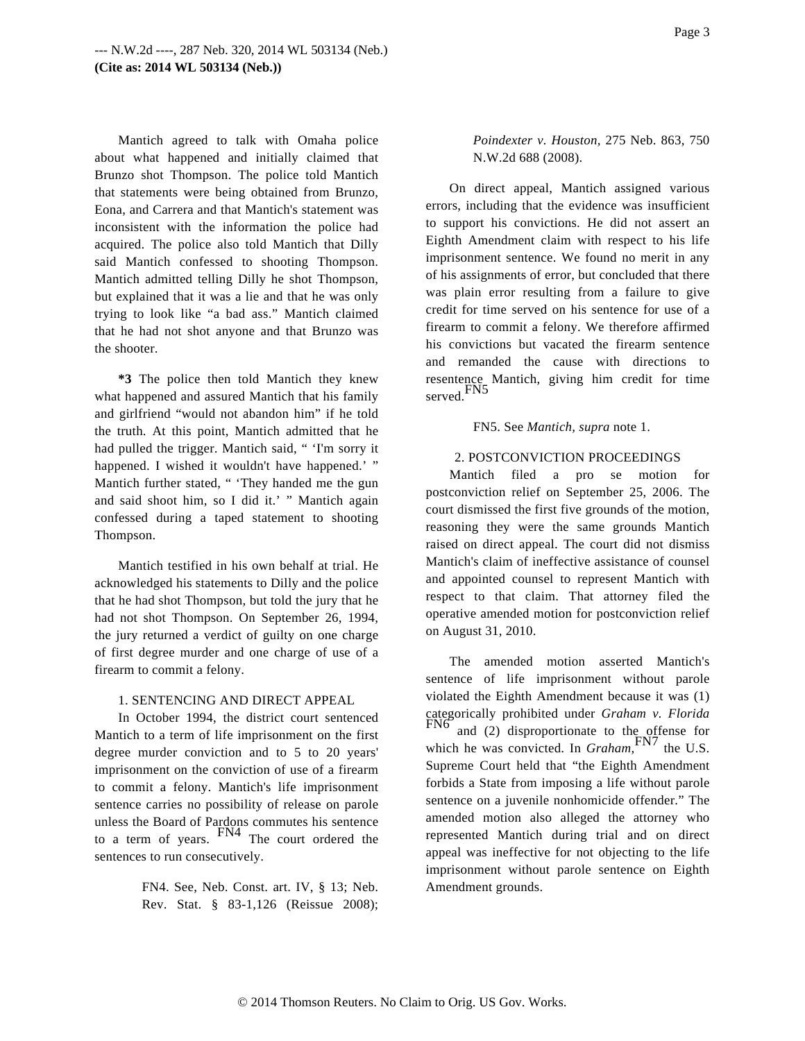Mantich agreed to talk with Omaha police about what happened and initially claimed that Brunzo shot Thompson. The police told Mantich that statements were being obtained from Brunzo, Eona, and Carrera and that Mantich's statement was inconsistent with the information the police had acquired. The police also told Mantich that Dilly said Mantich confessed to shooting Thompson. Mantich admitted telling Dilly he shot Thompson, but explained that it was a lie and that he was only trying to look like "a bad ass." Mantich claimed that he had not shot anyone and that Brunzo was the shooter.

**\*3** The police then told Mantich they knew what happened and assured Mantich that his family and girlfriend "would not abandon him" if he told the truth. At this point, Mantich admitted that he had pulled the trigger. Mantich said, " 'I'm sorry it happened. I wished it wouldn't have happened.' " Mantich further stated, " 'They handed me the gun and said shoot him, so I did it.' " Mantich again confessed during a taped statement to shooting Thompson.

Mantich testified in his own behalf at trial. He acknowledged his statements to Dilly and the police that he had shot Thompson, but told the jury that he had not shot Thompson. On September 26, 1994, the jury returned a verdict of guilty on one charge of first degree murder and one charge of use of a firearm to commit a felony.

### 1. SENTENCING AND DIRECT APPEAL

In October 1994, the district court sentenced Mantich to a term of life imprisonment on the first degree murder conviction and to 5 to 20 years' imprisonment on the conviction of use of a firearm to commit a felony. Mantich's life imprisonment sentence carries no possibility of release on parole unless the Board of Pardons commutes his sentence to a term of years.[FN4] The court ordered the sentences to run consecutively.

> FN4. See, Neb. Const. art. IV, § 13; Neb. Rev. Stat. § 83-1,126 (Reissue 2008); *Poindexter v. Houston,* 275 Neb. 863, 750 N.W.2d 688 (2008).

On direct appeal, Mantich assigned various errors, including that the evidence was insufficient to support his convictions. He did not assert an Eighth Amendment claim with respect to his life imprisonment sentence. We found no merit in any of his assignments of error, but concluded that there was plain error resulting from a failure to give credit for time served on his sentence for use of a firearm to commit a felony. We therefore affirmed his convictions but vacated the firearm sentence and remanded the cause with directions to resentence Mantich, giving him credit for time served.[FN5]

> FN5. See *Mantich, supra* note 1.

### 2. POSTCONVICTION PROCEEDINGS

Mantich filed a pro se motion for postconviction relief on September 25, 2006. The court dismissed the first five grounds of the motion, reasoning they were the same grounds Mantich raised on direct appeal. The court did not dismiss Mantich's claim of ineffective assistance of counsel and appointed counsel to represent Mantich with respect to that claim. That attorney filed the operative amended motion for postconviction relief on August 31, 2010.

The amended motion asserted Mantich's sentence of life imprisonment without parole violated the Eighth Amendment because it was (1) categorically prohibited under *Graham v. Florida*[FN6] and (2) disproportionate to the offense for which he was convicted. In *Graham,*[FN7] the U.S. Supreme Court held that "the Eighth Amendment forbids a State from imposing a life without parole sentence on a juvenile nonhomicide offender." The amended motion also alleged the attorney who represented Mantich during trial and on direct appeal was ineffective for not objecting to the life imprisonment without parole sentence on Eighth Amendment grounds.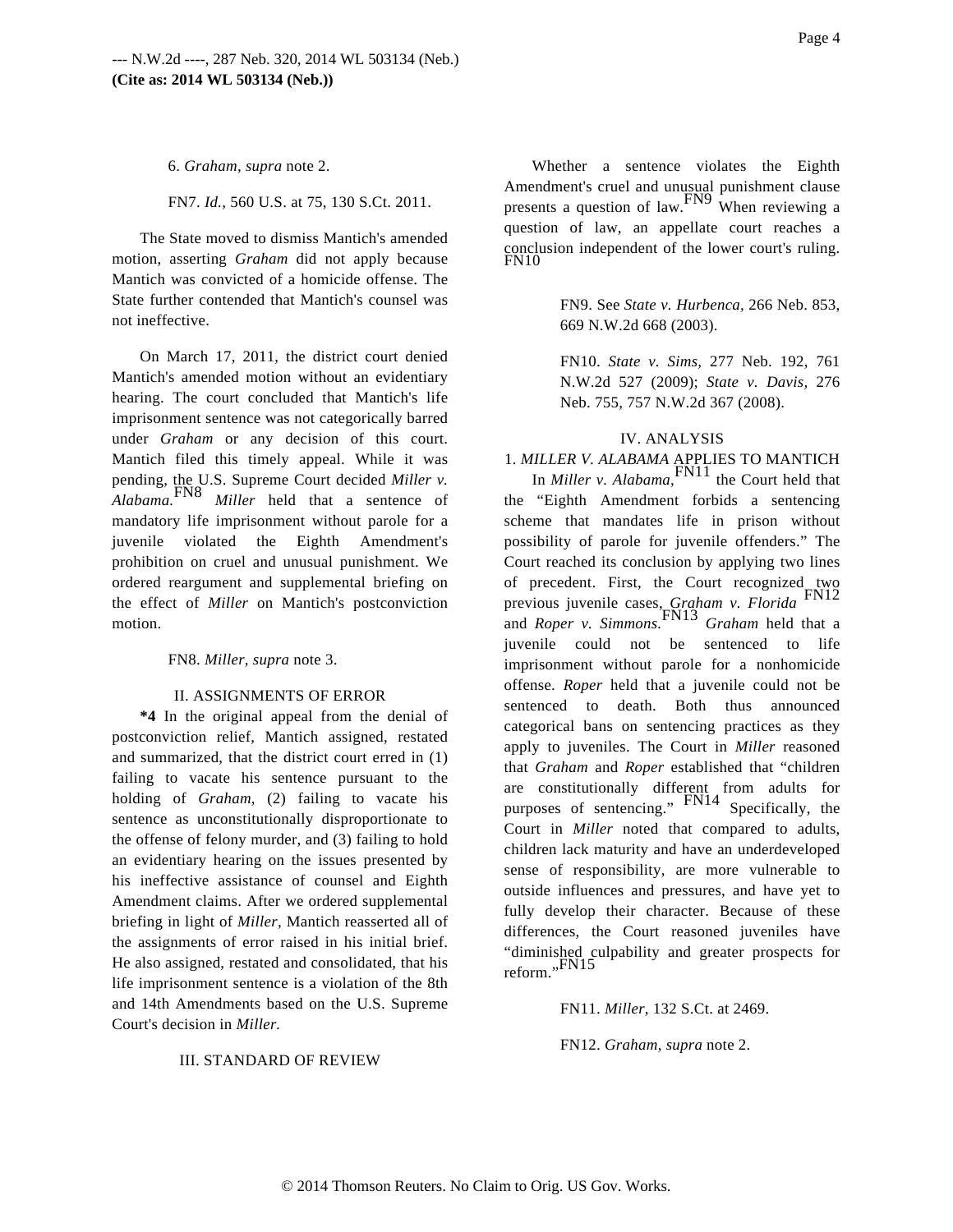6. *Graham, supra* note 2.

FN7. *Id.,* 560 U.S. at 75, 130 S.Ct. 2011.

The State moved to dismiss Mantich's amended motion, asserting *Graham* did not apply because Mantich was convicted of a homicide offense. The State further contended that Mantich's counsel was not ineffective.

On March 17, 2011, the district court denied Mantich's amended motion without an evidentiary hearing. The court concluded that Mantich's life imprisonment sentence was not categorically barred under *Graham* or any decision of this court. Mantich filed this timely appeal. While it was pending, the U.S. Supreme Court decided *Miller v. Alabama.*[FN8] *Miller* held that a sentence of mandatory life imprisonment without parole for a juvenile violated the Eighth Amendment's prohibition on cruel and unusual punishment. We ordered reargument and supplemental briefing on the effect of *Miller* on Mantich's postconviction motion.

FN8. *Miller, supra* note 3.

## II. ASSIGNMENTS OF ERROR

**\*4** In the original appeal from the denial of postconviction relief, Mantich assigned, restated and summarized, that the district court erred in (1) failing to vacate his sentence pursuant to the holding of *Graham,* (2) failing to vacate his sentence as unconstitutionally disproportionate to the offense of felony murder, and (3) failing to hold an evidentiary hearing on the issues presented by his ineffective assistance of counsel and Eighth Amendment claims. After we ordered supplemental briefing in light of *Miller,* Mantich reasserted all of the assignments of error raised in his initial brief. He also assigned, restated and consolidated, that his life imprisonment sentence is a violation of the 8th and 14th Amendments based on the U.S. Supreme Court's decision in *Miller.*

## III. STANDARD OF REVIEW

Whether a sentence violates the Eighth Amendment's cruel and unusual punishment clause presents a question of law.[FN9] When reviewing a question of law, an appellate court reaches a conclusion independent of the lower court's ruling.[FN10]

FN9. See *State v. Hurbenca,* 266 Neb. 853, 669 N.W.2d 668 (2003).

FN10. *State v. Sims,* 277 Neb. 192, 761 N.W.2d 527 (2009); *State v. Davis,* 276 Neb. 755, 757 N.W.2d 367 (2008).

## IV. ANALYSIS

### 1. *MILLER V. ALABAMA* APPLIES TO MANTICH

In *Miller v. Alabama,*[FN11] the Court held that the "Eighth Amendment forbids a sentencing scheme that mandates life in prison without possibility of parole for juvenile offenders." The Court reached its conclusion by applying two lines of precedent. First, the Court recognized two previous juvenile cases, *Graham v. Florida* [FN12] and *Roper v. Simmons.*[FN13] *Graham* held that a juvenile could not be sentenced to life imprisonment without parole for a nonhomicide offense. *Roper* held that a juvenile could not be sentenced to death. Both thus announced categorical bans on sentencing practices as they apply to juveniles. The Court in *Miller* reasoned that *Graham* and *Roper* established that "children are constitutionally different from adults for purposes of sentencing." [FN14] Specifically, the Court in *Miller* noted that compared to adults, children lack maturity and have an underdeveloped sense of responsibility, are more vulnerable to outside influences and pressures, and have yet to fully develop their character. Because of these differences, the Court reasoned juveniles have "diminished culpability and greater prospects for reform."[FN15]

FN11. *Miller,* 132 S.Ct. at 2469.

FN12. *Graham, supra* note 2.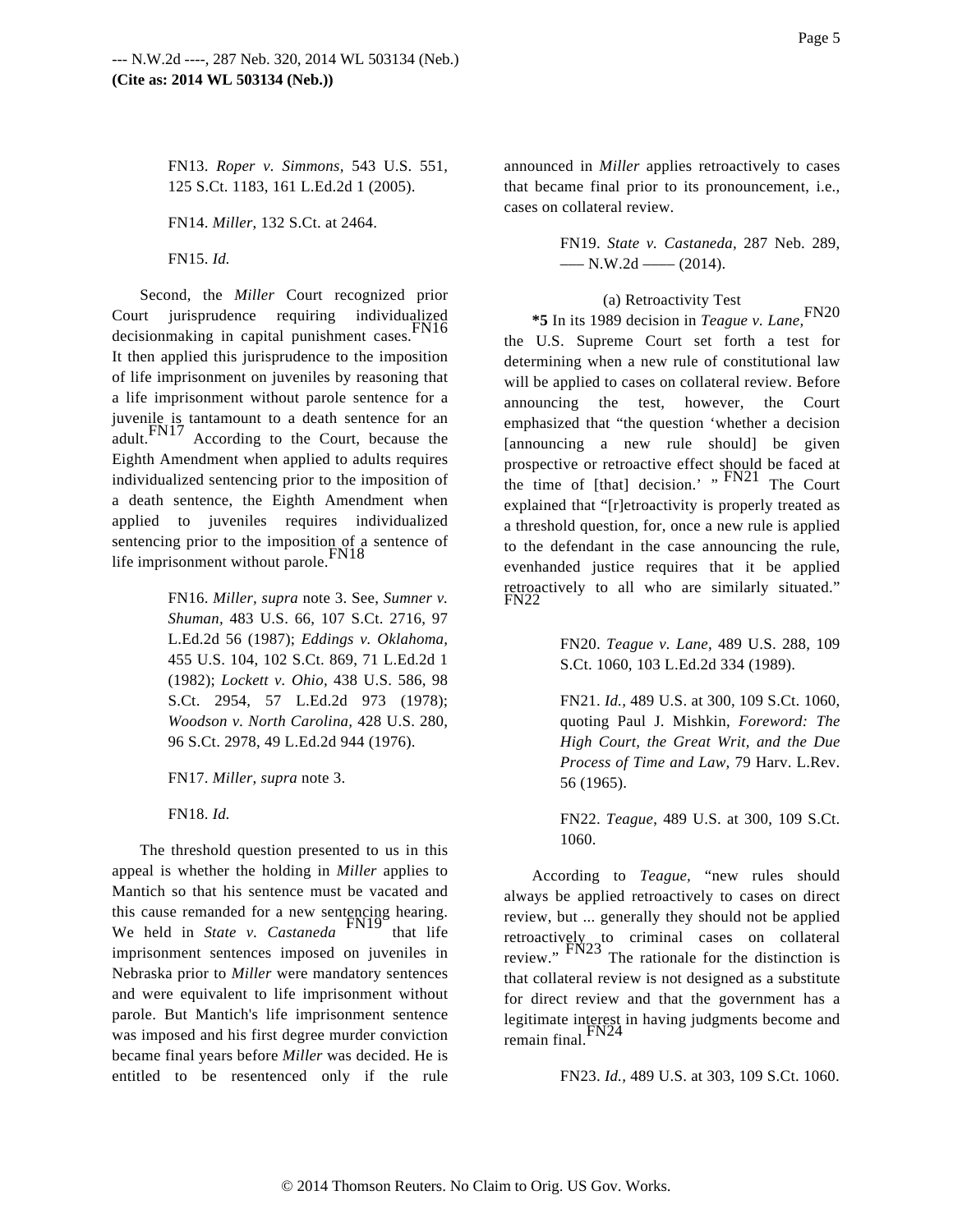FN13. *Roper v. Simmons,* 543 U.S. 551, 125 S.Ct. 1183, 161 L.Ed.2d 1 (2005).

FN14. *Miller,* 132 S.Ct. at 2464.

FN15. *Id.*

Second, the *Miller* Court recognized prior Court jurisprudence requiring individualized decisionmaking in capital punishment cases.[FN16] It then applied this jurisprudence to the imposition of life imprisonment on juveniles by reasoning that a life imprisonment without parole sentence for a juvenile is tantamount to a death sentence for an adult.[FN17] According to the Court, because the Eighth Amendment when applied to adults requires individualized sentencing prior to the imposition of a death sentence, the Eighth Amendment when applied to juveniles requires individualized sentencing prior to the imposition of a sentence of life imprisonment without parole.[FN18]

FN16. *Miller, supra* note 3. See, *Sumner v. Shuman,* 483 U.S. 66, 107 S.Ct. 2716, 97 L.Ed.2d 56 (1987); *Eddings v. Oklahoma,* 455 U.S. 104, 102 S.Ct. 869, 71 L.Ed.2d 1 (1982); *Lockett v. Ohio,* 438 U.S. 586, 98 S.Ct. 2954, 57 L.Ed.2d 973 (1978); *Woodson v. North Carolina,* 428 U.S. 280, 96 S.Ct. 2978, 49 L.Ed.2d 944 (1976).

FN17. *Miller, supra* note 3.

FN18. *Id.*

The threshold question presented to us in this appeal is whether the holding in *Miller* applies to Mantich so that his sentence must be vacated and this cause remanded for a new sentencing hearing. We held in *State v. Castaneda* [FN19] that life imprisonment sentences imposed on juveniles in Nebraska prior to *Miller* were mandatory sentences and were equivalent to life imprisonment without parole. But Mantich's life imprisonment sentence was imposed and his first degree murder conviction became final years before *Miller* was decided. He is entitled to be resentenced only if the rule announced in *Miller* applies retroactively to cases that became final prior to its pronouncement, i.e., cases on collateral review.

FN19. *State v. Castaneda,* 287 Neb. 289, ––– N.W.2d –––– (2014).

(a) Retroactivity Test

**\*5** In its 1989 decision in *Teague v. Lane,*[FN20] the U.S. Supreme Court set forth a test for determining when a new rule of constitutional law will be applied to cases on collateral review. Before announcing the test, however, the Court emphasized that "the question 'whether a decision [announcing a new rule should] be given prospective or retroactive effect should be faced at the time of [that] decision.' "[FN21] The Court explained that "[r]etroactivity is properly treated as a threshold question, for, once a new rule is applied to the defendant in the case announcing the rule, evenhanded justice requires that it be applied retroactively to all who are similarly situated."[FN22]

FN20. *Teague v. Lane,* 489 U.S. 288, 109 S.Ct. 1060, 103 L.Ed.2d 334 (1989).

FN21. *Id.,* 489 U.S. at 300, 109 S.Ct. 1060, quoting Paul J. Mishkin, *Foreword: The High Court, the Great Writ, and the Due Process of Time and Law,* 79 Harv. L.Rev. 56 (1965).

FN22. *Teague,* 489 U.S. at 300, 109 S.Ct. 1060.

According to *Teague,* "new rules should always be applied retroactively to cases on direct review, but ... generally they should not be applied retroactively to criminal cases on collateral review."[FN23] The rationale for the distinction is that collateral review is not designed as a substitute for direct review and that the government has a legitimate interest in having judgments become and remain final.[FN24]

FN23. *Id.,* 489 U.S. at 303, 109 S.Ct. 1060.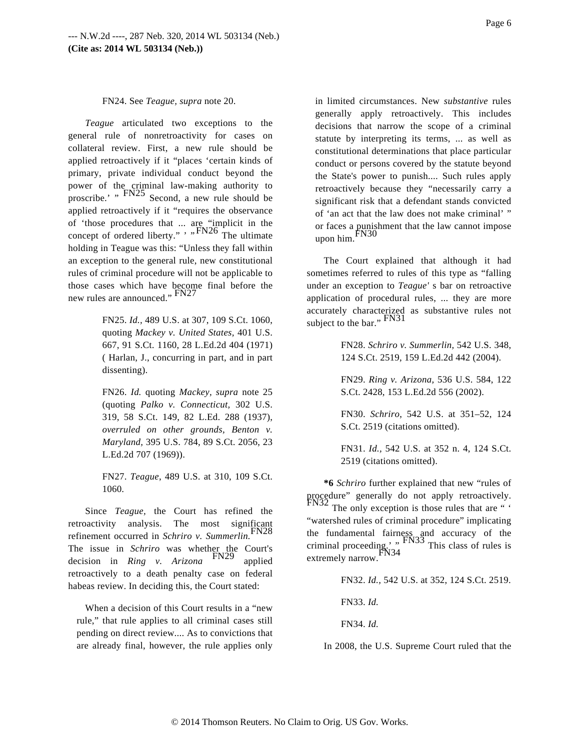FN24. See *Teague, supra* note 20.

*Teague* articulated two exceptions to the general rule of nonretroactivity for cases on collateral review. First, a new rule should be applied retroactively if it "places 'certain kinds of primary, private individual conduct beyond the power of the criminal law-making authority to proscribe.' "[FN25] Second, a new rule should be applied retroactively if it "requires the observance of 'those procedures that ... are "implicit in the concept of ordered liberty." ' "[FN26] The ultimate holding in Teague was this: "Unless they fall within an exception to the general rule, new constitutional rules of criminal procedure will not be applicable to those cases which have become final before the new rules are announced."[FN27]

> FN25. *Id.,* 489 U.S. at 307, 109 S.Ct. 1060, quoting *Mackey v. United States,* 401 U.S. 667, 91 S.Ct. 1160, 28 L.Ed.2d 404 (1971) ( Harlan, J., concurring in part, and in part dissenting).

> FN26. *Id.* quoting *Mackey, supra* note 25 (quoting *Palko v. Connecticut,* 302 U.S. 319, 58 S.Ct. 149, 82 L.Ed. 288 (1937), *overruled on other grounds, Benton v. Maryland,* 395 U.S. 784, 89 S.Ct. 2056, 23 L.Ed.2d 707 (1969)).

> FN27. *Teague*, 489 U.S. at 310, 109 S.Ct. 1060.

Since *Teague,* the Court has refined the retroactivity analysis. The most significant refinement occurred in *Schriro v. Summerlin.*[FN28] The issue in *Schriro* was whether the Court's decision in *Ring v. Arizona*[FN29] applied retroactively to a death penalty case on federal habeas review. In deciding this, the Court stated:

> When a decision of this Court results in a "new rule," that rule applies to all criminal cases still pending on direct review.... As to convictions that are already final, however, the rule applies only in limited circumstances. New *substantive* rules generally apply retroactively. This includes decisions that narrow the scope of a criminal statute by interpreting its terms, ... as well as constitutional determinations that place particular conduct or persons covered by the statute beyond the State's power to punish.... Such rules apply retroactively because they "necessarily carry a significant risk that a defendant stands convicted of 'an act that the law does not make criminal' " or faces a punishment that the law cannot impose upon him.[FN30]

The Court explained that although it had sometimes referred to rules of this type as "falling under an exception to *Teague'* s bar on retroactive application of procedural rules, ... they are more accurately characterized as substantive rules not subject to the bar."[FN31]

> FN28. *Schriro v. Summerlin,* 542 U.S. 348, 124 S.Ct. 2519, 159 L.Ed.2d 442 (2004).

> FN29. *Ring v. Arizona,* 536 U.S. 584, 122 S.Ct. 2428, 153 L.Ed.2d 556 (2002).

> FN30. *Schriro*, 542 U.S. at 351–52, 124 S.Ct. 2519 (citations omitted).

> FN31. *Id.,* 542 U.S. at 352 n. 4, 124 S.Ct. 2519 (citations omitted).

**\*6** *Schriro* further explained that new "rules of procedure" generally do not apply retroactively.[FN32] The only exception is those rules that are " ' "watershed rules of criminal procedure" implicating the fundamental fairness and accuracy of the criminal proceeding.' "[FN33] This class of rules is extremely narrow.[FN34]

> FN32. *Id.,* 542 U.S. at 352, 124 S.Ct. 2519.

> FN33. *Id.*

> FN34. *Id.*

In 2008, the U.S. Supreme Court ruled that the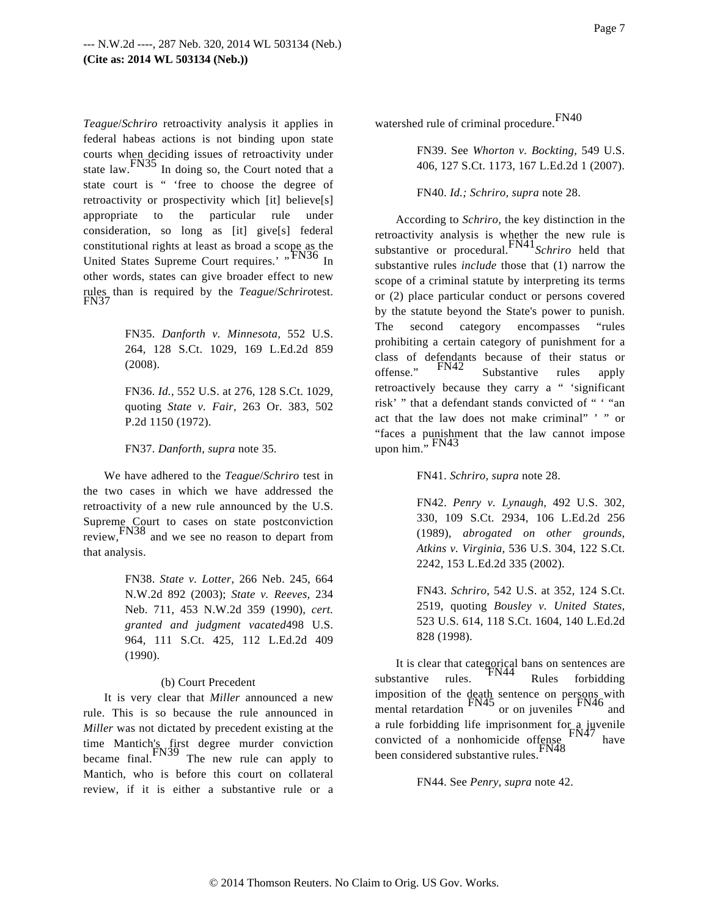*Teague*/*Schriro* retroactivity analysis it applies in federal habeas actions is not binding upon state courts when deciding issues of retroactivity under state law.[FN35] In doing so, the Court noted that a state court is " 'free to choose the degree of retroactivity or prospectivity which [it] believe[s] appropriate to the particular rule under consideration, so long as [it] give[s] federal constitutional rights at least as broad a scope as the United States Supreme Court requires.' "[FN36] In other words, states can give broader effect to new rules than is required by the *Teague*/*Schriro*test.[FN37]

> FN35. *Danforth v. Minnesota,* 552 U.S. 264, 128 S.Ct. 1029, 169 L.Ed.2d 859 (2008).
>
> FN36. *Id.,* 552 U.S. at 276, 128 S.Ct. 1029, quoting *State v. Fair,* 263 Or. 383, 502 P.2d 1150 (1972).
>
> FN37. *Danforth, supra* note 35.

We have adhered to the *Teague*/*Schriro* test in the two cases in which we have addressed the retroactivity of a new rule announced by the U.S. Supreme Court to cases on state postconviction review,[FN38] and we see no reason to depart from that analysis.

> FN38. *State v. Lotter,* 266 Neb. 245, 664 N.W.2d 892 (2003); *State v. Reeves,* 234 Neb. 711, 453 N.W.2d 359 (1990), *cert. granted and judgment vacated*498 U.S. 964, 111 S.Ct. 425, 112 L.Ed.2d 409 (1990).

(b) Court Precedent

It is very clear that *Miller* announced a new rule. This is so because the rule announced in *Miller* was not dictated by precedent existing at the time Mantich's first degree murder conviction became final.[FN39] The new rule can apply to Mantich, who is before this court on collateral review, if it is either a substantive rule or a watershed rule of criminal procedure.[FN40]

> FN39. See *Whorton v. Bockting,* 549 U.S. 406, 127 S.Ct. 1173, 167 L.Ed.2d 1 (2007).
>
> FN40. *Id.; Schriro, supra* note 28.

According to *Schriro,* the key distinction in the retroactivity analysis is whether the new rule is substantive or procedural.[FN41]*Schriro* held that substantive rules *include* those that (1) narrow the scope of a criminal statute by interpreting its terms or (2) place particular conduct or persons covered by the statute beyond the State's power to punish. The second category encompasses "rules prohibiting a certain category of punishment for a class of defendants because of their status or offense."[FN42] Substantive rules apply retroactively because they carry a " 'significant risk' " that a defendant stands convicted of " ' "an act that the law does not make criminal" ' " or "faces a punishment that the law cannot impose upon him."[FN43]

> FN41. *Schriro, supra* note 28.
>
> FN42. *Penry v. Lynaugh,* 492 U.S. 302, 330, 109 S.Ct. 2934, 106 L.Ed.2d 256 (1989), *abrogated on other grounds, Atkins v. Virginia,* 536 U.S. 304, 122 S.Ct. 2242, 153 L.Ed.2d 335 (2002).
>
> FN43. *Schriro,* 542 U.S. at 352, 124 S.Ct. 2519, quoting *Bousley v. United States,* 523 U.S. 614, 118 S.Ct. 1604, 140 L.Ed.2d 828 (1998).

It is clear that categorical bans on sentences are substantive rules.[FN44] Rules forbidding imposition of the death sentence on persons with mental retardation[FN45] or on juveniles[FN46] and a rule forbidding life imprisonment for a juvenile convicted of a nonhomicide offense[FN47] have been considered substantive rules.[FN48]

> FN44. See *Penry, supra* note 42.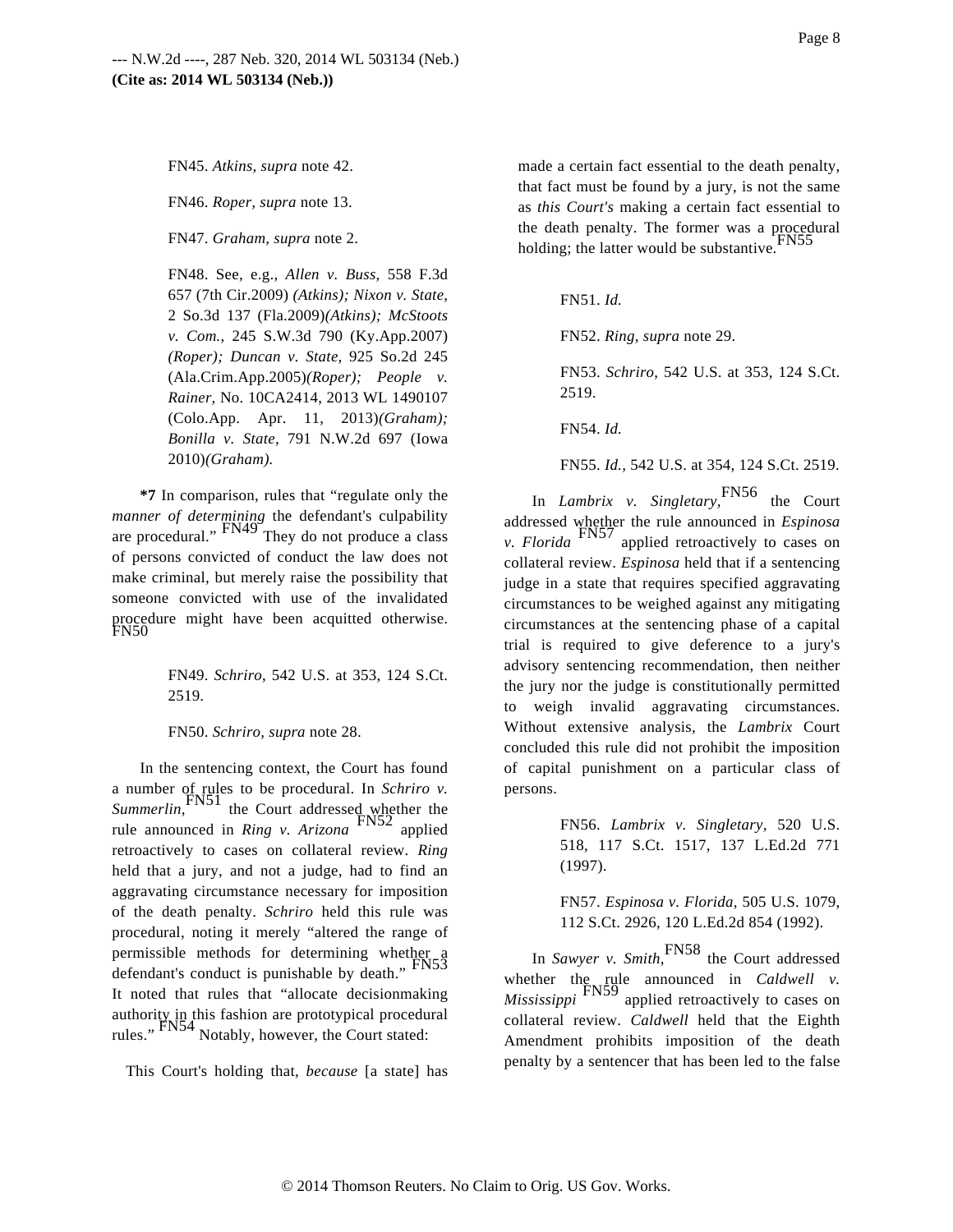FN45. *Atkins, supra* note 42.

FN46. *Roper, supra* note 13.

FN47. *Graham, supra* note 2.

FN48. See, e.g., *Allen v. Buss,* 558 F.3d 657 (7th Cir.2009) *(Atkins); Nixon v. State,* 2 So.3d 137 (Fla.2009)*(Atkins); McStoots v. Com.,* 245 S.W.3d 790 (Ky.App.2007) *(Roper); Duncan v. State,* 925 So.2d 245 (Ala.Crim.App.2005)*(Roper); People v. Rainer,* No. 10CA2414, 2013 WL 1490107 (Colo.App. Apr. 11, 2013)*(Graham); Bonilla v. State,* 791 N.W.2d 697 (Iowa 2010)*(Graham).*

**\*7** In comparison, rules that "regulate only the *manner of determining* the defendant's culpability are procedural." [FN49] They do not produce a class of persons convicted of conduct the law does not make criminal, but merely raise the possibility that someone convicted with use of the invalidated procedure might have been acquitted otherwise. [FN50]

FN49. *Schriro,* 542 U.S. at 353, 124 S.Ct. 2519.

FN50. *Schriro, supra* note 28.

In the sentencing context, the Court has found a number of rules to be procedural. In *Schriro v. Summerlin,* [FN51] the Court addressed whether the rule announced in *Ring v. Arizona* [FN52] applied retroactively to cases on collateral review. *Ring* held that a jury, and not a judge, had to find an aggravating circumstance necessary for imposition of the death penalty. *Schriro* held this rule was procedural, noting it merely "altered the range of permissible methods for determining whether a defendant's conduct is punishable by death." [FN53] It noted that rules that "allocate decisionmaking authority in this fashion are prototypical procedural rules." [FN54] Notably, however, the Court stated:

> This Court's holding that, *because* [a state] has made a certain fact essential to the death penalty, that fact must be found by a jury, is not the same as *this Court's* making a certain fact essential to the death penalty. The former was a procedural holding; the latter would be substantive. [FN55]

FN51. *Id.*

FN52. *Ring, supra* note 29.

FN53. *Schriro,* 542 U.S. at 353, 124 S.Ct. 2519.

FN54. *Id.*

FN55. *Id.,* 542 U.S. at 354, 124 S.Ct. 2519.

In *Lambrix v. Singletary,* [FN56] the Court addressed whether the rule announced in *Espinosa v. Florida* [FN57] applied retroactively to cases on collateral review. *Espinosa* held that if a sentencing judge in a state that requires specified aggravating circumstances to be weighed against any mitigating circumstances at the sentencing phase of a capital trial is required to give deference to a jury's advisory sentencing recommendation, then neither the jury nor the judge is constitutionally permitted to weigh invalid aggravating circumstances. Without extensive analysis, the *Lambrix* Court concluded this rule did not prohibit the imposition of capital punishment on a particular class of persons.

FN56. *Lambrix v. Singletary,* 520 U.S. 518, 117 S.Ct. 1517, 137 L.Ed.2d 771 (1997).

FN57. *Espinosa v. Florida,* 505 U.S. 1079, 112 S.Ct. 2926, 120 L.Ed.2d 854 (1992).

In *Sawyer v. Smith,* [FN58] the Court addressed whether the rule announced in *Caldwell v. Mississippi* [FN59] applied retroactively to cases on collateral review. *Caldwell* held that the Eighth Amendment prohibits imposition of the death penalty by a sentencer that has been led to the false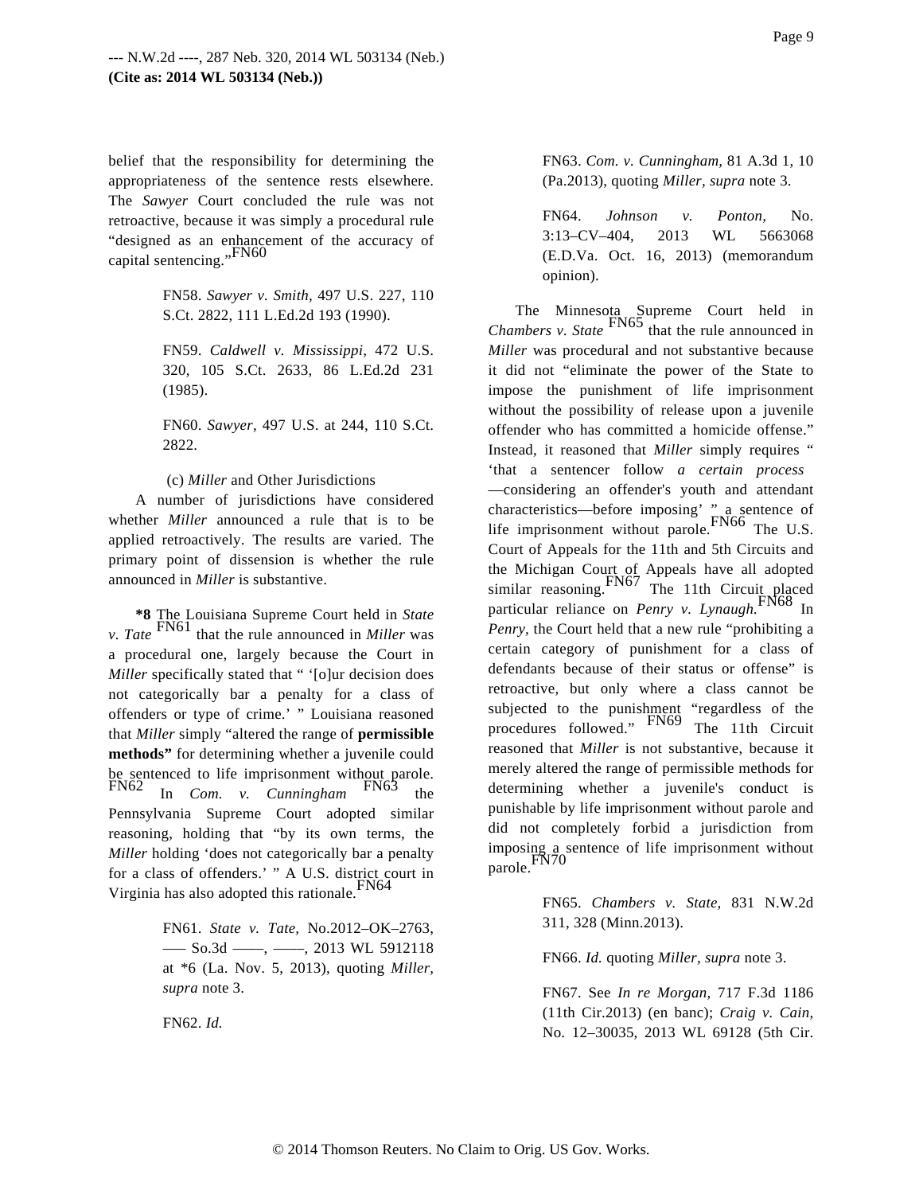belief that the responsibility for determining the appropriateness of the sentence rests elsewhere. The *Sawyer* Court concluded the rule was not retroactive, because it was simply a procedural rule "designed as an enhancement of the accuracy of capital sentencing."[FN60]

FN58. *Sawyer v. Smith*, 497 U.S. 227, 110 S.Ct. 2822, 111 L.Ed.2d 193 (1990).

FN59. *Caldwell v. Mississippi,* 472 U.S. 320, 105 S.Ct. 2633, 86 L.Ed.2d 231 (1985).

FN60. *Sawyer*, 497 U.S. at 244, 110 S.Ct. 2822.

(c) *Miller* and Other Jurisdictions

A number of jurisdictions have considered whether *Miller* announced a rule that is to be applied retroactively. The results are varied. The primary point of dissension is whether the rule announced in *Miller* is substantive.

**\*8** The Louisiana Supreme Court held in *State v. Tate* [FN61] that the rule announced in *Miller* was a procedural one, largely because the Court in *Miller* specifically stated that " '[o]ur decision does not categorically bar a penalty for a class of offenders or type of crime.' " Louisiana reasoned that *Miller* simply "altered the range of **permissible methods"** for determining whether a juvenile could be sentenced to life imprisonment without parole.[FN62] In *Com. v. Cunningham* [FN63] the Pennsylvania Supreme Court adopted similar reasoning, holding that "by its own terms, the *Miller* holding 'does not categorically bar a penalty for a class of offenders.' " A U.S. district court in Virginia has also adopted this rationale.[FN64]

FN61. *State v. Tate,* No.2012–OK–2763, ––– So.3d ––––, ––––, 2013 WL 5912118 at \*6 (La. Nov. 5, 2013), quoting *Miller, supra* note 3.

FN62. *Id.*

FN63. *Com. v. Cunningham,* 81 A.3d 1, 10 (Pa.2013), quoting *Miller, supra* note 3.

FN64. *Johnson v. Ponton,* No. 3:13–CV–404, 2013 WL 5663068 (E.D.Va. Oct. 16, 2013) (memorandum opinion).

The Minnesota Supreme Court held in *Chambers v. State* [FN65] that the rule announced in *Miller* was procedural and not substantive because it did not "eliminate the power of the State to impose the punishment of life imprisonment without the possibility of release upon a juvenile offender who has committed a homicide offense." Instead, it reasoned that *Miller* simply requires " 'that a sentencer follow *a certain process* —considering an offender's youth and attendant characteristics—before imposing' " a sentence of life imprisonment without parole.[FN66] The U.S. Court of Appeals for the 11th and 5th Circuits and the Michigan Court of Appeals have all adopted similar reasoning.[FN67] The 11th Circuit placed particular reliance on *Penry v. Lynaugh.*[FN68] In *Penry*, the Court held that a new rule "prohibiting a certain category of punishment for a class of defendants because of their status or offense" is retroactive, but only where a class cannot be subjected to the punishment "regardless of the procedures followed." [FN69] The 11th Circuit reasoned that *Miller* is not substantive, because it merely altered the range of permissible methods for determining whether a juvenile's conduct is punishable by life imprisonment without parole and did not completely forbid a jurisdiction from imposing a sentence of life imprisonment without parole.[FN70]

FN65. *Chambers v. State,* 831 N.W.2d 311, 328 (Minn.2013).

FN66. *Id.* quoting *Miller, supra* note 3.

FN67. See *In re Morgan*, 717 F.3d 1186 (11th Cir.2013) (en banc); *Craig v. Cain,* No. 12–30035, 2013 WL 69128 (5th Cir.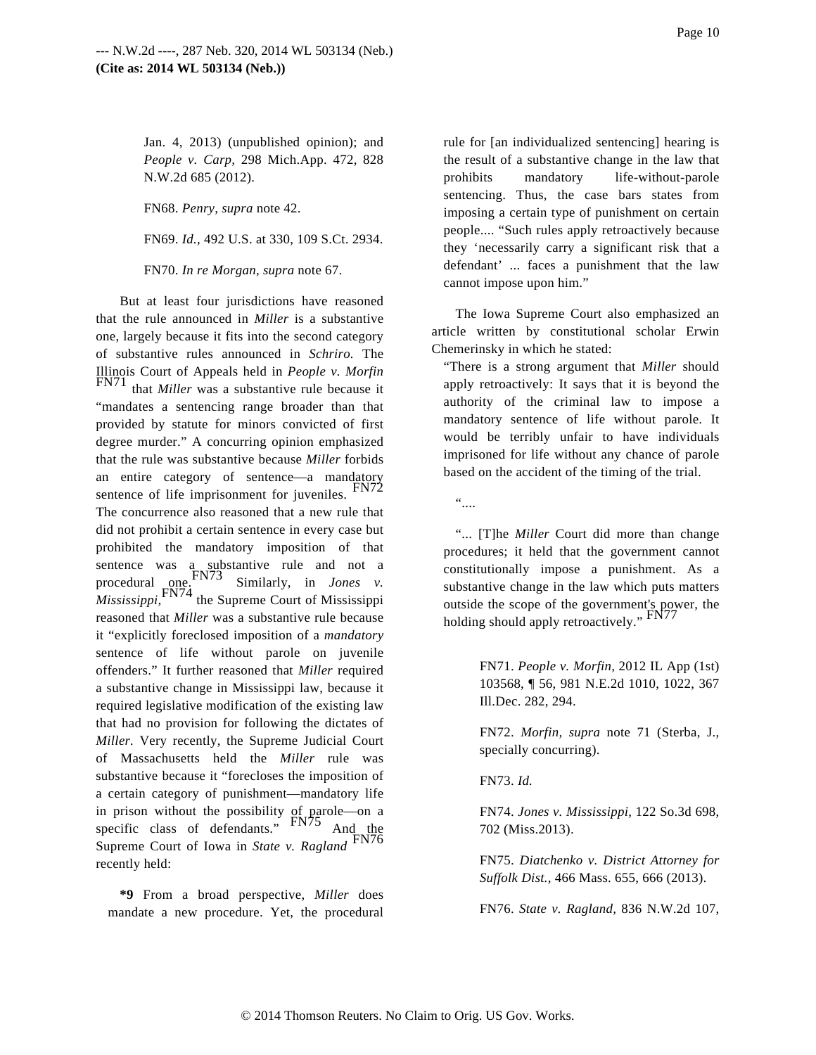Jan. 4, 2013) (unpublished opinion); and *People v. Carp,* 298 Mich.App. 472, 828 N.W.2d 685 (2012).

FN68. *Penry, supra* note 42.

FN69. *Id.,* 492 U.S. at 330, 109 S.Ct. 2934.

FN70. *In re Morgan, supra* note 67.

But at least four jurisdictions have reasoned that the rule announced in *Miller* is a substantive one, largely because it fits into the second category of substantive rules announced in *Schriro.* The Illinois Court of Appeals held in *People v. Morfin* [FN71] that *Miller* was a substantive rule because it "mandates a sentencing range broader than that provided by statute for minors convicted of first degree murder." A concurring opinion emphasized that the rule was substantive because *Miller* forbids an entire category of sentence—a mandatory sentence of life imprisonment for juveniles. [FN72] The concurrence also reasoned that a new rule that did not prohibit a certain sentence in every case but prohibited the mandatory imposition of that sentence was a substantive rule and not a procedural one.[FN73] Similarly, in *Jones v. Mississippi,*[FN74] the Supreme Court of Mississippi reasoned that *Miller* was a substantive rule because it "explicitly foreclosed imposition of a *mandatory* sentence of life without parole on juvenile offenders." It further reasoned that *Miller* required a substantive change in Mississippi law, because it required legislative modification of the existing law that had no provision for following the dictates of *Miller.* Very recently, the Supreme Judicial Court of Massachusetts held the *Miller* rule was substantive because it "forecloses the imposition of a certain category of punishment—mandatory life in prison without the possibility of parole—on a specific class of defendants." [FN75] And the Supreme Court of Iowa in *State v. Ragland* [FN76] recently held:

> **\*9** From a broad perspective, *Miller* does mandate a new procedure. Yet, the procedural rule for [an individualized sentencing] hearing is the result of a substantive change in the law that prohibits mandatory life-without-parole sentencing. Thus, the case bars states from imposing a certain type of punishment on certain people.... "Such rules apply retroactively because they 'necessarily carry a significant risk that a defendant' ... faces a punishment that the law cannot impose upon him."

The Iowa Supreme Court also emphasized an article written by constitutional scholar Erwin Chemerinsky in which he stated:

> "There is a strong argument that *Miller* should apply retroactively: It says that it is beyond the authority of the criminal law to impose a mandatory sentence of life without parole. It would be terribly unfair to have individuals imprisoned for life without any chance of parole based on the accident of the timing of the trial.
>
> "....
>
> "... [T]he *Miller* Court did more than change procedures; it held that the government cannot constitutionally impose a punishment. As a substantive change in the law which puts matters outside the scope of the government's power, the holding should apply retroactively." [FN77]

FN71. *People v. Morfin,* 2012 IL App (1st) 103568, ¶ 56, 981 N.E.2d 1010, 1022, 367 Ill.Dec. 282, 294.

FN72. *Morfin, supra* note 71 (Sterba, J., specially concurring).

FN73. *Id.*

FN74. *Jones v. Mississippi,* 122 So.3d 698, 702 (Miss.2013).

FN75. *Diatchenko v. District Attorney for Suffolk Dist.,* 466 Mass. 655, 666 (2013).

FN76. *State v. Ragland,* 836 N.W.2d 107,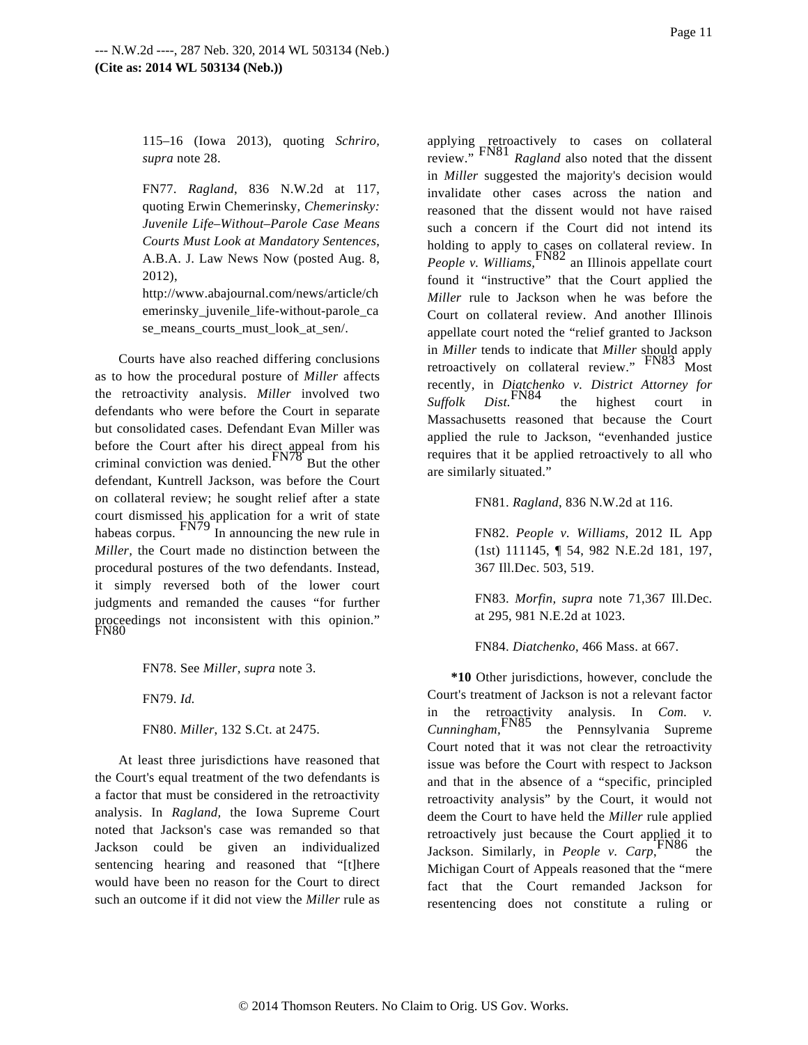115–16 (Iowa 2013), quoting *Schriro, supra* note 28.

FN77. *Ragland*, 836 N.W.2d at 117, quoting Erwin Chemerinsky, *Chemerinsky: Juvenile Life–Without–Parole Case Means Courts Must Look at Mandatory Sentences*, A.B.A. J. Law News Now (posted Aug. 8, 2012), http://www.abajournal.com/news/article/chemerinsky_juvenile_life-without-parole_case_means_courts_must_look_at_sen/.

Courts have also reached differing conclusions as to how the procedural posture of *Miller* affects the retroactivity analysis. *Miller* involved two defendants who were before the Court in separate but consolidated cases. Defendant Evan Miller was before the Court after his direct appeal from his criminal conviction was denied.[FN78] But the other defendant, Kuntrell Jackson, was before the Court on collateral review; he sought relief after a state court dismissed his application for a writ of state habeas corpus. [FN79] In announcing the new rule in *Miller,* the Court made no distinction between the procedural postures of the two defendants. Instead, it simply reversed both of the lower court judgments and remanded the causes "for further proceedings not inconsistent with this opinion." [FN80]

FN78. See *Miller, supra* note 3.

FN79. *Id.*

FN80. *Miller,* 132 S.Ct. at 2475.

At least three jurisdictions have reasoned that the Court's equal treatment of the two defendants is a factor that must be considered in the retroactivity analysis. In *Ragland,* the Iowa Supreme Court noted that Jackson's case was remanded so that Jackson could be given an individualized sentencing hearing and reasoned that "[t]here would have been no reason for the Court to direct such an outcome if it did not view the *Miller* rule as applying retroactively to cases on collateral review." [FN81] *Ragland* also noted that the dissent in *Miller* suggested the majority's decision would invalidate other cases across the nation and reasoned that the dissent would not have raised such a concern if the Court did not intend its holding to apply to cases on collateral review. In *People v. Williams,*[FN82] an Illinois appellate court found it "instructive" that the Court applied the *Miller* rule to Jackson when he was before the Court on collateral review. And another Illinois appellate court noted the "relief granted to Jackson in *Miller* tends to indicate that *Miller* should apply retroactively on collateral review." [FN83] Most recently, in *Diatchenko v. District Attorney for Suffolk Dist.*[FN84] the highest court in Massachusetts reasoned that because the Court applied the rule to Jackson, "evenhanded justice requires that it be applied retroactively to all who are similarly situated."

FN81. *Ragland*, 836 N.W.2d at 116.

FN82. *People v. Williams,* 2012 IL App (1st) 111145, ¶ 54, 982 N.E.2d 181, 197, 367 Ill.Dec. 503, 519.

FN83. *Morfin, supra* note 71,367 Ill.Dec. at 295, 981 N.E.2d at 1023.

FN84. *Diatchenko*, 466 Mass. at 667.

**\*10** Other jurisdictions, however, conclude the Court's treatment of Jackson is not a relevant factor in the retroactivity analysis. In *Com. v. Cunningham,*[FN85] the Pennsylvania Supreme Court noted that it was not clear the retroactivity issue was before the Court with respect to Jackson and that in the absence of a "specific, principled retroactivity analysis" by the Court, it would not deem the Court to have held the *Miller* rule applied retroactively just because the Court applied it to Jackson. Similarly, in *People v. Carp,*[FN86] the Michigan Court of Appeals reasoned that the "mere fact that the Court remanded Jackson for resentencing does not constitute a ruling or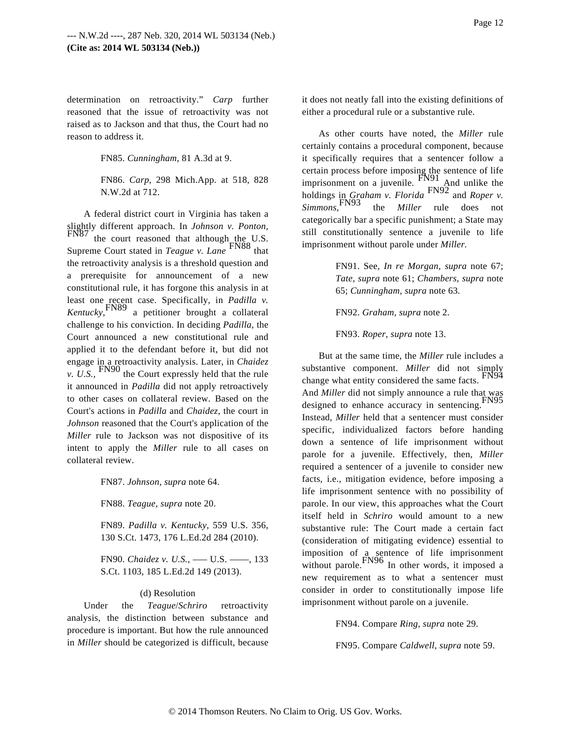determination on retroactivity." *Carp* further reasoned that the issue of retroactivity was not raised as to Jackson and that thus, the Court had no reason to address it.

FN85. *Cunningham*, 81 A.3d at 9.

FN86. *Carp*, 298 Mich.App. at 518, 828 N.W.2d at 712.

A federal district court in Virginia has taken a slightly different approach. In *Johnson v. Ponton,*[FN87] the court reasoned that although the U.S. Supreme Court stated in *Teague v. Lane*[FN88] that the retroactivity analysis is a threshold question and a prerequisite for announcement of a new constitutional rule, it has forgone this analysis in at least one recent case. Specifically, in *Padilla v. Kentucky,*[FN89] a petitioner brought a collateral challenge to his conviction. In deciding *Padilla,* the Court announced a new constitutional rule and applied it to the defendant before it, but did not engage in a retroactivity analysis. Later, in *Chaidez v. U.S.,*[FN90] the Court expressly held that the rule it announced in *Padilla* did not apply retroactively to other cases on collateral review. Based on the Court's actions in *Padilla* and *Chaidez,* the court in *Johnson* reasoned that the Court's application of the *Miller* rule to Jackson was not dispositive of its intent to apply the *Miller* rule to all cases on collateral review.

FN87. *Johnson, supra* note 64.

FN88. *Teague, supra* note 20.

FN89. *Padilla v. Kentucky,* 559 U.S. 356, 130 S.Ct. 1473, 176 L.Ed.2d 284 (2010).

FN90. *Chaidez v. U.S.,* ––– U.S. ––––, 133 S.Ct. 1103, 185 L.Ed.2d 149 (2013).

(d) Resolution

Under the *Teague*/*Schriro* retroactivity analysis, the distinction between substance and procedure is important. But how the rule announced in *Miller* should be categorized is difficult, because it does not neatly fall into the existing definitions of either a procedural rule or a substantive rule.

As other courts have noted, the *Miller* rule certainly contains a procedural component, because it specifically requires that a sentencer follow a certain process before imposing the sentence of life imprisonment on a juvenile.[FN91] And unlike the holdings in *Graham v. Florida*[FN92] and *Roper v. Simmons,*[FN93] the *Miller* rule does not categorically bar a specific punishment; a State may still constitutionally sentence a juvenile to life imprisonment without parole under *Miller.*

FN91. See, *In re Morgan, supra* note 67; *Tate, supra* note 61; *Chambers, supra* note 65; *Cunningham, supra* note 63.

FN92. *Graham, supra* note 2.

FN93. *Roper, supra* note 13.

But at the same time, the *Miller* rule includes a substantive component. *Miller* did not simply change what entity considered the same facts.[FN94] And *Miller* did not simply announce a rule that was designed to enhance accuracy in sentencing.[FN95] Instead, *Miller* held that a sentencer must consider specific, individualized factors before handing down a sentence of life imprisonment without parole for a juvenile. Effectively, then, *Miller* required a sentencer of a juvenile to consider new facts, i.e., mitigation evidence, before imposing a life imprisonment sentence with no possibility of parole. In our view, this approaches what the Court itself held in *Schriro* would amount to a new substantive rule: The Court made a certain fact (consideration of mitigating evidence) essential to imposition of a sentence of life imprisonment without parole.[FN96] In other words, it imposed a new requirement as to what a sentencer must consider in order to constitutionally impose life imprisonment without parole on a juvenile.

FN94. Compare *Ring, supra* note 29.

FN95. Compare *Caldwell, supra* note 59.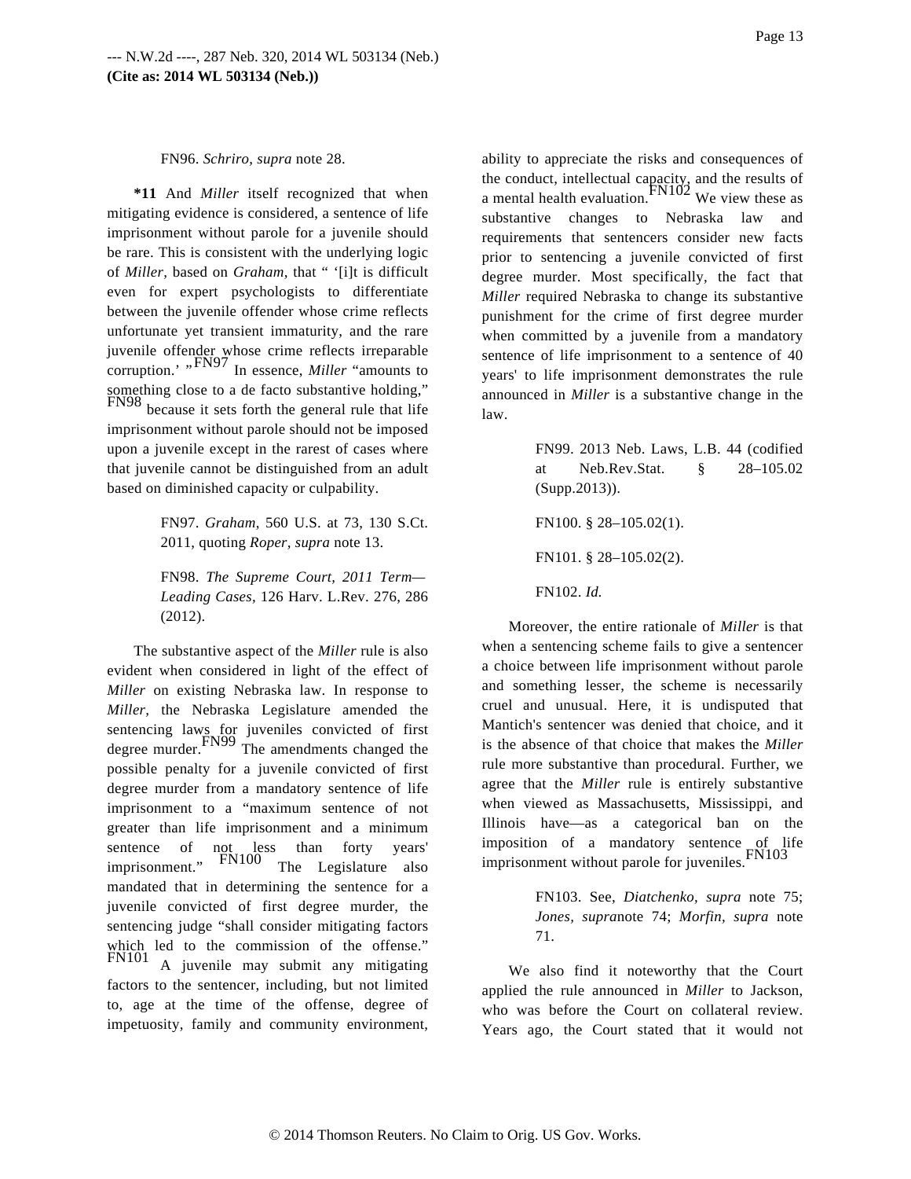FN96. *Schriro, supra* note 28.

**\*11** And *Miller* itself recognized that when mitigating evidence is considered, a sentence of life imprisonment without parole for a juvenile should be rare. This is consistent with the underlying logic of *Miller*, based on *Graham*, that " '[i]t is difficult even for expert psychologists to differentiate between the juvenile offender whose crime reflects unfortunate yet transient immaturity, and the rare juvenile offender whose crime reflects irreparable corruption.' "[FN97] In essence, *Miller* "amounts to something close to a de facto substantive holding," [FN98] because it sets forth the general rule that life imprisonment without parole should not be imposed upon a juvenile except in the rarest of cases where that juvenile cannot be distinguished from an adult based on diminished capacity or culpability.

FN97. *Graham*, 560 U.S. at 73, 130 S.Ct. 2011, quoting *Roper, supra* note 13.

FN98. *The Supreme Court, 2011 Term—Leading Cases*, 126 Harv. L.Rev. 276, 286 (2012).

The substantive aspect of the *Miller* rule is also evident when considered in light of the effect of *Miller* on existing Nebraska law. In response to *Miller*, the Nebraska Legislature amended the sentencing laws for juveniles convicted of first degree murder.[FN99] The amendments changed the possible penalty for a juvenile convicted of first degree murder from a mandatory sentence of life imprisonment to a "maximum sentence of not greater than life imprisonment and a minimum sentence of not less than forty years' imprisonment." [FN100] The Legislature also mandated that in determining the sentence for a juvenile convicted of first degree murder, the sentencing judge "shall consider mitigating factors which led to the commission of the offense." [FN101] A juvenile may submit any mitigating factors to the sentencer, including, but not limited to, age at the time of the offense, degree of impetuosity, family and community environment, ability to appreciate the risks and consequences of the conduct, intellectual capacity, and the results of a mental health evaluation.[FN102] We view these as substantive changes to Nebraska law and requirements that sentencers consider new facts prior to sentencing a juvenile convicted of first degree murder. Most specifically, the fact that *Miller* required Nebraska to change its substantive punishment for the crime of first degree murder when committed by a juvenile from a mandatory sentence of life imprisonment to a sentence of 40 years' to life imprisonment demonstrates the rule announced in *Miller* is a substantive change in the law.

FN99. 2013 Neb. Laws, L.B. 44 (codified at Neb.Rev.Stat. § 28–105.02 (Supp.2013)).

FN100. § 28–105.02(1).

FN101. § 28–105.02(2).

FN102. *Id.*

Moreover, the entire rationale of *Miller* is that when a sentencing scheme fails to give a sentencer a choice between life imprisonment without parole and something lesser, the scheme is necessarily cruel and unusual. Here, it is undisputed that Mantich's sentencer was denied that choice, and it is the absence of that choice that makes the *Miller* rule more substantive than procedural. Further, we agree that the *Miller* rule is entirely substantive when viewed as Massachusetts, Mississippi, and Illinois have—as a categorical ban on the imposition of a mandatory sentence of life imprisonment without parole for juveniles.[FN103]

FN103. See, *Diatchenko, supra* note 75; *Jones, supra*note 74; *Morfin, supra* note 71.

We also find it noteworthy that the Court applied the rule announced in *Miller* to Jackson, who was before the Court on collateral review. Years ago, the Court stated that it would not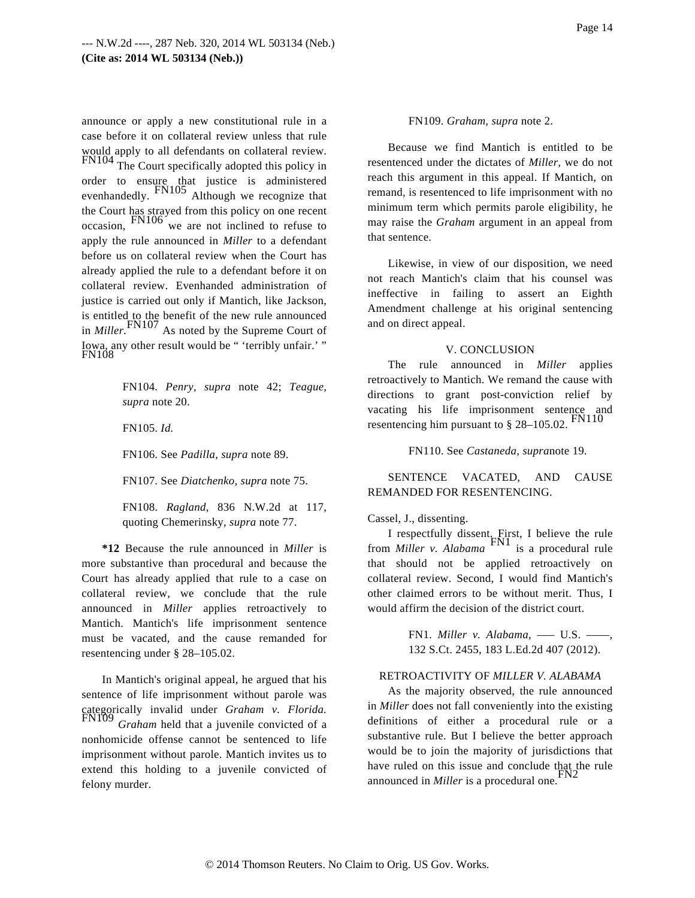announce or apply a new constitutional rule in a case before it on collateral review unless that rule would apply to all defendants on collateral review.[FN104] The Court specifically adopted this policy in order to ensure that justice is administered evenhandedly.[FN105] Although we recognize that the Court has strayed from this policy on one recent occasion,[FN106] we are not inclined to refuse to apply the rule announced in *Miller* to a defendant before us on collateral review when the Court has already applied the rule to a defendant before it on collateral review. Evenhanded administration of justice is carried out only if Mantich, like Jackson, is entitled to the benefit of the new rule announced in *Miller*.[FN107] As noted by the Supreme Court of Iowa, any other result would be " 'terribly unfair.' "[FN108]

> FN104. *Penry, supra* note 42; *Teague, supra* note 20.
>
> FN105. *Id.*
>
> FN106. See *Padilla, supra* note 89.
>
> FN107. See *Diatchenko, supra* note 75.
>
> FN108. *Ragland,* 836 N.W.2d at 117, quoting Chemerinsky, *supra* note 77.

**\*12** Because the rule announced in *Miller* is more substantive than procedural and because the Court has already applied that rule to a case on collateral review, we conclude that the rule announced in *Miller* applies retroactively to Mantich. Mantich's life imprisonment sentence must be vacated, and the cause remanded for resentencing under § 28–105.02.

In Mantich's original appeal, he argued that his sentence of life imprisonment without parole was categorically invalid under *Graham v. Florida.*[FN109] *Graham* held that a juvenile convicted of a nonhomicide offense cannot be sentenced to life imprisonment without parole. Mantich invites us to extend this holding to a juvenile convicted of felony murder.

> FN109. *Graham, supra* note 2.

Because we find Mantich is entitled to be resentenced under the dictates of *Miller,* we do not reach this argument in this appeal. If Mantich, on remand, is resentenced to life imprisonment with no minimum term which permits parole eligibility, he may raise the *Graham* argument in an appeal from that sentence.

Likewise, in view of our disposition, we need not reach Mantich's claim that his counsel was ineffective in failing to assert an Eighth Amendment challenge at his original sentencing and on direct appeal.

## V. CONCLUSION

The rule announced in *Miller* applies retroactively to Mantich. We remand the cause with directions to grant post-conviction relief by vacating his life imprisonment sentence and resentencing him pursuant to § 28–105.02.[FN110]

> FN110. See *Castaneda, supra*note 19.

SENTENCE VACATED, AND CAUSE REMANDED FOR RESENTENCING.

Cassel, J., dissenting.

I respectfully dissent. First, I believe the rule from *Miller v. Alabama*[FN1] is a procedural rule that should not be applied retroactively on collateral review. Second, I would find Mantich's other claimed errors to be without merit. Thus, I would affirm the decision of the district court.

> FN1. *Miller v. Alabama,* ––– U.S. ––––, 132 S.Ct. 2455, 183 L.Ed.2d 407 (2012).

## RETROACTIVITY OF *MILLER V. ALABAMA*

As the majority observed, the rule announced in *Miller* does not fall conveniently into the existing definitions of either a procedural rule or a substantive rule. But I believe the better approach would be to join the majority of jurisdictions that have ruled on this issue and conclude that the rule announced in *Miller* is a procedural one.[FN2]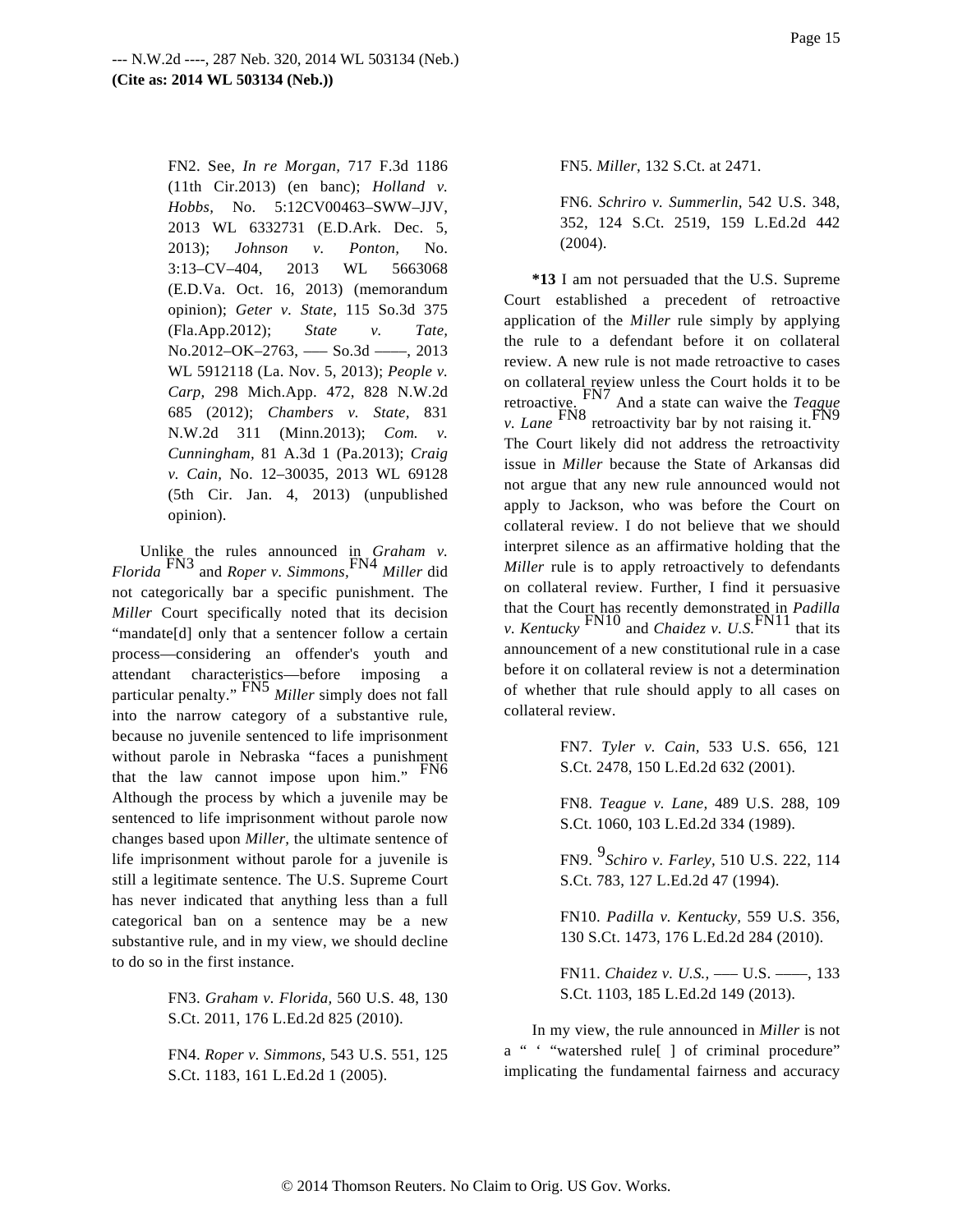FN2. See, *In re Morgan,* 717 F.3d 1186 (11th Cir.2013) (en banc); *Holland v. Hobbs,* No. 5:12CV00463–SWW–JJV, 2013 WL 6332731 (E.D.Ark. Dec. 5, 2013); *Johnson v. Ponton,* No. 3:13–CV–404, 2013 WL 5663068 (E.D.Va. Oct. 16, 2013) (memorandum opinion); *Geter v. State,* 115 So.3d 375 (Fla.App.2012); *State v. Tate,* No.2012–OK–2763, ––– So.3d ––––, 2013 WL 5912118 (La. Nov. 5, 2013); *People v. Carp,* 298 Mich.App. 472, 828 N.W.2d 685 (2012); *Chambers v. State,* 831 N.W.2d 311 (Minn.2013); *Com. v. Cunningham,* 81 A.3d 1 (Pa.2013); *Craig v. Cain,* No. 12–30035, 2013 WL 69128 (5th Cir. Jan. 4, 2013) (unpublished opinion).

Unlike the rules announced in *Graham v. Florida* [FN3] and *Roper v. Simmons,*[FN4] *Miller* did not categorically bar a specific punishment. The *Miller* Court specifically noted that its decision "mandate[d] only that a sentencer follow a certain process—considering an offender's youth and attendant characteristics—before imposing a particular penalty." [FN5] *Miller* simply does not fall into the narrow category of a substantive rule, because no juvenile sentenced to life imprisonment without parole in Nebraska "faces a punishment that the law cannot impose upon him." [FN6] Although the process by which a juvenile may be sentenced to life imprisonment without parole now changes based upon *Miller,* the ultimate sentence of life imprisonment without parole for a juvenile is still a legitimate sentence. The U.S. Supreme Court has never indicated that anything less than a full categorical ban on a sentence may be a new substantive rule, and in my view, we should decline to do so in the first instance.

FN3. *Graham v. Florida,* 560 U.S. 48, 130 S.Ct. 2011, 176 L.Ed.2d 825 (2010).

FN4. *Roper v. Simmons,* 543 U.S. 551, 125 S.Ct. 1183, 161 L.Ed.2d 1 (2005).

FN5. *Miller,* 132 S.Ct. at 2471.

FN6. *Schriro v. Summerlin,* 542 U.S. 348, 352, 124 S.Ct. 2519, 159 L.Ed.2d 442 (2004).

**\*13** I am not persuaded that the U.S. Supreme Court established a precedent of retroactive application of the *Miller* rule simply by applying the rule to a defendant before it on collateral review. A new rule is not made retroactive to cases on collateral review unless the Court holds it to be retroactive.[FN7] And a state can waive the *Teague v. Lane* [FN8] retroactivity bar by not raising it.[FN9] The Court likely did not address the retroactivity issue in *Miller* because the State of Arkansas did not argue that any new rule announced would not apply to Jackson, who was before the Court on collateral review. I do not believe that we should interpret silence as an affirmative holding that the *Miller* rule is to apply retroactively to defendants on collateral review. Further, I find it persuasive that the Court has recently demonstrated in *Padilla v. Kentucky* [FN10] and *Chaidez v. U.S.*[FN11] that its announcement of a new constitutional rule in a case before it on collateral review is not a determination of whether that rule should apply to all cases on collateral review.

FN7. *Tyler v. Cain,* 533 U.S. 656, 121 S.Ct. 2478, 150 L.Ed.2d 632 (2001).

FN8. *Teague v. Lane,* 489 U.S. 288, 109 S.Ct. 1060, 103 L.Ed.2d 334 (1989).

FN9. [9]*Schiro v. Farley,* 510 U.S. 222, 114 S.Ct. 783, 127 L.Ed.2d 47 (1994).

FN10. *Padilla v. Kentucky,* 559 U.S. 356, 130 S.Ct. 1473, 176 L.Ed.2d 284 (2010).

FN11. *Chaidez v. U.S.,* ––– U.S. ––––, 133 S.Ct. 1103, 185 L.Ed.2d 149 (2013).

In my view, the rule announced in *Miller* is not a " ' "watershed rule[ ] of criminal procedure" implicating the fundamental fairness and accuracy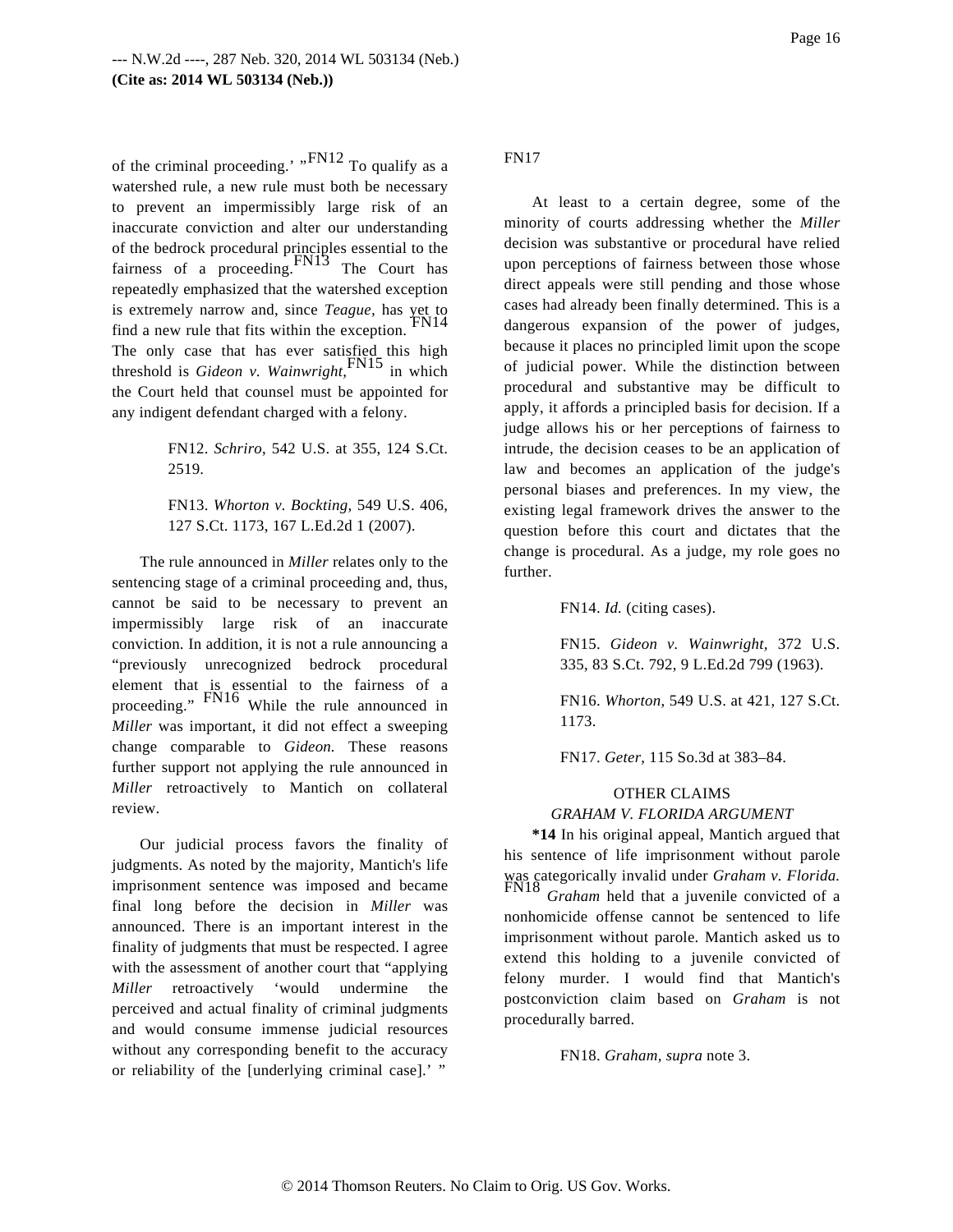of the criminal proceeding.' "[FN12] To qualify as a watershed rule, a new rule must both be necessary to prevent an impermissibly large risk of an inaccurate conviction and alter our understanding of the bedrock procedural principles essential to the fairness of a proceeding.[FN13] The Court has repeatedly emphasized that the watershed exception is extremely narrow and, since *Teague,* has yet to find a new rule that fits within the exception. [FN14] The only case that has ever satisfied this high threshold is *Gideon v. Wainwright,*[FN15] in which the Court held that counsel must be appointed for any indigent defendant charged with a felony.

> FN12. *Schriro,* 542 U.S. at 355, 124 S.Ct. 2519.
>
> FN13. *Whorton v. Bockting,* 549 U.S. 406, 127 S.Ct. 1173, 167 L.Ed.2d 1 (2007).

The rule announced in *Miller* relates only to the sentencing stage of a criminal proceeding and, thus, cannot be said to be necessary to prevent an impermissibly large risk of an inaccurate conviction. In addition, it is not a rule announcing a "previously unrecognized bedrock procedural element that is essential to the fairness of a proceeding." [FN16] While the rule announced in *Miller* was important, it did not effect a sweeping change comparable to *Gideon.* These reasons further support not applying the rule announced in *Miller* retroactively to Mantich on collateral review.

Our judicial process favors the finality of judgments. As noted by the majority, Mantich's life imprisonment sentence was imposed and became final long before the decision in *Miller* was announced. There is an important interest in the finality of judgments that must be respected. I agree with the assessment of another court that "applying *Miller* retroactively 'would undermine the perceived and actual finality of criminal judgments and would consume immense judicial resources without any corresponding benefit to the accuracy or reliability of the [underlying criminal case].' " FN17

At least to a certain degree, some of the minority of courts addressing whether the *Miller* decision was substantive or procedural have relied upon perceptions of fairness between those whose direct appeals were still pending and those whose cases had already been finally determined. This is a dangerous expansion of the power of judges, because it places no principled limit upon the scope of judicial power. While the distinction between procedural and substantive may be difficult to apply, it affords a principled basis for decision. If a judge allows his or her perceptions of fairness to intrude, the decision ceases to be an application of law and becomes an application of the judge's personal biases and preferences. In my view, the existing legal framework drives the answer to the question before this court and dictates that the change is procedural. As a judge, my role goes no further.

> FN14. *Id.* (citing cases).
>
> FN15. *Gideon v. Wainwright,* 372 U.S. 335, 83 S.Ct. 792, 9 L.Ed.2d 799 (1963).
>
> FN16. *Whorton*, 549 U.S. at 421, 127 S.Ct. 1173.
>
> FN17. *Geter*, 115 So.3d at 383–84.

OTHER CLAIMS

*GRAHAM V. FLORIDA ARGUMENT*

**\*14** In his original appeal, Mantich argued that his sentence of life imprisonment without parole was categorically invalid under *Graham v. Florida.* [FN18] *Graham* held that a juvenile convicted of a nonhomicide offense cannot be sentenced to life imprisonment without parole. Mantich asked us to extend this holding to a juvenile convicted of felony murder. I would find that Mantich's postconviction claim based on *Graham* is not procedurally barred.

> FN18. *Graham, supra* note 3.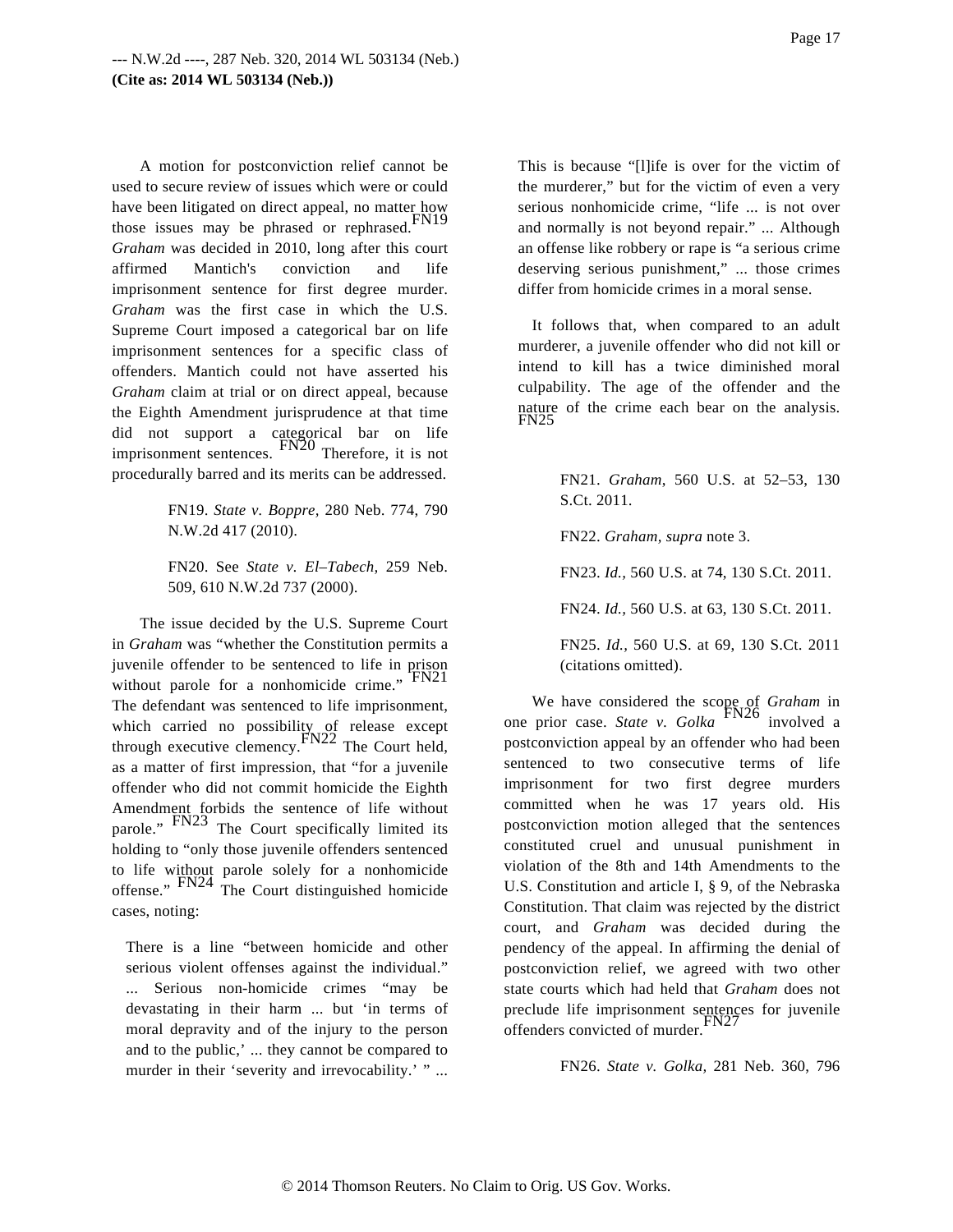A motion for postconviction relief cannot be used to secure review of issues which were or could have been litigated on direct appeal, no matter how those issues may be phrased or rephrased.[FN19] *Graham* was decided in 2010, long after this court affirmed Mantich's conviction and life imprisonment sentence for first degree murder. *Graham* was the first case in which the U.S. Supreme Court imposed a categorical bar on life imprisonment sentences for a specific class of offenders. Mantich could not have asserted his *Graham* claim at trial or on direct appeal, because the Eighth Amendment jurisprudence at that time did not support a categorical bar on life imprisonment sentences.[FN20] Therefore, it is not procedurally barred and its merits can be addressed.

> FN19. *State v. Boppre,* 280 Neb. 774, 790 N.W.2d 417 (2010).
>
> FN20. See *State v. El–Tabech,* 259 Neb. 509, 610 N.W.2d 737 (2000).

The issue decided by the U.S. Supreme Court in *Graham* was "whether the Constitution permits a juvenile offender to be sentenced to life in prison without parole for a nonhomicide crime."[FN21] The defendant was sentenced to life imprisonment, which carried no possibility of release except through executive clemency.[FN22] The Court held, as a matter of first impression, that "for a juvenile offender who did not commit homicide the Eighth Amendment forbids the sentence of life without parole."[FN23] The Court specifically limited its holding to "only those juvenile offenders sentenced to life without parole solely for a nonhomicide offense."[FN24] The Court distinguished homicide cases, noting:

> There is a line "between homicide and other serious violent offenses against the individual." ... Serious non-homicide crimes "may be devastating in their harm ... but 'in terms of moral depravity and of the injury to the person and to the public,' ... they cannot be compared to murder in their 'severity and irrevocability.' " ... This is because "[l]ife is over for the victim of the murderer," but for the victim of even a very serious nonhomicide crime, "life ... is not over and normally is not beyond repair." ... Although an offense like robbery or rape is "a serious crime deserving serious punishment," ... those crimes differ from homicide crimes in a moral sense.
>
> It follows that, when compared to an adult murderer, a juvenile offender who did not kill or intend to kill has a twice diminished moral culpability. The age of the offender and the nature of the crime each bear on the analysis.[FN25]

> FN21. *Graham,* 560 U.S. at 52–53, 130 S.Ct. 2011.
>
> FN22. *Graham, supra* note 3.
>
> FN23. *Id.,* 560 U.S. at 74, 130 S.Ct. 2011.
>
> FN24. *Id.,* 560 U.S. at 63, 130 S.Ct. 2011.
>
> FN25. *Id.,* 560 U.S. at 69, 130 S.Ct. 2011 (citations omitted).

We have considered the scope of *Graham* in one prior case. *State v. Golka*[FN26] involved a postconviction appeal by an offender who had been sentenced to two consecutive terms of life imprisonment for two first degree murders committed when he was 17 years old. His postconviction motion alleged that the sentences constituted cruel and unusual punishment in violation of the 8th and 14th Amendments to the U.S. Constitution and article I, § 9, of the Nebraska Constitution. That claim was rejected by the district court, and *Graham* was decided during the pendency of the appeal. In affirming the denial of postconviction relief, we agreed with two other state courts which had held that *Graham* does not preclude life imprisonment sentences for juvenile offenders convicted of murder.[FN27]

> FN26. *State v. Golka,* 281 Neb. 360, 796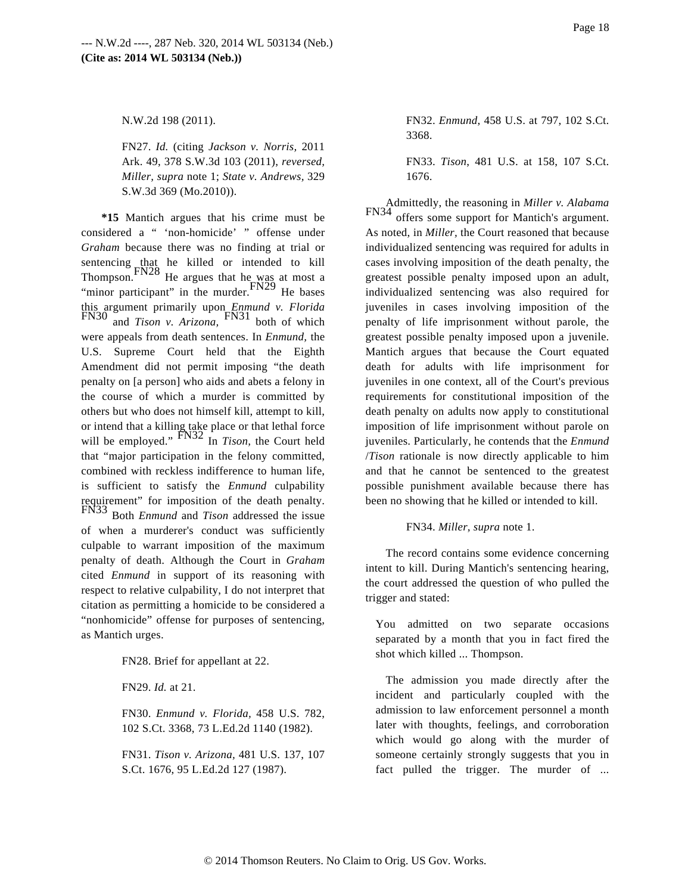N.W.2d 198 (2011).

FN27. *Id.* (citing *Jackson v. Norris,* 2011 Ark. 49, 378 S.W.3d 103 (2011), *reversed, Miller, supra* note 1; *State v. Andrews,* 329 S.W.3d 369 (Mo.2010)).

**\*15** Mantich argues that his crime must be considered a " 'non-homicide' " offense under *Graham* because there was no finding at trial or sentencing that he killed or intended to kill Thompson.[FN28] He argues that he was at most a "minor participant" in the murder.[FN29] He bases this argument primarily upon *Enmund v. Florida*[FN30] and *Tison v. Arizona,*[FN31] both of which were appeals from death sentences. In *Enmund,* the U.S. Supreme Court held that the Eighth Amendment did not permit imposing "the death penalty on [a person] who aids and abets a felony in the course of which a murder is committed by others but who does not himself kill, attempt to kill, or intend that a killing take place or that lethal force will be employed."[FN32] In *Tison,* the Court held that "major participation in the felony committed, combined with reckless indifference to human life, is sufficient to satisfy the *Enmund* culpability requirement" for imposition of the death penalty.[FN33] Both *Enmund* and *Tison* addressed the issue of when a murderer's conduct was sufficiently culpable to warrant imposition of the maximum penalty of death. Although the Court in *Graham* cited *Enmund* in support of its reasoning with respect to relative culpability, I do not interpret that citation as permitting a homicide to be considered a "nonhomicide" offense for purposes of sentencing, as Mantich urges.

FN28. Brief for appellant at 22.

FN29. *Id.* at 21.

FN30. *Enmund v. Florida,* 458 U.S. 782, 102 S.Ct. 3368, 73 L.Ed.2d 1140 (1982).

FN31. *Tison v. Arizona,* 481 U.S. 137, 107 S.Ct. 1676, 95 L.Ed.2d 127 (1987).

FN32. *Enmund,* 458 U.S. at 797, 102 S.Ct. 3368.

FN33. *Tison,* 481 U.S. at 158, 107 S.Ct. 1676.

Admittedly, the reasoning in *Miller v. Alabama*[FN34] offers some support for Mantich's argument. As noted, in *Miller,* the Court reasoned that because individualized sentencing was required for adults in cases involving imposition of the death penalty, the greatest possible penalty imposed upon an adult, individualized sentencing was also required for juveniles in cases involving imposition of the penalty of life imprisonment without parole, the greatest possible penalty imposed upon a juvenile. Mantich argues that because the Court equated death for adults with life imprisonment for juveniles in one context, all of the Court's previous requirements for constitutional imposition of the death penalty on adults now apply to constitutional imposition of life imprisonment without parole on juveniles. Particularly, he contends that the *Enmund* /*Tison* rationale is now directly applicable to him and that he cannot be sentenced to the greatest possible punishment available because there has been no showing that he killed or intended to kill.

FN34. *Miller, supra* note 1.

The record contains some evidence concerning intent to kill. During Mantich's sentencing hearing, the court addressed the question of who pulled the trigger and stated:

> You admitted on two separate occasions separated by a month that you in fact fired the shot which killed ... Thompson.
>
> The admission you made directly after the incident and particularly coupled with the admission to law enforcement personnel a month later with thoughts, feelings, and corroboration which would go along with the murder of someone certainly strongly suggests that you in fact pulled the trigger. The murder of ...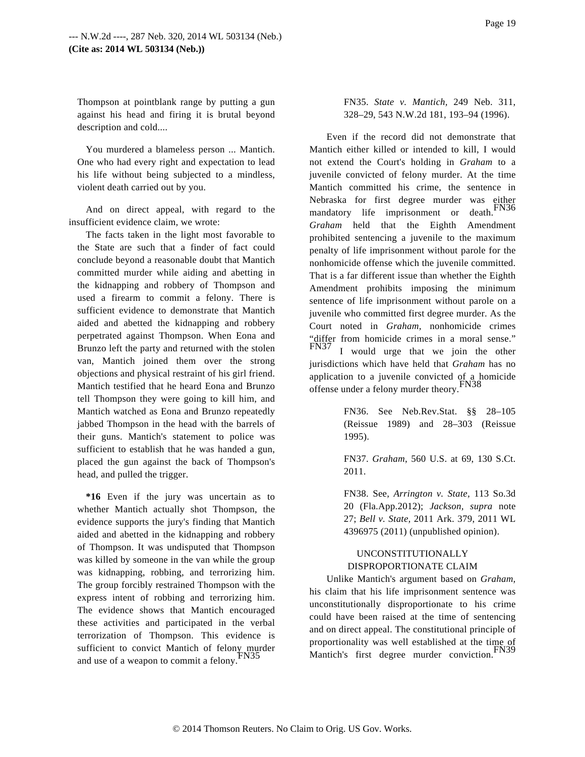Thompson at pointblank range by putting a gun against his head and firing it is brutal beyond description and cold....

> You murdered a blameless person ... Mantich. One who had every right and expectation to lead his life without being subjected to a mindless, violent death carried out by you.

And on direct appeal, with regard to the insufficient evidence claim, we wrote:

> The facts taken in the light most favorable to the State are such that a finder of fact could conclude beyond a reasonable doubt that Mantich committed murder while aiding and abetting in the kidnapping and robbery of Thompson and used a firearm to commit a felony. There is sufficient evidence to demonstrate that Mantich aided and abetted the kidnapping and robbery perpetrated against Thompson. When Eona and Brunzo left the party and returned with the stolen van, Mantich joined them over the strong objections and physical restraint of his girl friend. Mantich testified that he heard Eona and Brunzo tell Thompson they were going to kill him, and Mantich watched as Eona and Brunzo repeatedly jabbed Thompson in the head with the barrels of their guns. Mantich's statement to police was sufficient to establish that he was handed a gun, placed the gun against the back of Thompson's head, and pulled the trigger.
>
> **\*16** Even if the jury was uncertain as to whether Mantich actually shot Thompson, the evidence supports the jury's finding that Mantich aided and abetted in the kidnapping and robbery of Thompson. It was undisputed that Thompson was killed by someone in the van while the group was kidnapping, robbing, and terrorizing him. The group forcibly restrained Thompson with the express intent of robbing and terrorizing him. The evidence shows that Mantich encouraged these activities and participated in the verbal terrorization of Thompson. This evidence is sufficient to convict Mantich of felony murder and use of a weapon to commit a felony.[FN35]

FN35. *State v. Mantich,* 249 Neb. 311, 328–29, 543 N.W.2d 181, 193–94 (1996).

Even if the record did not demonstrate that Mantich either killed or intended to kill, I would not extend the Court's holding in *Graham* to a juvenile convicted of felony murder. At the time Mantich committed his crime, the sentence in Nebraska for first degree murder was either mandatory life imprisonment or death.[FN36] *Graham* held that the Eighth Amendment prohibited sentencing a juvenile to the maximum penalty of life imprisonment without parole for the nonhomicide offense which the juvenile committed. That is a far different issue than whether the Eighth Amendment prohibits imposing the minimum sentence of life imprisonment without parole on a juvenile who committed first degree murder. As the Court noted in *Graham,* nonhomicide crimes “differ from homicide crimes in a moral sense.”[FN37] I would urge that we join the other jurisdictions which have held that *Graham* has no application to a juvenile convicted of a homicide offense under a felony murder theory.[FN38]

FN36. See Neb.Rev.Stat. §§ 28–105 (Reissue 1989) and 28–303 (Reissue 1995).

FN37. *Graham,* 560 U.S. at 69, 130 S.Ct. 2011.

FN38. See, *Arrington v. State,* 113 So.3d 20 (Fla.App.2012); *Jackson, supra* note 27; *Bell v. State,* 2011 Ark. 379, 2011 WL 4396975 (2011) (unpublished opinion).

## UNCONSTITUTIONALLY DISPROPORTIONATE CLAIM

Unlike Mantich's argument based on *Graham,* his claim that his life imprisonment sentence was unconstitutionally disproportionate to his crime could have been raised at the time of sentencing and on direct appeal. The constitutional principle of proportionality was well established at the time of Mantich's first degree murder conviction.[FN39]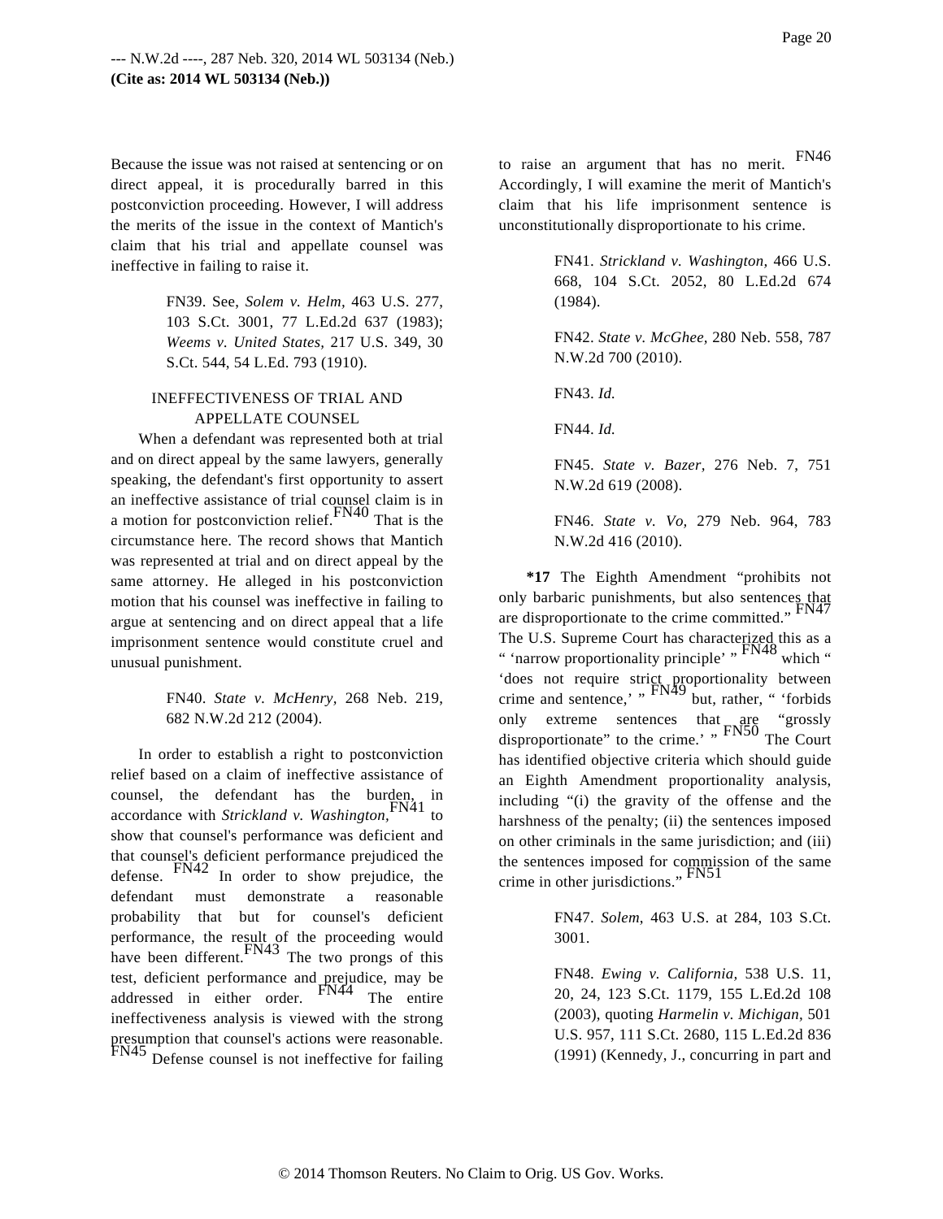Because the issue was not raised at sentencing or on direct appeal, it is procedurally barred in this postconviction proceeding. However, I will address the merits of the issue in the context of Mantich's claim that his trial and appellate counsel was ineffective in failing to raise it.

FN39. See, *Solem v. Helm,* 463 U.S. 277, 103 S.Ct. 3001, 77 L.Ed.2d 637 (1983); *Weems v. United States,* 217 U.S. 349, 30 S.Ct. 544, 54 L.Ed. 793 (1910).

## INEFFECTIVENESS OF TRIAL AND APPELLATE COUNSEL

When a defendant was represented both at trial and on direct appeal by the same lawyers, generally speaking, the defendant's first opportunity to assert an ineffective assistance of trial counsel claim is in a motion for postconviction relief.[FN40] That is the circumstance here. The record shows that Mantich was represented at trial and on direct appeal by the same attorney. He alleged in his postconviction motion that his counsel was ineffective in failing to argue at sentencing and on direct appeal that a life imprisonment sentence would constitute cruel and unusual punishment.

FN40. *State v. McHenry,* 268 Neb. 219, 682 N.W.2d 212 (2004).

In order to establish a right to postconviction relief based on a claim of ineffective assistance of counsel, the defendant has the burden, in accordance with *Strickland v. Washington,*[FN41] to show that counsel's performance was deficient and that counsel's deficient performance prejudiced the defense.[FN42] In order to show prejudice, the defendant must demonstrate a reasonable probability that but for counsel's deficient performance, the result of the proceeding would have been different.[FN43] The two prongs of this test, deficient performance and prejudice, may be addressed in either order.[FN44] The entire ineffectiveness analysis is viewed with the strong presumption that counsel's actions were reasonable.[FN45] Defense counsel is not ineffective for failing to raise an argument that has no merit.[FN46] Accordingly, I will examine the merit of Mantich's claim that his life imprisonment sentence is unconstitutionally disproportionate to his crime.

FN41. *Strickland v. Washington,* 466 U.S. 668, 104 S.Ct. 2052, 80 L.Ed.2d 674 (1984).

FN42. *State v. McGhee,* 280 Neb. 558, 787 N.W.2d 700 (2010).

FN43. *Id.*

FN44. *Id.*

FN45. *State v. Bazer,* 276 Neb. 7, 751 N.W.2d 619 (2008).

FN46. *State v. Vo,* 279 Neb. 964, 783 N.W.2d 416 (2010).

**\*17** The Eighth Amendment "prohibits not only barbaric punishments, but also sentences that are disproportionate to the crime committed."[FN47] The U.S. Supreme Court has characterized this as a " 'narrow proportionality principle' "[FN48] which " 'does not require strict proportionality between crime and sentence,' "[FN49] but, rather, " 'forbids only extreme sentences that are "grossly disproportionate" to the crime.' "[FN50] The Court has identified objective criteria which should guide an Eighth Amendment proportionality analysis, including "(i) the gravity of the offense and the harshness of the penalty; (ii) the sentences imposed on other criminals in the same jurisdiction; and (iii) the sentences imposed for commission of the same crime in other jurisdictions."[FN51]

FN47. *Solem,* 463 U.S. at 284, 103 S.Ct. 3001.

FN48. *Ewing v. California,* 538 U.S. 11, 20, 24, 123 S.Ct. 1179, 155 L.Ed.2d 108 (2003), quoting *Harmelin v. Michigan,* 501 U.S. 957, 111 S.Ct. 2680, 115 L.Ed.2d 836 (1991) (Kennedy, J., concurring in part and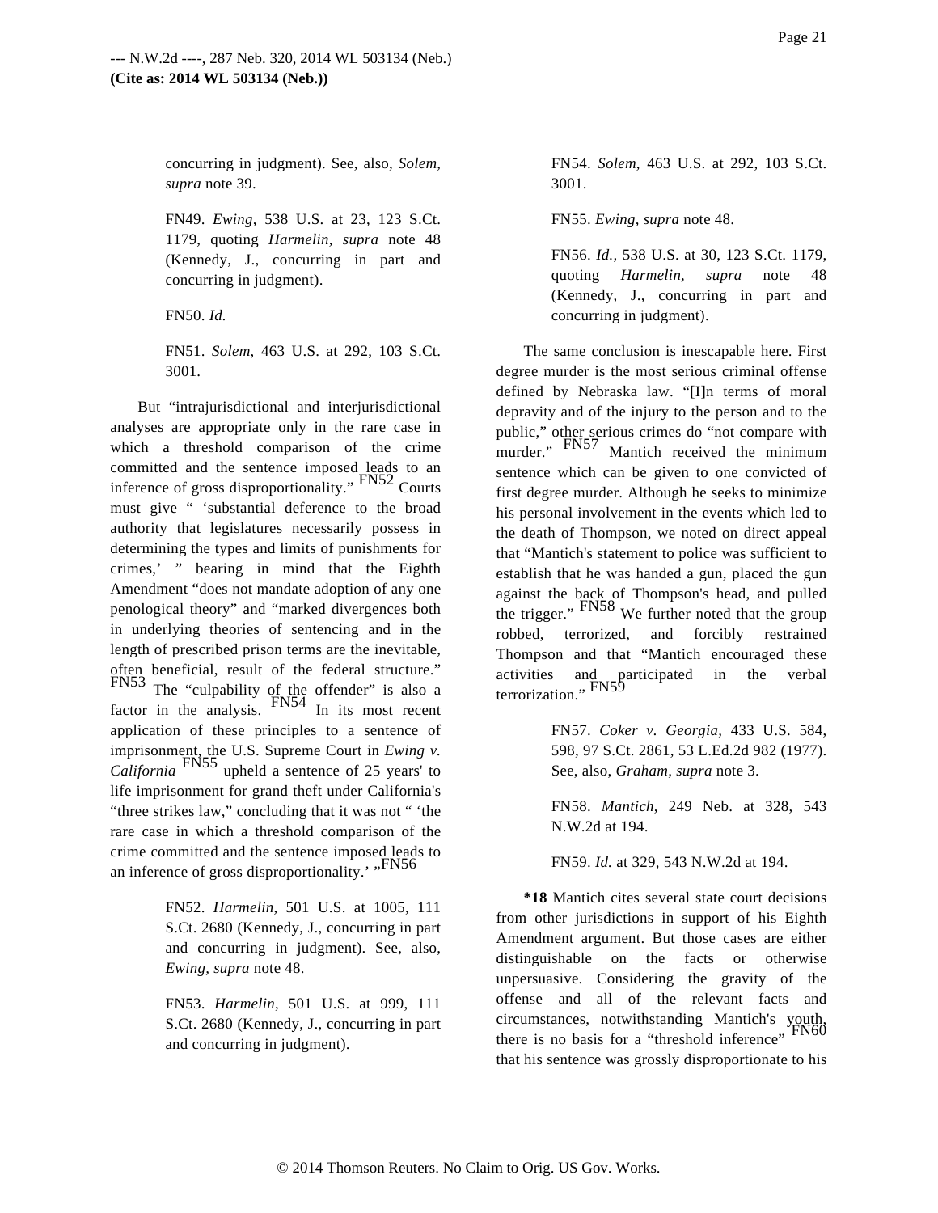concurring in judgment). See, also, *Solem, supra* note 39.

FN49. *Ewing,* 538 U.S. at 23, 123 S.Ct. 1179, quoting *Harmelin, supra* note 48 (Kennedy, J., concurring in part and concurring in judgment).

FN50. *Id.*

FN51. *Solem*, 463 U.S. at 292, 103 S.Ct. 3001.

But "intrajurisdictional and interjurisdictional analyses are appropriate only in the rare case in which a threshold comparison of the crime committed and the sentence imposed leads to an inference of gross disproportionality." [FN52] Courts must give " 'substantial deference to the broad authority that legislatures necessarily possess in determining the types and limits of punishments for crimes,' " bearing in mind that the Eighth Amendment "does not mandate adoption of any one penological theory" and "marked divergences both in underlying theories of sentencing and in the length of prescribed prison terms are the inevitable, often beneficial, result of the federal structure." [FN53] The "culpability of the offender" is also a factor in the analysis. [FN54] In its most recent application of these principles to a sentence of imprisonment, the U.S. Supreme Court in *Ewing v. California* [FN55] upheld a sentence of 25 years' to life imprisonment for grand theft under California's "three strikes law," concluding that it was not " 'the rare case in which a threshold comparison of the crime committed and the sentence imposed leads to an inference of gross disproportionality.' " [FN56]

FN52. *Harmelin*, 501 U.S. at 1005, 111 S.Ct. 2680 (Kennedy, J., concurring in part and concurring in judgment). See, also, *Ewing, supra* note 48.

FN53. *Harmelin*, 501 U.S. at 999, 111 S.Ct. 2680 (Kennedy, J., concurring in part and concurring in judgment).

FN54. *Solem*, 463 U.S. at 292, 103 S.Ct. 3001.

FN55. *Ewing, supra* note 48.

FN56. *Id.*, 538 U.S. at 30, 123 S.Ct. 1179, quoting *Harmelin, supra* note 48 (Kennedy, J., concurring in part and concurring in judgment).

The same conclusion is inescapable here. First degree murder is the most serious criminal offense defined by Nebraska law. "[I]n terms of moral depravity and of the injury to the person and to the public," other serious crimes do "not compare with murder." [FN57] Mantich received the minimum sentence which can be given to one convicted of first degree murder. Although he seeks to minimize his personal involvement in the events which led to the death of Thompson, we noted on direct appeal that "Mantich's statement to police was sufficient to establish that he was handed a gun, placed the gun against the back of Thompson's head, and pulled the trigger." [FN58] We further noted that the group robbed, terrorized, and forcibly restrained Thompson and that "Mantich encouraged these activities and participated in the verbal terrorization." [FN59]

FN57. *Coker v. Georgia,* 433 U.S. 584, 598, 97 S.Ct. 2861, 53 L.Ed.2d 982 (1977). See, also, *Graham, supra* note 3.

FN58. *Mantich*, 249 Neb. at 328, 543 N.W.2d at 194.

FN59. *Id.* at 329, 543 N.W.2d at 194.

**\*18** Mantich cites several state court decisions from other jurisdictions in support of his Eighth Amendment argument. But those cases are either distinguishable on the facts or otherwise unpersuasive. Considering the gravity of the offense and all of the relevant facts and circumstances, notwithstanding Mantich's youth, there is no basis for a "threshold inference" [FN60] that his sentence was grossly disproportionate to his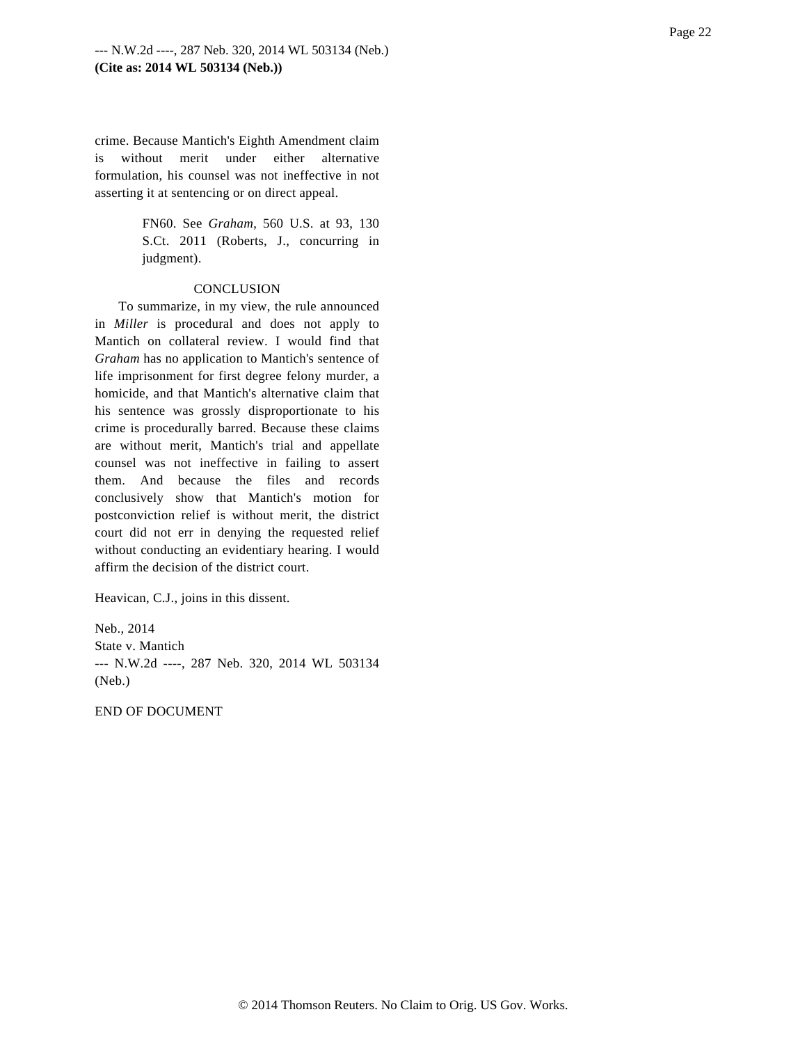crime. Because Mantich's Eighth Amendment claim is without merit under either alternative formulation, his counsel was not ineffective in not asserting it at sentencing or on direct appeal.

> FN60. See *Graham*, 560 U.S. at 93, 130 S.Ct. 2011 (Roberts, J., concurring in judgment).

CONCLUSION

To summarize, in my view, the rule announced in *Miller* is procedural and does not apply to Mantich on collateral review. I would find that *Graham* has no application to Mantich's sentence of life imprisonment for first degree felony murder, a homicide, and that Mantich's alternative claim that his sentence was grossly disproportionate to his crime is procedurally barred. Because these claims are without merit, Mantich's trial and appellate counsel was not ineffective in failing to assert them. And because the files and records conclusively show that Mantich's motion for postconviction relief is without merit, the district court did not err in denying the requested relief without conducting an evidentiary hearing. I would affirm the decision of the district court.

Heavican, C.J., joins in this dissent.

Neb., 2014
State v. Mantich
--- N.W.2d ----, 287 Neb. 320, 2014 WL 503134 (Neb.)

END OF DOCUMENT